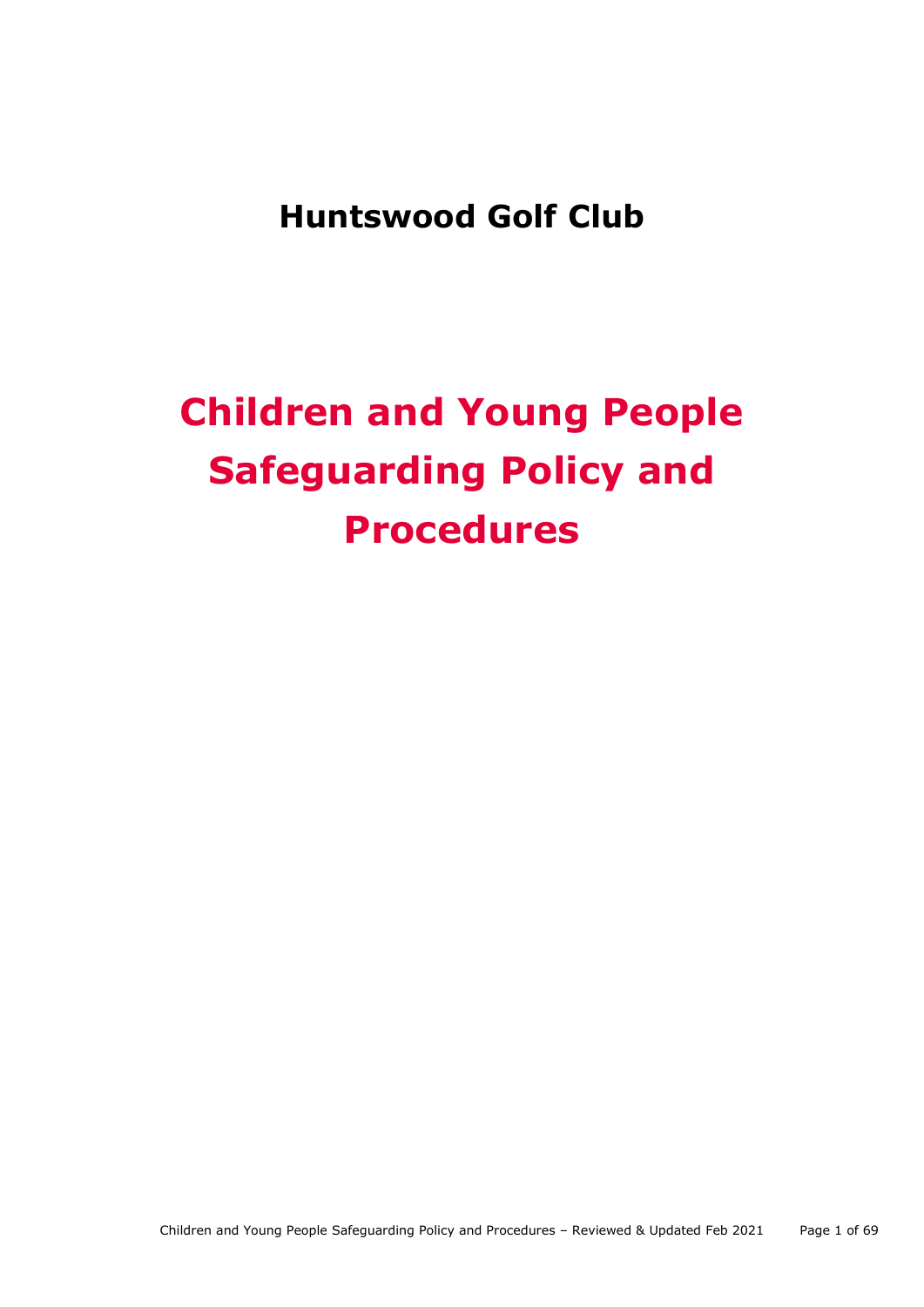# Huntswood Golf Club

# Children and Young People Safeguarding Policy and Procedures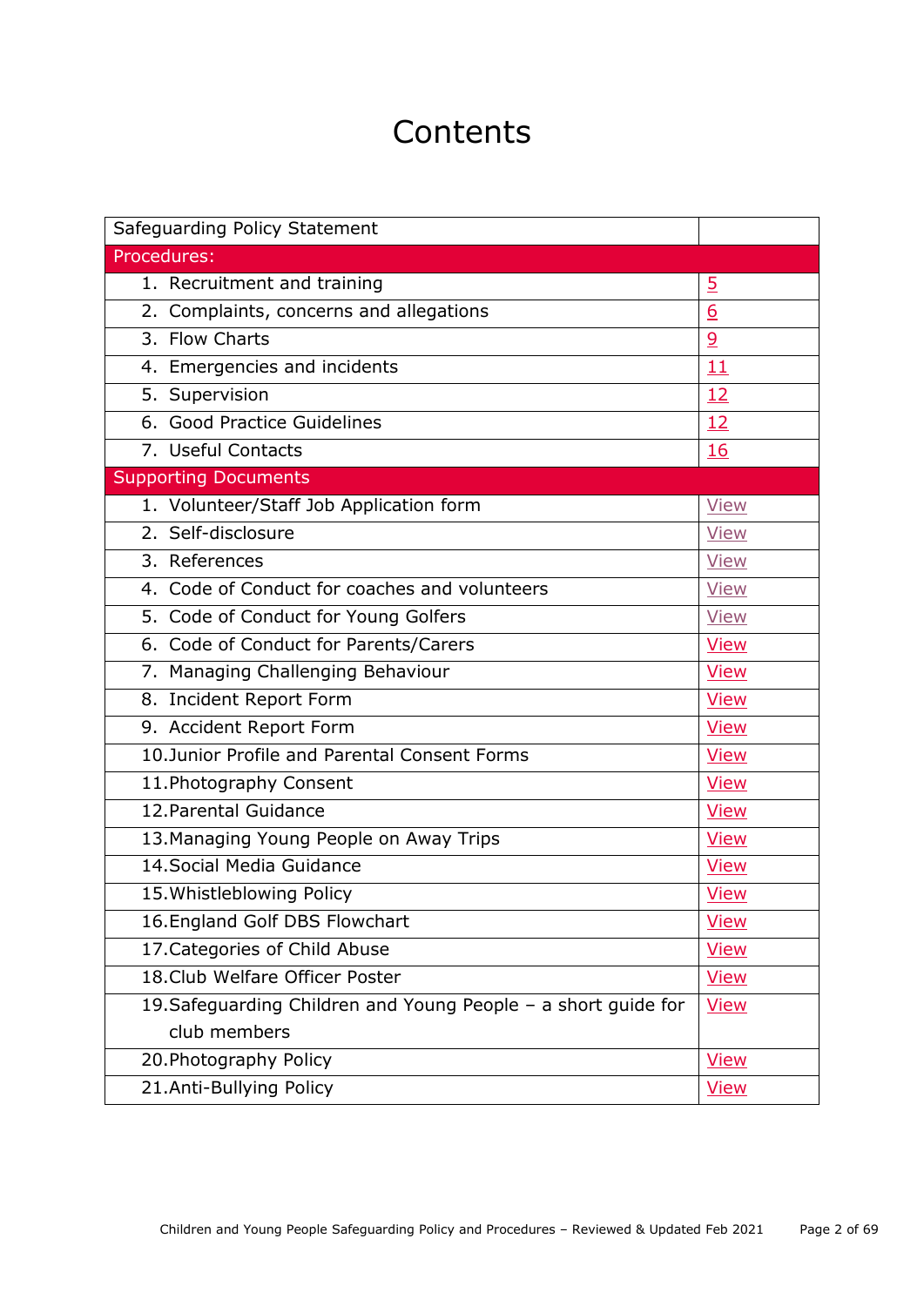# Contents

| | |
|---|---|
| Safeguarding Policy Statement | |
| **Procedures:** | |
| 1. Recruitment and training | 5 |
| 2. Complaints, concerns and allegations | 6 |
| 3. Flow Charts | 9 |
| 4. Emergencies and incidents | 11 |
| 5. Supervision | 12 |
| 6. Good Practice Guidelines | 12 |
| 7. Useful Contacts | 16 |
| **Supporting Documents** | |
| 1. Volunteer/Staff Job Application form | View |
| 2. Self-disclosure | View |
| 3. References | View |
| 4. Code of Conduct for coaches and volunteers | View |
| 5. Code of Conduct for Young Golfers | View |
| 6. Code of Conduct for Parents/Carers | View |
| 7. Managing Challenging Behaviour | View |
| 8. Incident Report Form | View |
| 9. Accident Report Form | View |
| 10. Junior Profile and Parental Consent Forms | View |
| 11. Photography Consent | View |
| 12. Parental Guidance | View |
| 13. Managing Young People on Away Trips | View |
| 14. Social Media Guidance | View |
| 15. Whistleblowing Policy | View |
| 16. England Golf DBS Flowchart | View |
| 17. Categories of Child Abuse | View |
| 18. Club Welfare Officer Poster | View |
| 19. Safeguarding Children and Young People – a short guide for club members | View |
| 20. Photography Policy | View |
| 21. Anti-Bullying Policy | View |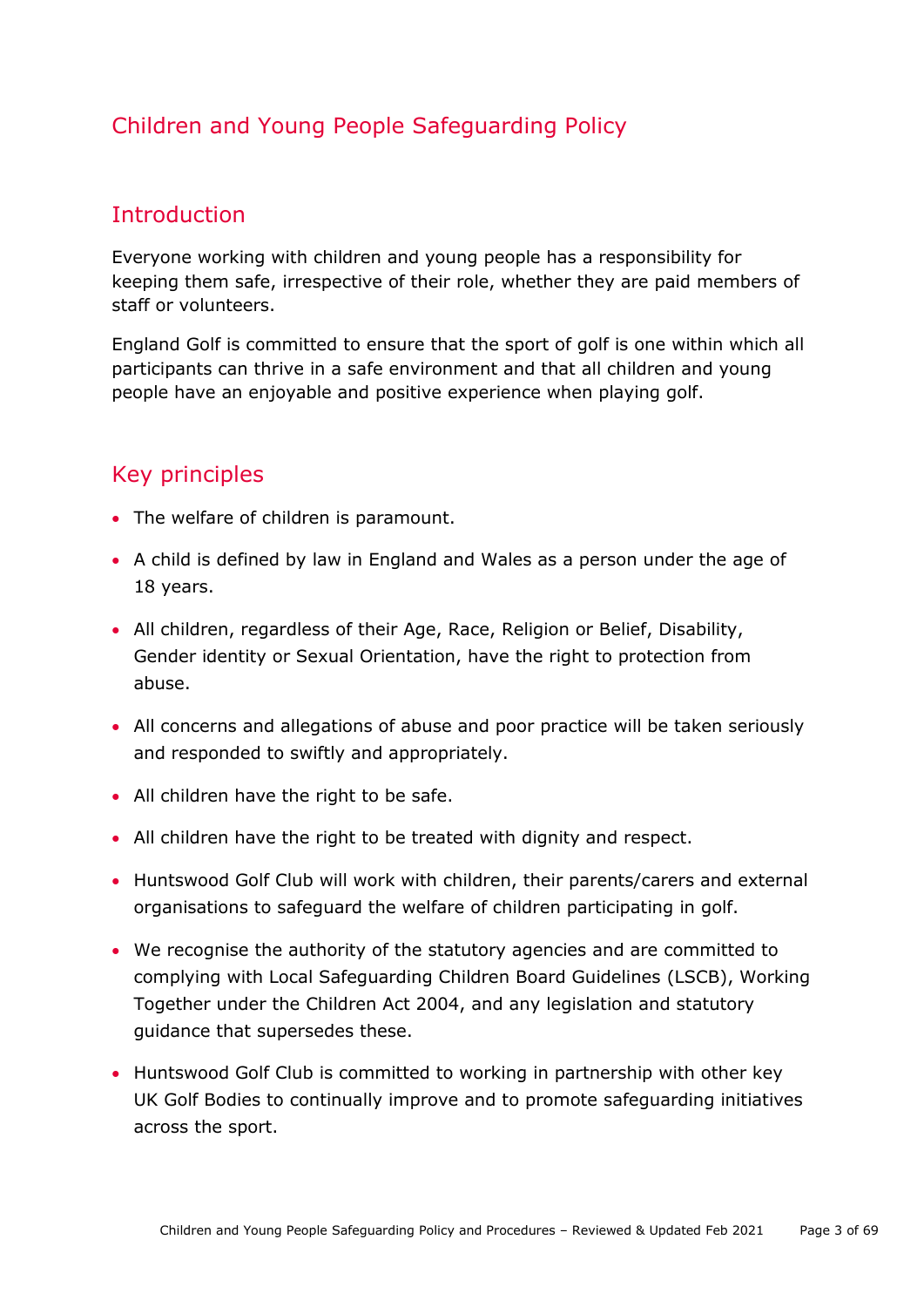# Children and Young People Safeguarding Policy

## Introduction

Everyone working with children and young people has a responsibility for keeping them safe, irrespective of their role, whether they are paid members of staff or volunteers.

England Golf is committed to ensure that the sport of golf is one within which all participants can thrive in a safe environment and that all children and young people have an enjoyable and positive experience when playing golf.

## Key principles

- The welfare of children is paramount.
- A child is defined by law in England and Wales as a person under the age of 18 years.
- All children, regardless of their Age, Race, Religion or Belief, Disability, Gender identity or Sexual Orientation, have the right to protection from abuse.
- All concerns and allegations of abuse and poor practice will be taken seriously and responded to swiftly and appropriately.
- All children have the right to be safe.
- All children have the right to be treated with dignity and respect.
- Huntswood Golf Club will work with children, their parents/carers and external organisations to safeguard the welfare of children participating in golf.
- We recognise the authority of the statutory agencies and are committed to complying with Local Safeguarding Children Board Guidelines (LSCB), Working Together under the Children Act 2004, and any legislation and statutory guidance that supersedes these.
- Huntswood Golf Club is committed to working in partnership with other key UK Golf Bodies to continually improve and to promote safeguarding initiatives across the sport.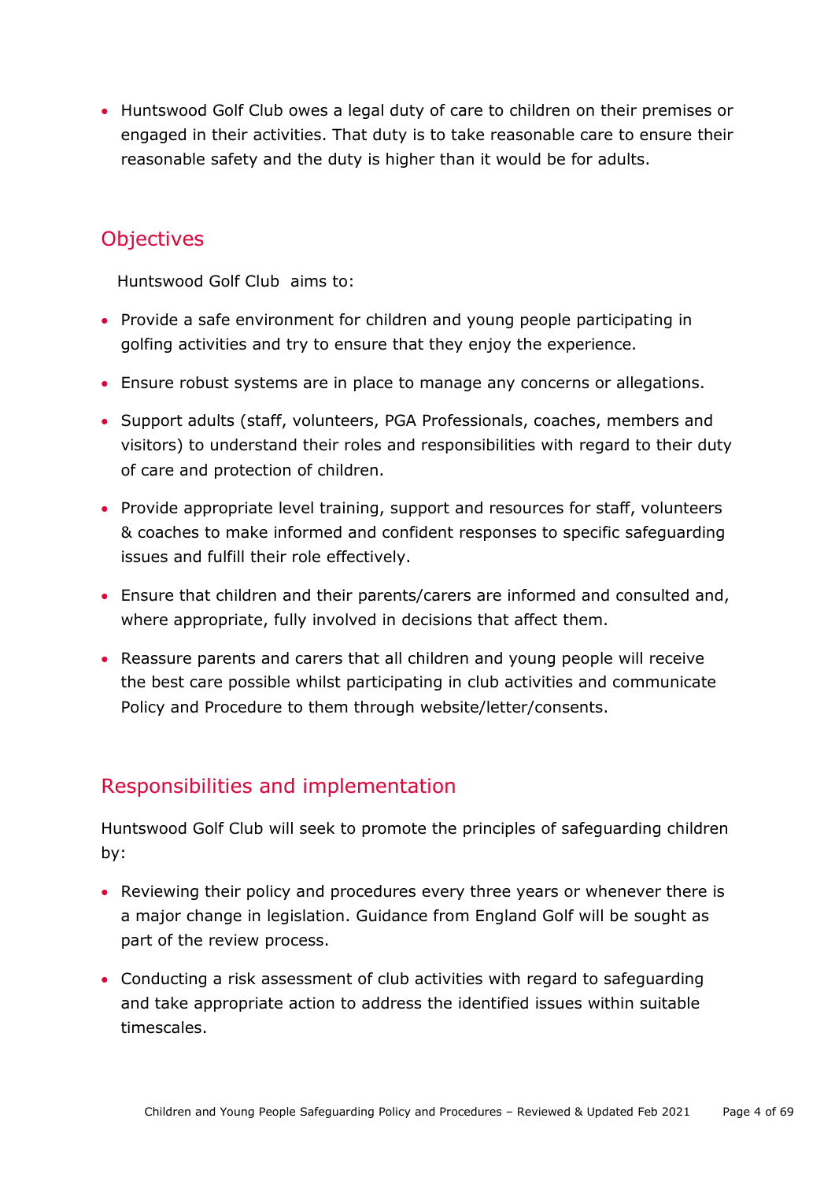- Huntswood Golf Club owes a legal duty of care to children on their premises or engaged in their activities. That duty is to take reasonable care to ensure their reasonable safety and the duty is higher than it would be for adults.

## Objectives

Huntswood Golf Club aims to:

- Provide a safe environment for children and young people participating in golfing activities and try to ensure that they enjoy the experience.
- Ensure robust systems are in place to manage any concerns or allegations.
- Support adults (staff, volunteers, PGA Professionals, coaches, members and visitors) to understand their roles and responsibilities with regard to their duty of care and protection of children.
- Provide appropriate level training, support and resources for staff, volunteers & coaches to make informed and confident responses to specific safeguarding issues and fulfill their role effectively.
- Ensure that children and their parents/carers are informed and consulted and, where appropriate, fully involved in decisions that affect them.
- Reassure parents and carers that all children and young people will receive the best care possible whilst participating in club activities and communicate Policy and Procedure to them through website/letter/consents.

## Responsibilities and implementation

Huntswood Golf Club will seek to promote the principles of safeguarding children by:

- Reviewing their policy and procedures every three years or whenever there is a major change in legislation. Guidance from England Golf will be sought as part of the review process.
- Conducting a risk assessment of club activities with regard to safeguarding and take appropriate action to address the identified issues within suitable timescales.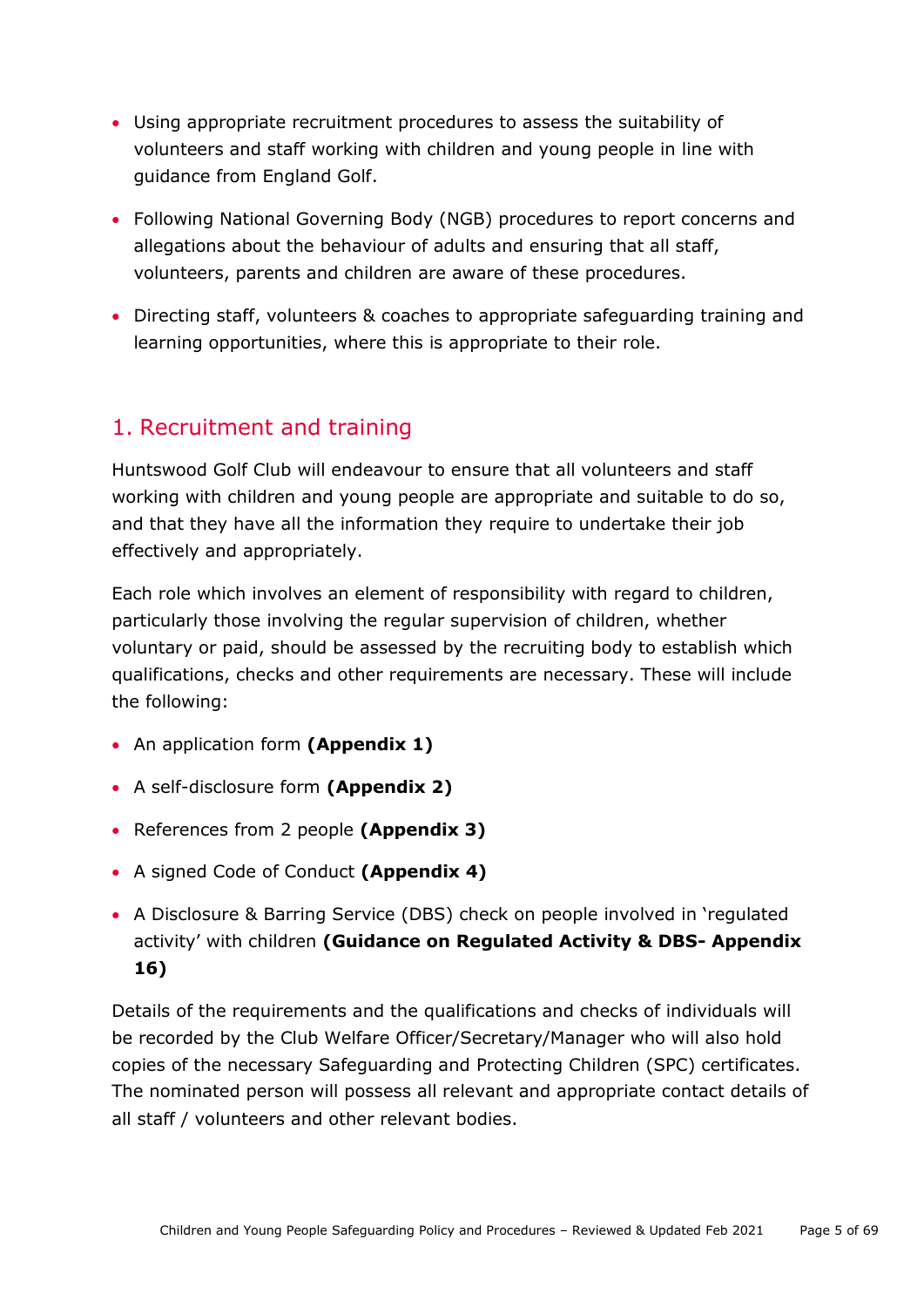- Using appropriate recruitment procedures to assess the suitability of volunteers and staff working with children and young people in line with guidance from England Golf.
- Following National Governing Body (NGB) procedures to report concerns and allegations about the behaviour of adults and ensuring that all staff, volunteers, parents and children are aware of these procedures.
- Directing staff, volunteers & coaches to appropriate safeguarding training and learning opportunities, where this is appropriate to their role.

## 1. Recruitment and training

Huntswood Golf Club will endeavour to ensure that all volunteers and staff working with children and young people are appropriate and suitable to do so, and that they have all the information they require to undertake their job effectively and appropriately.

Each role which involves an element of responsibility with regard to children, particularly those involving the regular supervision of children, whether voluntary or paid, should be assessed by the recruiting body to establish which qualifications, checks and other requirements are necessary. These will include the following:

- An application form **(Appendix 1)**
- A self-disclosure form **(Appendix 2)**
- References from 2 people **(Appendix 3)**
- A signed Code of Conduct **(Appendix 4)**
- A Disclosure & Barring Service (DBS) check on people involved in 'regulated activity' with children **(Guidance on Regulated Activity & DBS- Appendix 16)**

Details of the requirements and the qualifications and checks of individuals will be recorded by the Club Welfare Officer/Secretary/Manager who will also hold copies of the necessary Safeguarding and Protecting Children (SPC) certificates. The nominated person will possess all relevant and appropriate contact details of all staff / volunteers and other relevant bodies.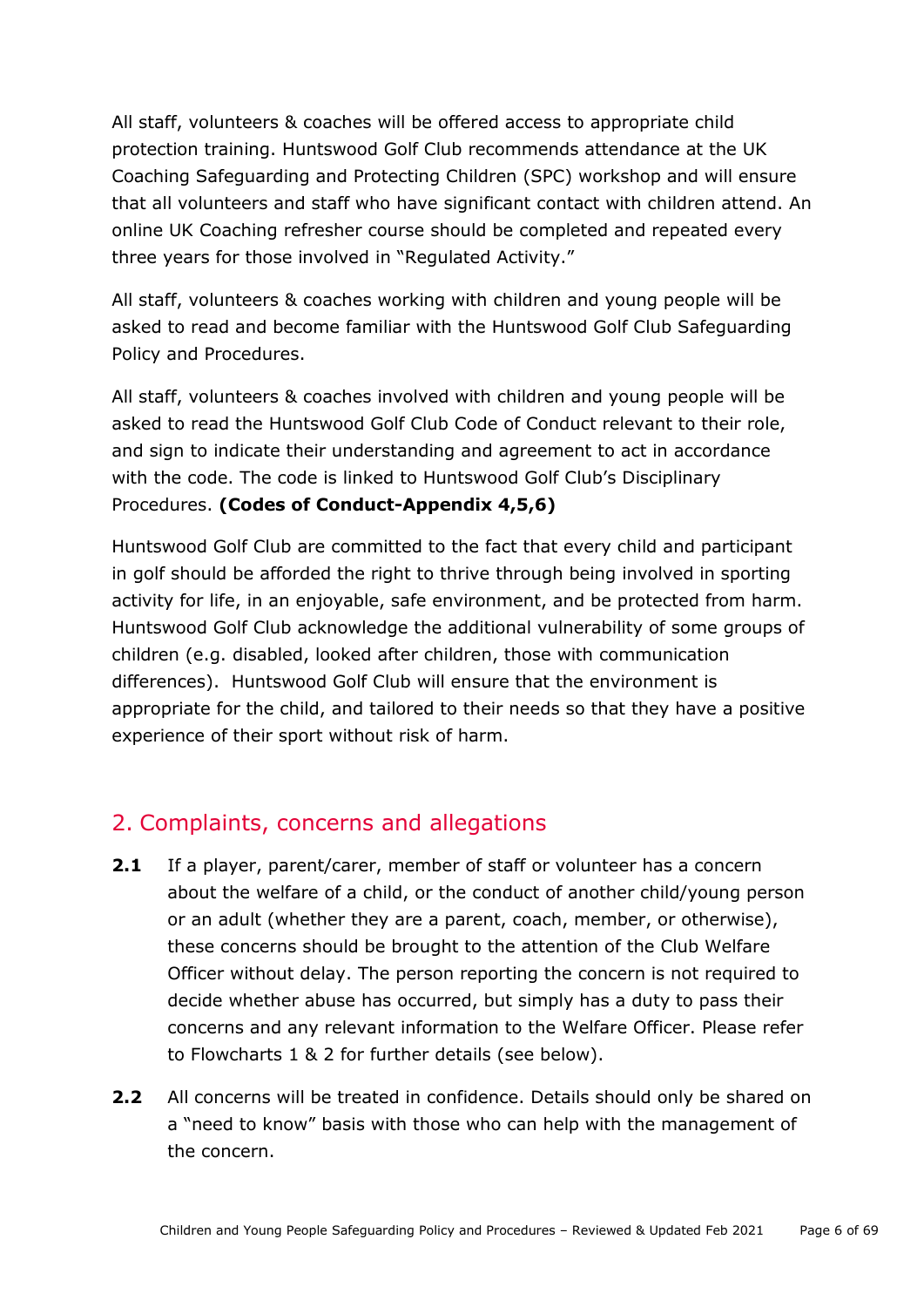All staff, volunteers & coaches will be offered access to appropriate child protection training. Huntswood Golf Club recommends attendance at the UK Coaching Safeguarding and Protecting Children (SPC) workshop and will ensure that all volunteers and staff who have significant contact with children attend. An online UK Coaching refresher course should be completed and repeated every three years for those involved in "Regulated Activity."

All staff, volunteers & coaches working with children and young people will be asked to read and become familiar with the Huntswood Golf Club Safeguarding Policy and Procedures.

All staff, volunteers & coaches involved with children and young people will be asked to read the Huntswood Golf Club Code of Conduct relevant to their role, and sign to indicate their understanding and agreement to act in accordance with the code. The code is linked to Huntswood Golf Club's Disciplinary Procedures. **(Codes of Conduct-Appendix 4,5,6)**

Huntswood Golf Club are committed to the fact that every child and participant in golf should be afforded the right to thrive through being involved in sporting activity for life, in an enjoyable, safe environment, and be protected from harm. Huntswood Golf Club acknowledge the additional vulnerability of some groups of children (e.g. disabled, looked after children, those with communication differences). Huntswood Golf Club will ensure that the environment is appropriate for the child, and tailored to their needs so that they have a positive experience of their sport without risk of harm.

## 2. Complaints, concerns and allegations

**2.1** If a player, parent/carer, member of staff or volunteer has a concern about the welfare of a child, or the conduct of another child/young person or an adult (whether they are a parent, coach, member, or otherwise), these concerns should be brought to the attention of the Club Welfare Officer without delay. The person reporting the concern is not required to decide whether abuse has occurred, but simply has a duty to pass their concerns and any relevant information to the Welfare Officer. Please refer to Flowcharts 1 & 2 for further details (see below).

**2.2** All concerns will be treated in confidence. Details should only be shared on a "need to know" basis with those who can help with the management of the concern.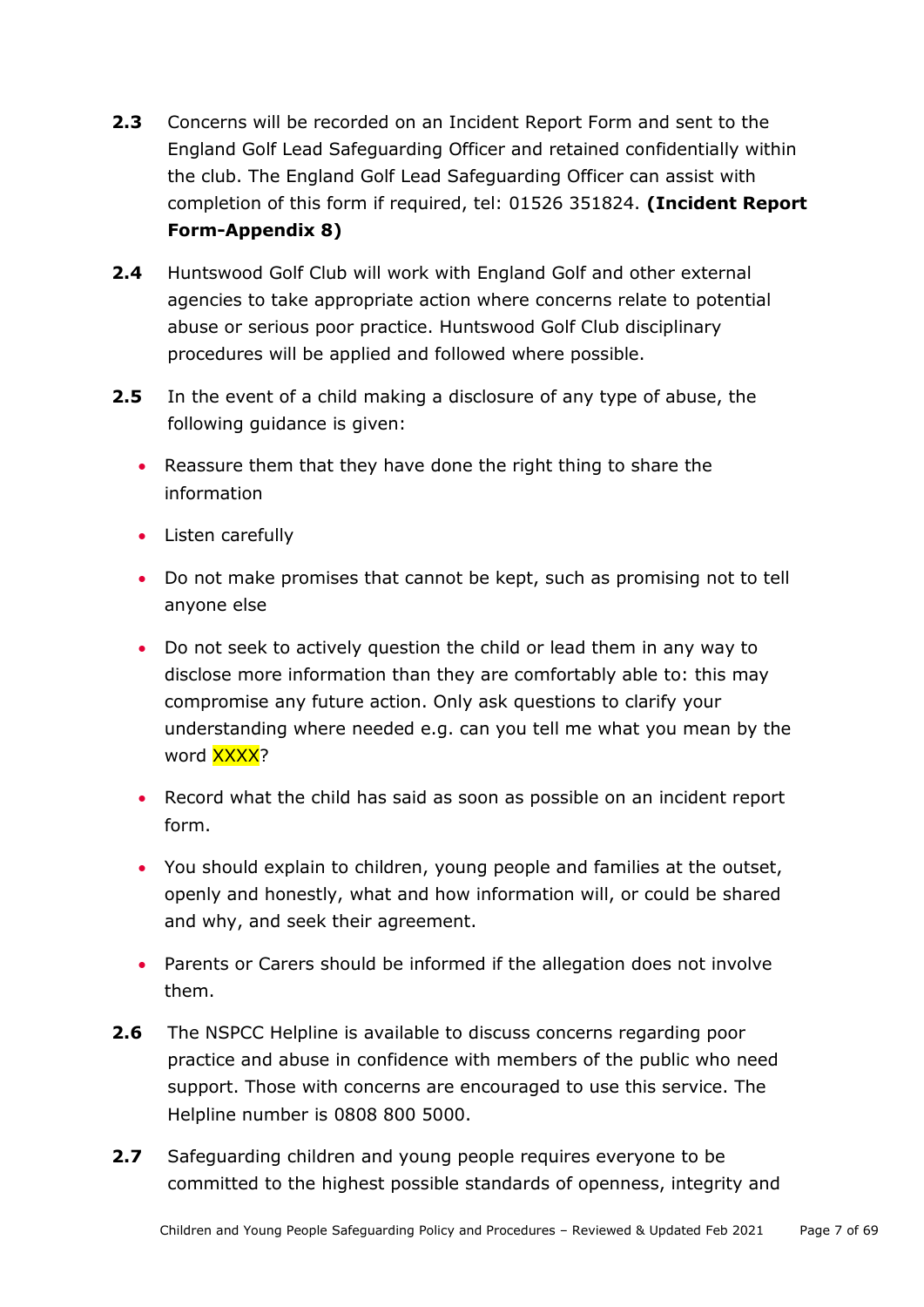**2.3** Concerns will be recorded on an Incident Report Form and sent to the England Golf Lead Safeguarding Officer and retained confidentially within the club. The England Golf Lead Safeguarding Officer can assist with completion of this form if required, tel: 01526 351824. **(Incident Report Form-Appendix 8)**

**2.4** Huntswood Golf Club will work with England Golf and other external agencies to take appropriate action where concerns relate to potential abuse or serious poor practice. Huntswood Golf Club disciplinary procedures will be applied and followed where possible.

**2.5** In the event of a child making a disclosure of any type of abuse, the following guidance is given:

- Reassure them that they have done the right thing to share the information
- Listen carefully
- Do not make promises that cannot be kept, such as promising not to tell anyone else
- Do not seek to actively question the child or lead them in any way to disclose more information than they are comfortably able to: this may compromise any future action. Only ask questions to clarify your understanding where needed e.g. can you tell me what you mean by the word XXXX?
- Record what the child has said as soon as possible on an incident report form.
- You should explain to children, young people and families at the outset, openly and honestly, what and how information will, or could be shared and why, and seek their agreement.
- Parents or Carers should be informed if the allegation does not involve them.

**2.6** The NSPCC Helpline is available to discuss concerns regarding poor practice and abuse in confidence with members of the public who need support. Those with concerns are encouraged to use this service. The Helpline number is 0808 800 5000.

**2.7** Safeguarding children and young people requires everyone to be committed to the highest possible standards of openness, integrity and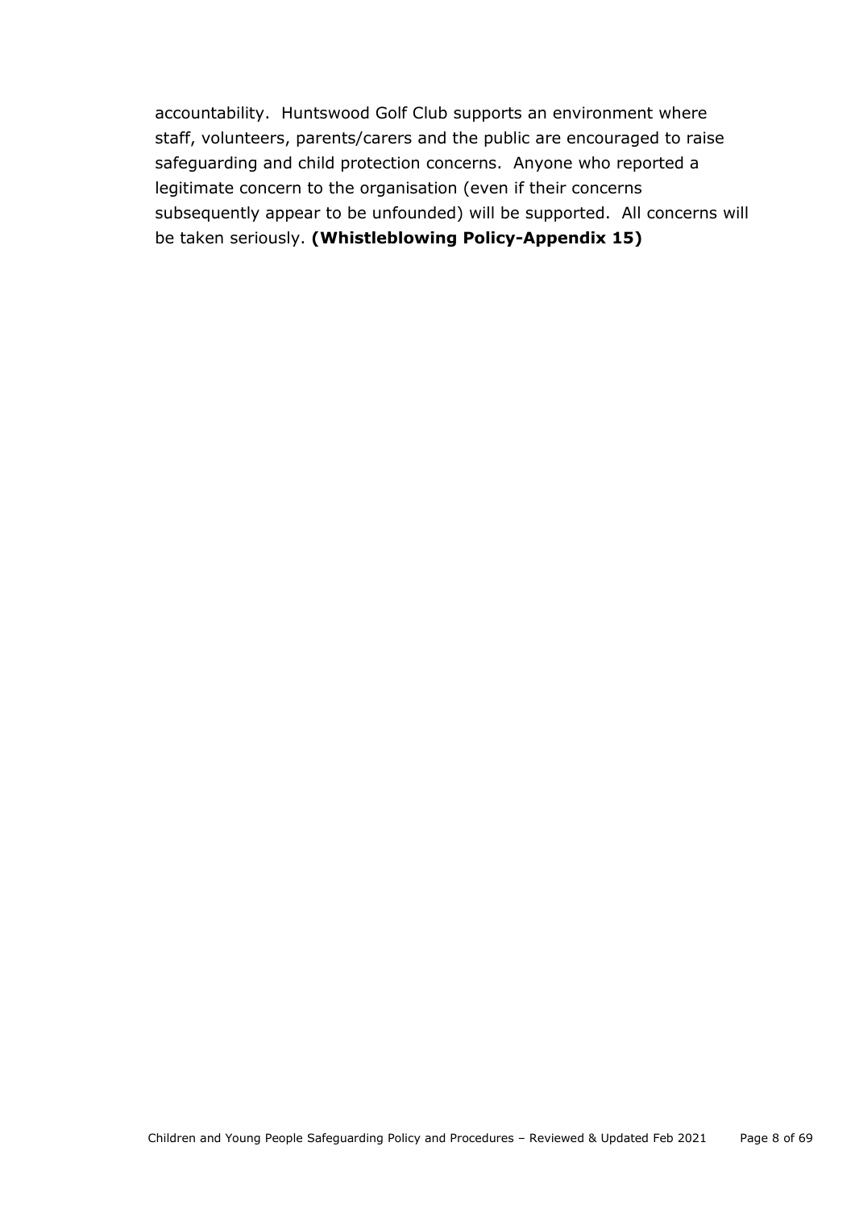accountability. Huntswood Golf Club supports an environment where staff, volunteers, parents/carers and the public are encouraged to raise safeguarding and child protection concerns. Anyone who reported a legitimate concern to the organisation (even if their concerns subsequently appear to be unfounded) will be supported. All concerns will be taken seriously. **(Whistleblowing Policy-Appendix 15)**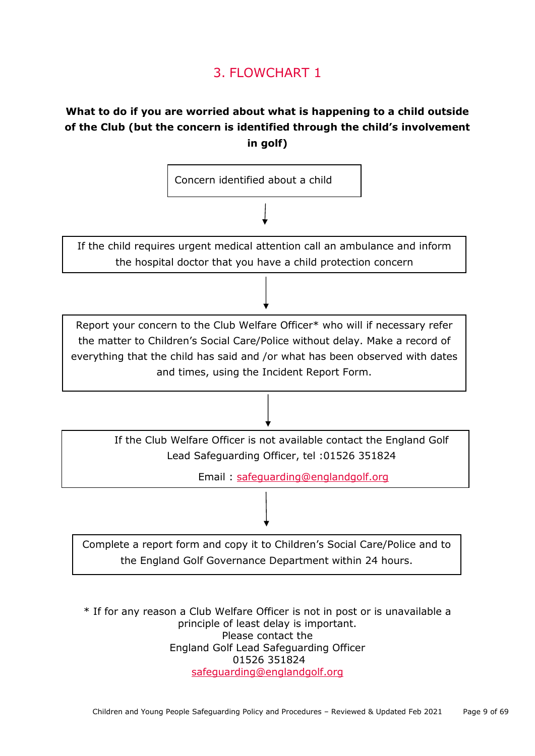## 3. FLOWCHART 1

**What to do if you are worried about what is happening to a child outside of the Club (but the concern is identified through the child's involvement in golf)**

Concern identified about a child

↓

If the child requires urgent medical attention call an ambulance and inform the hospital doctor that you have a child protection concern

↓

Report your concern to the Club Welfare Officer* who will if necessary refer the matter to Children's Social Care/Police without delay. Make a record of everything that the child has said and /or what has been observed with dates and times, using the Incident Report Form.

↓

If the Club Welfare Officer is not available contact the England Golf Lead Safeguarding Officer, tel :01526 351824

Email : safeguarding@englandgolf.org

↓

Complete a report form and copy it to Children's Social Care/Police and to the England Golf Governance Department within 24 hours.

\* If for any reason a Club Welfare Officer is not in post or is unavailable a principle of least delay is important.
Please contact the
England Golf Lead Safeguarding Officer
01526 351824
safeguarding@englandgolf.org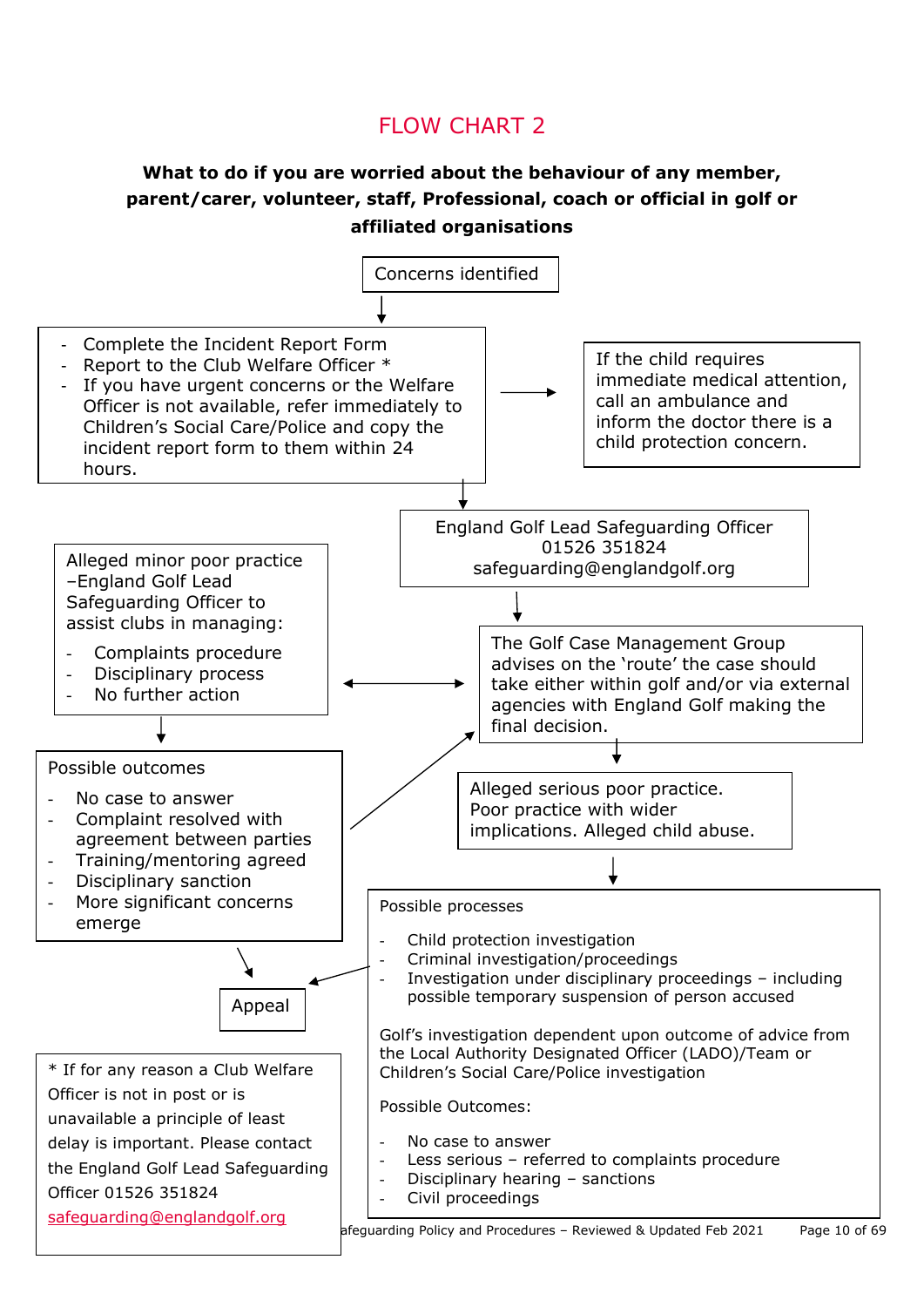# FLOW CHART 2

**What to do if you are worried about the behaviour of any member, parent/carer, volunteer, staff, Professional, coach or official in golf or affiliated organisations**

Concerns identified

- Complete the Incident Report Form
- Report to the Club Welfare Officer *
- If you have urgent concerns or the Welfare Officer is not available, refer immediately to Children's Social Care/Police and copy the incident report form to them within 24 hours.

If the child requires immediate medical attention, call an ambulance and inform the doctor there is a child protection concern.

England Golf Lead Safeguarding Officer
01526 351824
safeguarding@englandgolf.org

The Golf Case Management Group advises on the 'route' the case should take either within golf and/or via external agencies with England Golf making the final decision.

Alleged minor poor practice –England Golf Lead Safeguarding Officer to assist clubs in managing:

- Complaints procedure
- Disciplinary process
- No further action

Possible outcomes

- No case to answer
- Complaint resolved with agreement between parties
- Training/mentoring agreed
- Disciplinary sanction
- More significant concerns emerge

Alleged serious poor practice. Poor practice with wider implications. Alleged child abuse.

Possible processes

- Child protection investigation
- Criminal investigation/proceedings
- Investigation under disciplinary proceedings – including possible temporary suspension of person accused

Golf's investigation dependent upon outcome of advice from the Local Authority Designated Officer (LADO)/Team or Children's Social Care/Police investigation

Possible Outcomes:

- No case to answer
- Less serious – referred to complaints procedure
- Disciplinary hearing – sanctions
- Civil proceedings

Appeal

* If for any reason a Club Welfare Officer is not in post or is unavailable a principle of least delay is important. Please contact the England Golf Lead Safeguarding Officer 01526 351824 safeguarding@englandgolf.org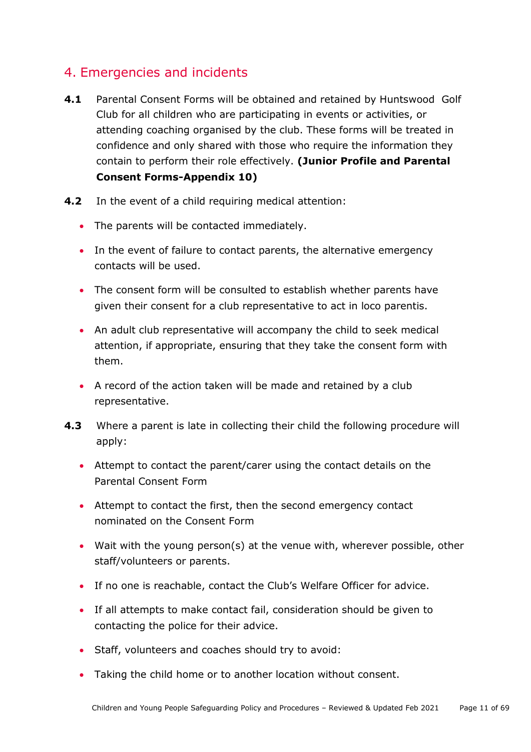## 4. Emergencies and incidents

**4.1** Parental Consent Forms will be obtained and retained by Huntswood Golf Club for all children who are participating in events or activities, or attending coaching organised by the club. These forms will be treated in confidence and only shared with those who require the information they contain to perform their role effectively. **(Junior Profile and Parental Consent Forms-Appendix 10)**

**4.2** In the event of a child requiring medical attention:

- The parents will be contacted immediately.
- In the event of failure to contact parents, the alternative emergency contacts will be used.
- The consent form will be consulted to establish whether parents have given their consent for a club representative to act in loco parentis.
- An adult club representative will accompany the child to seek medical attention, if appropriate, ensuring that they take the consent form with them.
- A record of the action taken will be made and retained by a club representative.

**4.3** Where a parent is late in collecting their child the following procedure will apply:

- Attempt to contact the parent/carer using the contact details on the Parental Consent Form
- Attempt to contact the first, then the second emergency contact nominated on the Consent Form
- Wait with the young person(s) at the venue with, wherever possible, other staff/volunteers or parents.
- If no one is reachable, contact the Club's Welfare Officer for advice.
- If all attempts to make contact fail, consideration should be given to contacting the police for their advice.
- Staff, volunteers and coaches should try to avoid:
- Taking the child home or to another location without consent.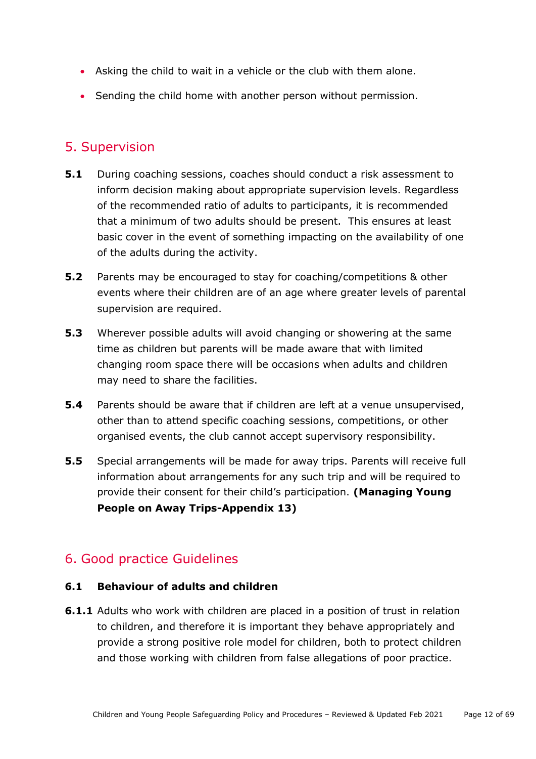- Asking the child to wait in a vehicle or the club with them alone.
- Sending the child home with another person without permission.

## 5. Supervision

**5.1** During coaching sessions, coaches should conduct a risk assessment to inform decision making about appropriate supervision levels. Regardless of the recommended ratio of adults to participants, it is recommended that a minimum of two adults should be present. This ensures at least basic cover in the event of something impacting on the availability of one of the adults during the activity.

**5.2** Parents may be encouraged to stay for coaching/competitions & other events where their children are of an age where greater levels of parental supervision are required.

**5.3** Wherever possible adults will avoid changing or showering at the same time as children but parents will be made aware that with limited changing room space there will be occasions when adults and children may need to share the facilities.

**5.4** Parents should be aware that if children are left at a venue unsupervised, other than to attend specific coaching sessions, competitions, or other organised events, the club cannot accept supervisory responsibility.

**5.5** Special arrangements will be made for away trips. Parents will receive full information about arrangements for any such trip and will be required to provide their consent for their child's participation. **(Managing Young People on Away Trips-Appendix 13)**

## 6. Good practice Guidelines

### 6.1 Behaviour of adults and children

**6.1.1** Adults who work with children are placed in a position of trust in relation to children, and therefore it is important they behave appropriately and provide a strong positive role model for children, both to protect children and those working with children from false allegations of poor practice.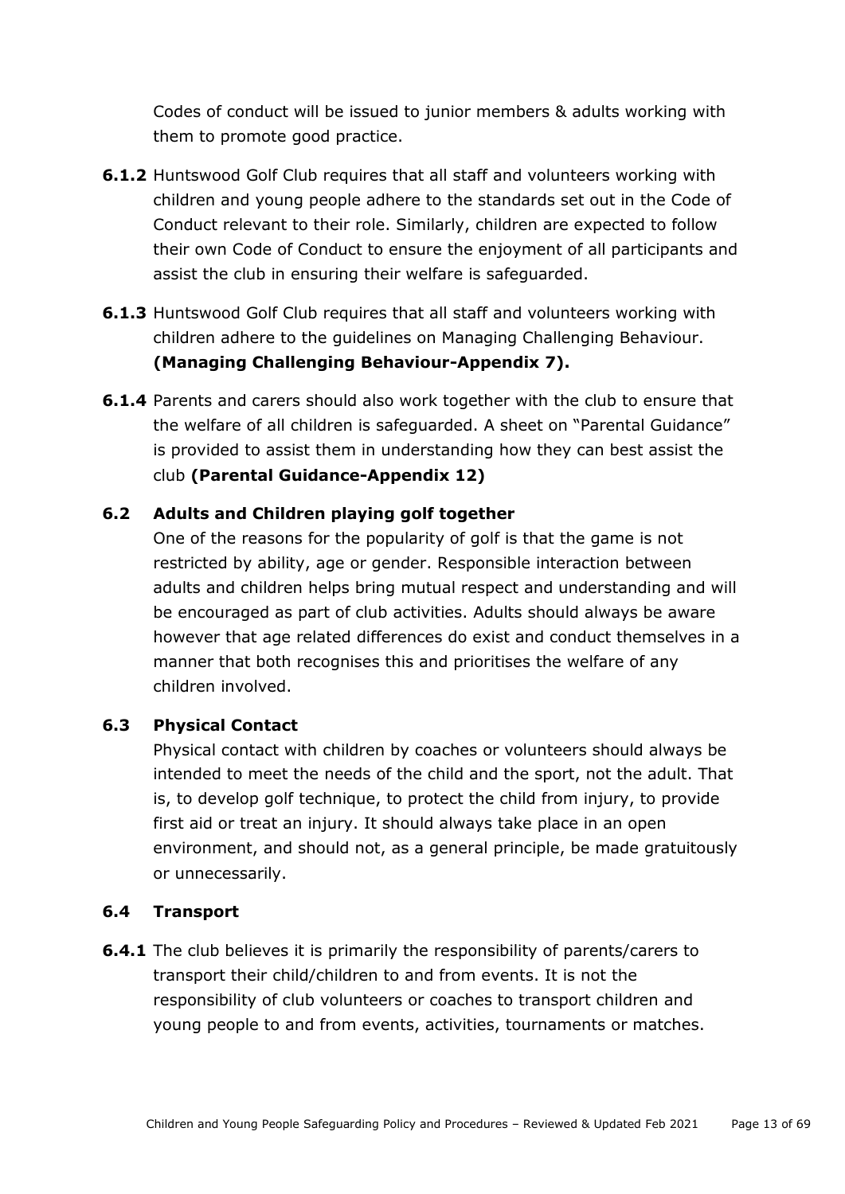Codes of conduct will be issued to junior members & adults working with them to promote good practice.

**6.1.2** Huntswood Golf Club requires that all staff and volunteers working with children and young people adhere to the standards set out in the Code of Conduct relevant to their role. Similarly, children are expected to follow their own Code of Conduct to ensure the enjoyment of all participants and assist the club in ensuring their welfare is safeguarded.

**6.1.3** Huntswood Golf Club requires that all staff and volunteers working with children adhere to the guidelines on Managing Challenging Behaviour. **(Managing Challenging Behaviour-Appendix 7).**

**6.1.4** Parents and carers should also work together with the club to ensure that the welfare of all children is safeguarded. A sheet on "Parental Guidance" is provided to assist them in understanding how they can best assist the club **(Parental Guidance-Appendix 12)**

### 6.2 Adults and Children playing golf together

One of the reasons for the popularity of golf is that the game is not restricted by ability, age or gender. Responsible interaction between adults and children helps bring mutual respect and understanding and will be encouraged as part of club activities. Adults should always be aware however that age related differences do exist and conduct themselves in a manner that both recognises this and prioritises the welfare of any children involved.

### 6.3 Physical Contact

Physical contact with children by coaches or volunteers should always be intended to meet the needs of the child and the sport, not the adult. That is, to develop golf technique, to protect the child from injury, to provide first aid or treat an injury. It should always take place in an open environment, and should not, as a general principle, be made gratuitously or unnecessarily.

### 6.4 Transport

**6.4.1** The club believes it is primarily the responsibility of parents/carers to transport their child/children to and from events. It is not the responsibility of club volunteers or coaches to transport children and young people to and from events, activities, tournaments or matches.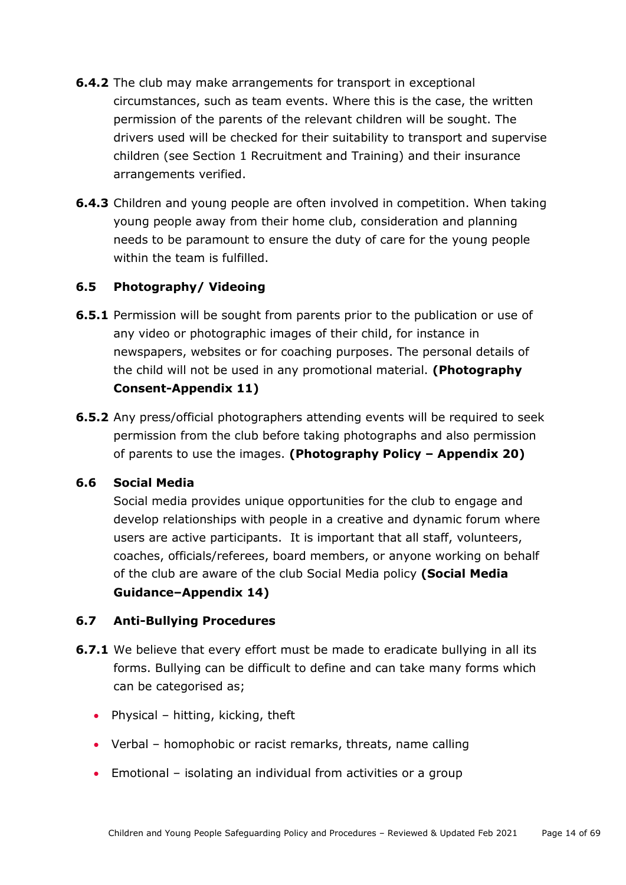**6.4.2** The club may make arrangements for transport in exceptional circumstances, such as team events. Where this is the case, the written permission of the parents of the relevant children will be sought. The drivers used will be checked for their suitability to transport and supervise children (see Section 1 Recruitment and Training) and their insurance arrangements verified.

**6.4.3** Children and young people are often involved in competition. When taking young people away from their home club, consideration and planning needs to be paramount to ensure the duty of care for the young people within the team is fulfilled.

### 6.5 Photography/ Videoing

**6.5.1** Permission will be sought from parents prior to the publication or use of any video or photographic images of their child, for instance in newspapers, websites or for coaching purposes. The personal details of the child will not be used in any promotional material. **(Photography Consent-Appendix 11)**

**6.5.2** Any press/official photographers attending events will be required to seek permission from the club before taking photographs and also permission of parents to use the images. **(Photography Policy – Appendix 20)**

### 6.6 Social Media

Social media provides unique opportunities for the club to engage and develop relationships with people in a creative and dynamic forum where users are active participants. It is important that all staff, volunteers, coaches, officials/referees, board members, or anyone working on behalf of the club are aware of the club Social Media policy **(Social Media Guidance–Appendix 14)**

### 6.7 Anti-Bullying Procedures

**6.7.1** We believe that every effort must be made to eradicate bullying in all its forms. Bullying can be difficult to define and can take many forms which can be categorised as;

- Physical – hitting, kicking, theft
- Verbal – homophobic or racist remarks, threats, name calling
- Emotional – isolating an individual from activities or a group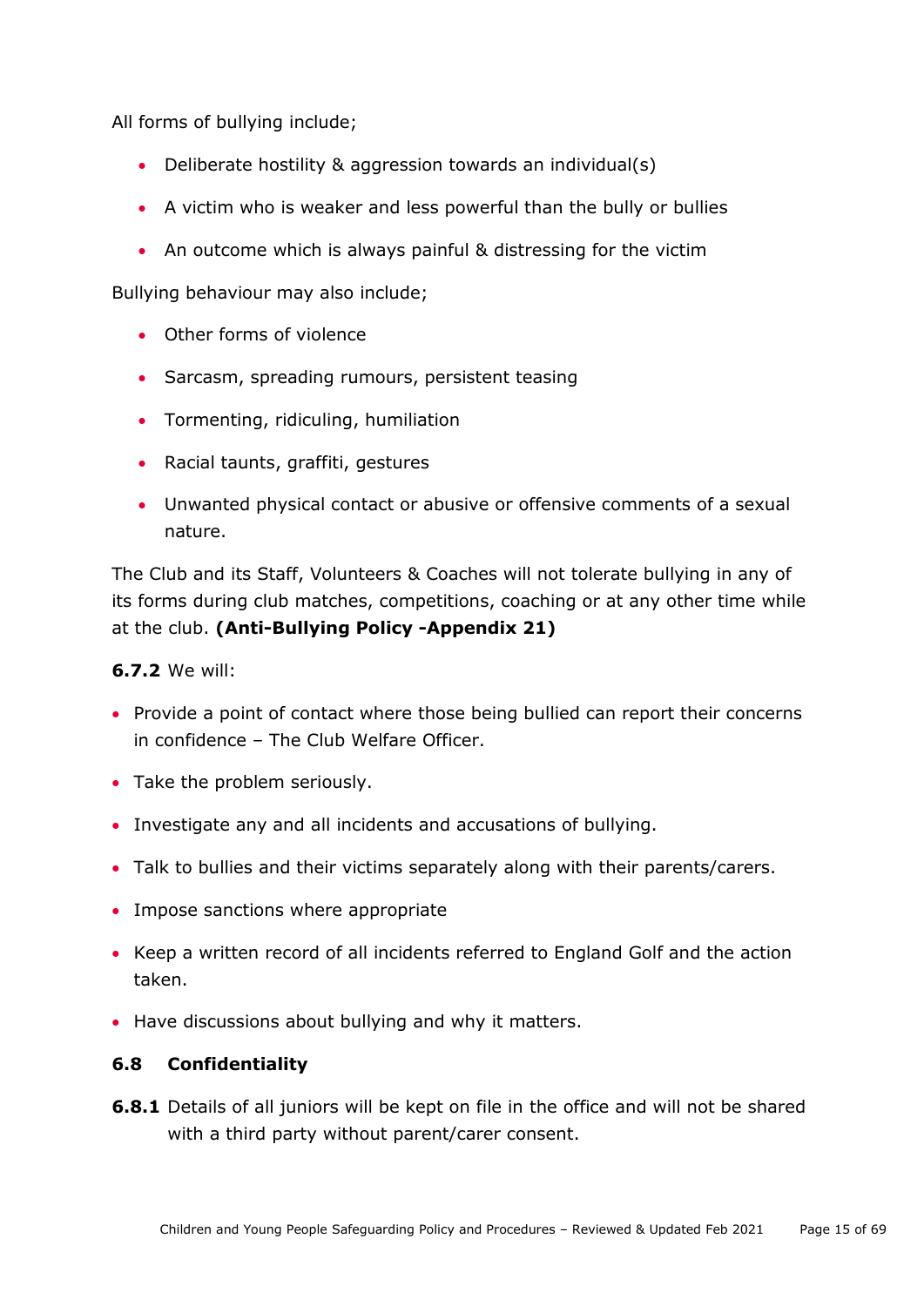All forms of bullying include;

- Deliberate hostility & aggression towards an individual(s)
- A victim who is weaker and less powerful than the bully or bullies
- An outcome which is always painful & distressing for the victim

Bullying behaviour may also include;

- Other forms of violence
- Sarcasm, spreading rumours, persistent teasing
- Tormenting, ridiculing, humiliation
- Racial taunts, graffiti, gestures
- Unwanted physical contact or abusive or offensive comments of a sexual nature.

The Club and its Staff, Volunteers & Coaches will not tolerate bullying in any of its forms during club matches, competitions, coaching or at any other time while at the club. **(Anti-Bullying Policy -Appendix 21)**

**6.7.2** We will:

- Provide a point of contact where those being bullied can report their concerns in confidence – The Club Welfare Officer.
- Take the problem seriously.
- Investigate any and all incidents and accusations of bullying.
- Talk to bullies and their victims separately along with their parents/carers.
- Impose sanctions where appropriate
- Keep a written record of all incidents referred to England Golf and the action taken.
- Have discussions about bullying and why it matters.

### 6.8 Confidentiality

**6.8.1** Details of all juniors will be kept on file in the office and will not be shared with a third party without parent/carer consent.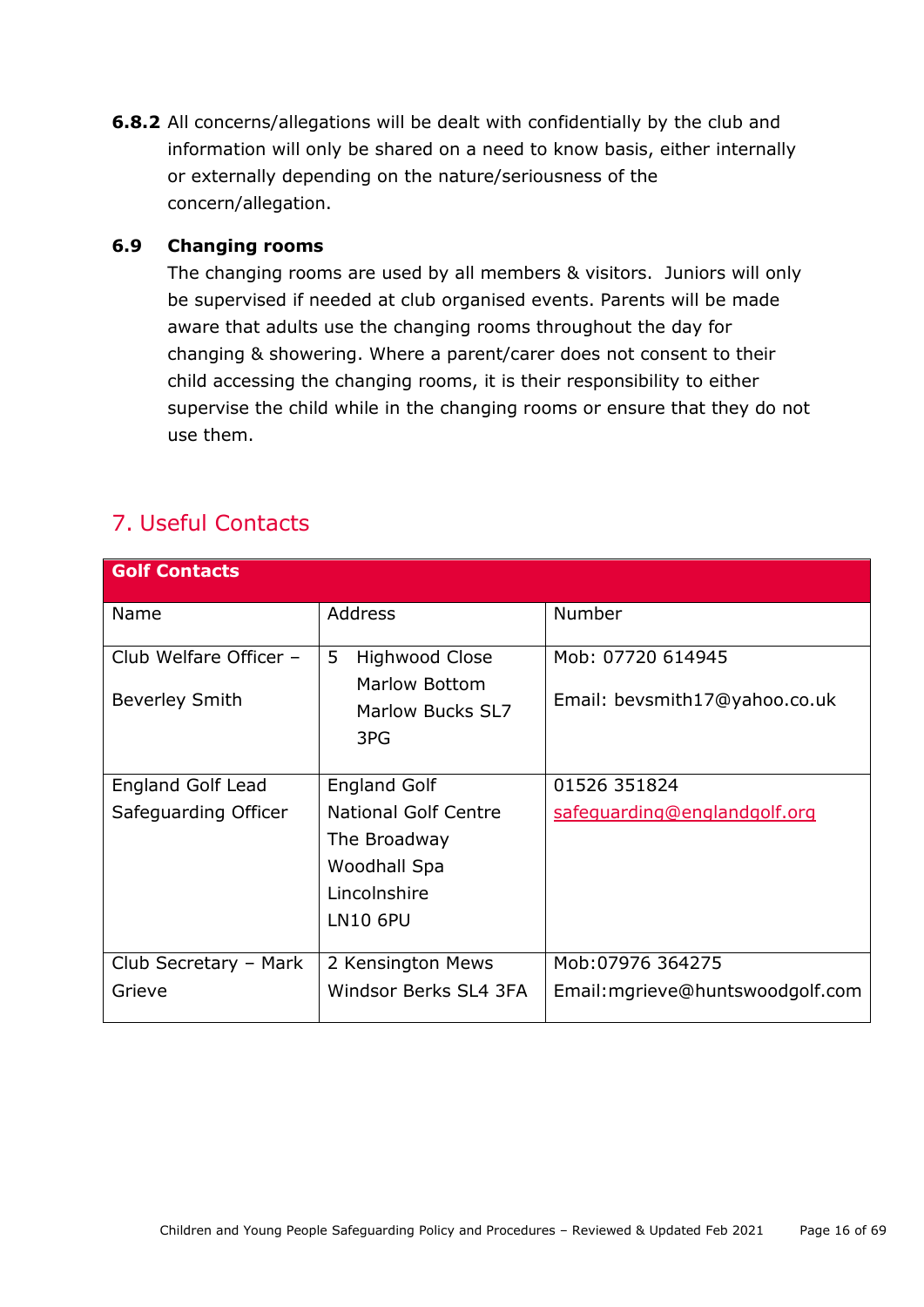**6.8.2** All concerns/allegations will be dealt with confidentially by the club and information will only be shared on a need to know basis, either internally or externally depending on the nature/seriousness of the concern/allegation.

### 6.9 Changing rooms

The changing rooms are used by all members & visitors. Juniors will only be supervised if needed at club organised events. Parents will be made aware that adults use the changing rooms throughout the day for changing & showering. Where a parent/carer does not consent to their child accessing the changing rooms, it is their responsibility to either supervise the child while in the changing rooms or ensure that they do not use them.

## 7. Useful Contacts

| Golf Contacts | | |
|---|---|---|
| Name | Address | Number |
| Club Welfare Officer – Beverley Smith | 5 Highwood Close Marlow Bottom Marlow Bucks SL7 3PG | Mob: 07720 614945 Email: bevsmith17@yahoo.co.uk |
| England Golf Lead Safeguarding Officer | England Golf National Golf Centre The Broadway Woodhall Spa Lincolnshire LN10 6PU | 01526 351824 safeguarding@englandgolf.org |
| Club Secretary – Mark Grieve | 2 Kensington Mews Windsor Berks SL4 3FA | Mob:07976 364275 Email:mgrieve@huntswoodgolf.com |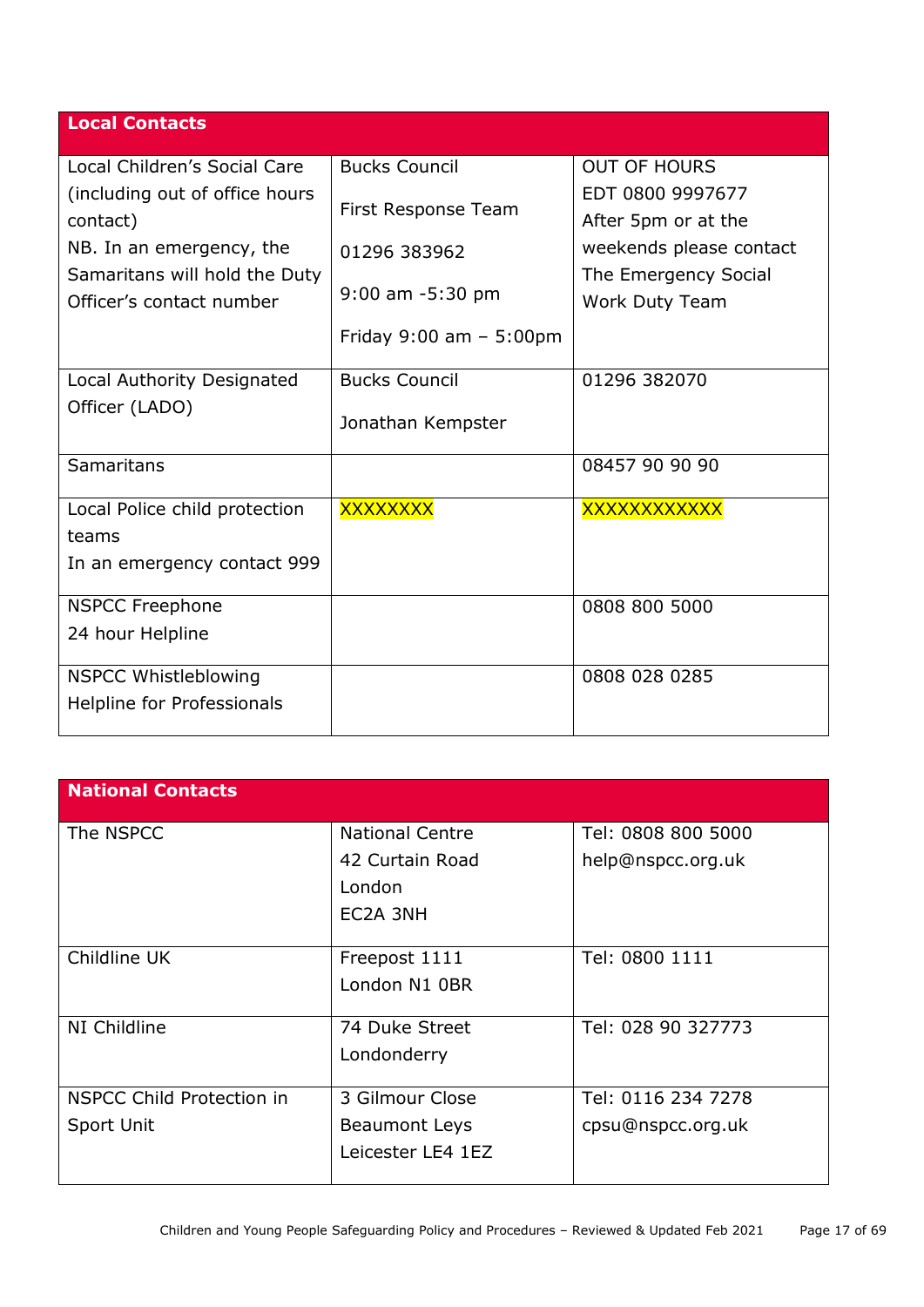| Local Contacts | | |
|---|---|---|
| Local Children's Social Care (including out of office hours contact)<br>NB. In an emergency, the Samaritans will hold the Duty Officer's contact number | Bucks Council<br><br>First Response Team<br><br>01296 383962<br><br>9:00 am -5:30 pm<br><br>Friday 9:00 am – 5:00pm | OUT OF HOURS<br>EDT 0800 9997677<br>After 5pm or at the weekends please contact The Emergency Social Work Duty Team |
| Local Authority Designated Officer (LADO) | Bucks Council<br><br>Jonathan Kempster | 01296 382070 |
| Samaritans | | 08457 90 90 90 |
| Local Police child protection teams<br>In an emergency contact 999 | XXXXXXXX | XXXXXXXXXXXX |
| NSPCC Freephone<br>24 hour Helpline | | 0808 800 5000 |
| NSPCC Whistleblowing Helpline for Professionals | | 0808 028 0285 |

| National Contacts | | |
|---|---|---|
| The NSPCC | National Centre<br>42 Curtain Road<br>London<br>EC2A 3NH | Tel: 0808 800 5000<br>help@nspcc.org.uk |
| Childline UK | Freepost 1111<br>London N1 0BR | Tel: 0800 1111 |
| NI Childline | 74 Duke Street<br>Londonderry | Tel: 028 90 327773 |
| NSPCC Child Protection in Sport Unit | 3 Gilmour Close<br>Beaumont Leys<br>Leicester LE4 1EZ | Tel: 0116 234 7278<br>cpsu@nspcc.org.uk |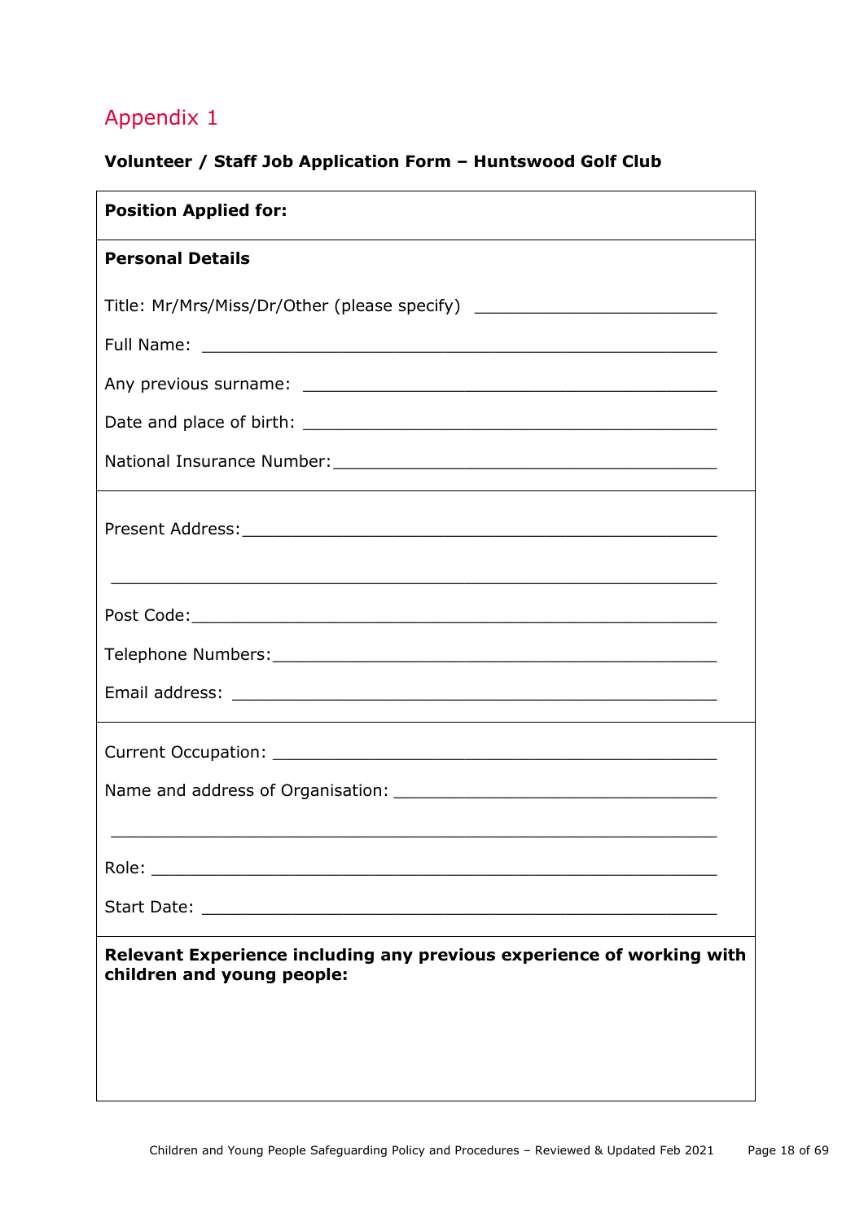## Appendix 1

**Volunteer / Staff Job Application Form – Huntswood Golf Club**

**Position Applied for:**

**Personal Details**

Title: Mr/Mrs/Miss/Dr/Other (please specify) ________________________

Full Name: ____________________________________________________

Any previous surname: ________________________________________

Date and place of birth: _______________________________________

National Insurance Number:____________________________________

Present Address:_______________________________________________

_____________________________________________________________

Post Code:____________________________________________________

Telephone Numbers:____________________________________________

Email address: ________________________________________________

Current Occupation: ____________________________________________

Name and address of Organisation: ______________________________

_____________________________________________________________

Role: ________________________________________________________

Start Date: ___________________________________________________

**Relevant Experience including any previous experience of working with children and young people:**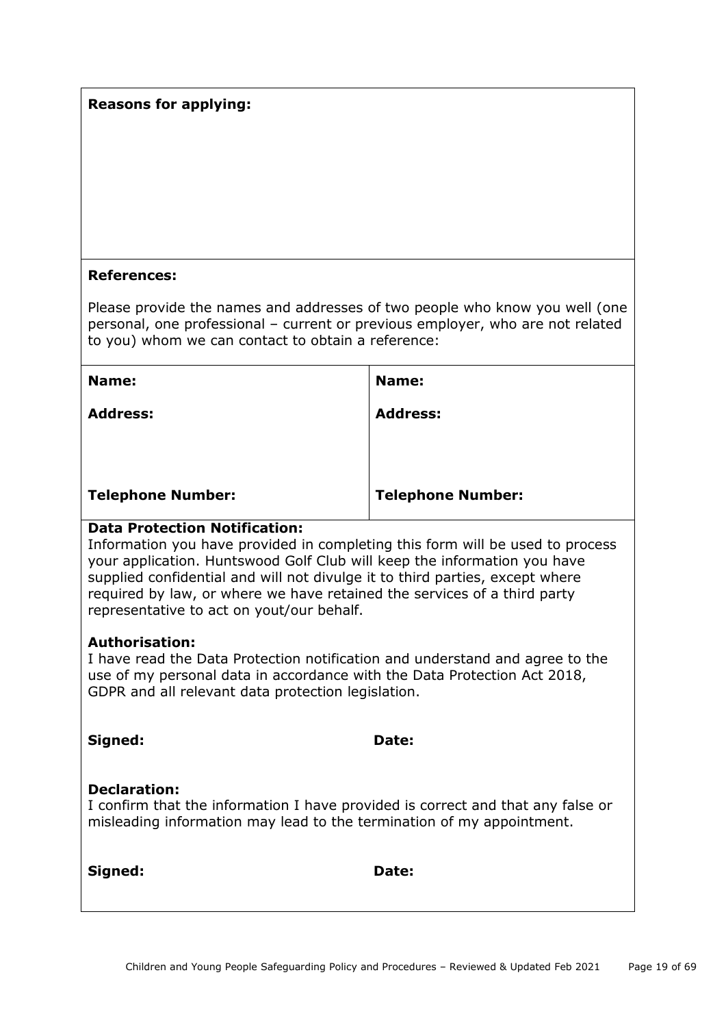**Reasons for applying:**

**References:**

Please provide the names and addresses of two people who know you well (one personal, one professional – current or previous employer, who are not related to you) whom we can contact to obtain a reference:

| **Name:** | **Name:** |
|---|---|
| **Address:** | **Address:** |
| **Telephone Number:** | **Telephone Number:** |

**Data Protection Notification:**
Information you have provided in completing this form will be used to process your application. Huntswood Golf Club will keep the information you have supplied confidential and will not divulge it to third parties, except where required by law, or where we have retained the services of a third party representative to act on yout/our behalf.

**Authorisation:**
I have read the Data Protection notification and understand and agree to the use of my personal data in accordance with the Data Protection Act 2018, GDPR and all relevant data protection legislation.

**Signed:** **Date:**

**Declaration:**
I confirm that the information I have provided is correct and that any false or misleading information may lead to the termination of my appointment.

**Signed:** **Date:**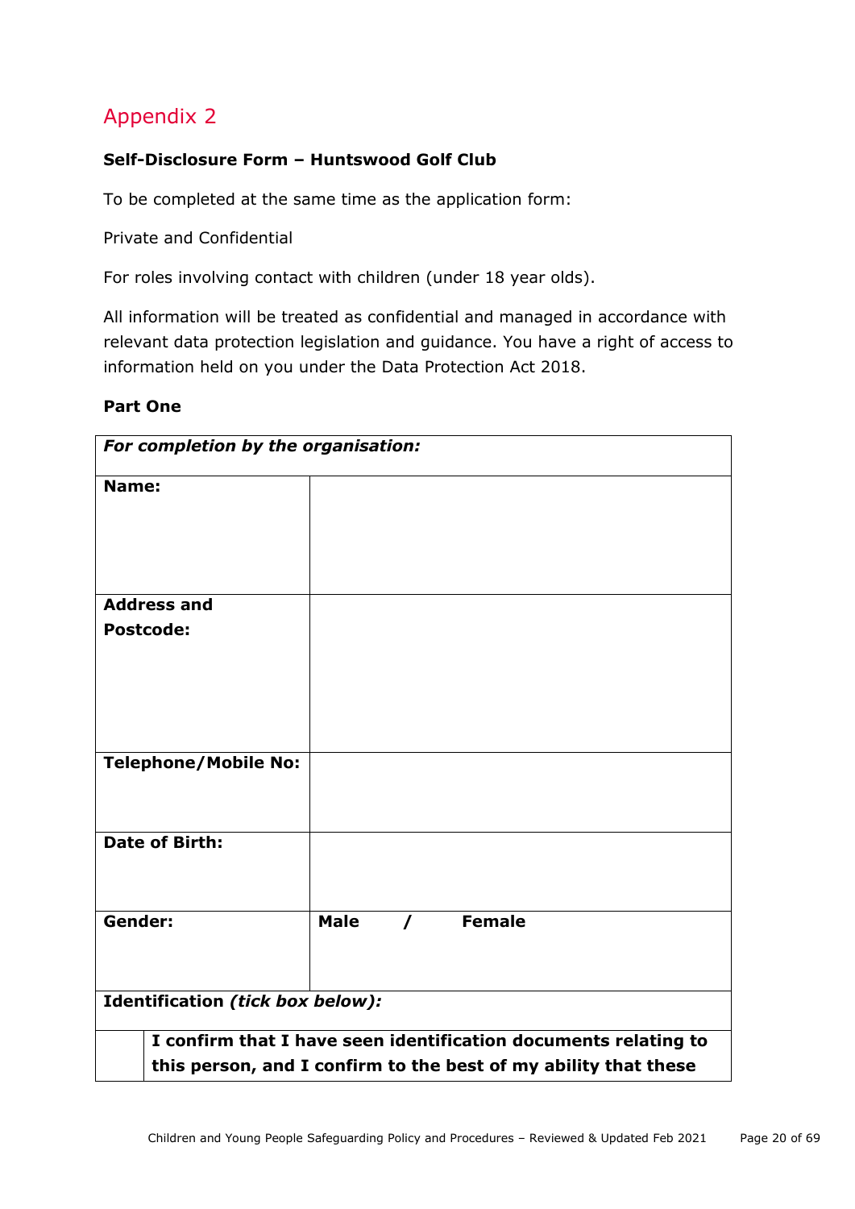## Appendix 2

**Self-Disclosure Form – Huntswood Golf Club**

To be completed at the same time as the application form:

Private and Confidential

For roles involving contact with children (under 18 year olds).

All information will be treated as confidential and managed in accordance with relevant data protection legislation and guidance. You have a right of access to information held on you under the Data Protection Act 2018.

**Part One**

| | |
|---|---|
| ***For completion by the organisation:*** | |
| **Name:** | |
| **Address and Postcode:** | |
| **Telephone/Mobile No:** | |
| **Date of Birth:** | |
| **Gender:** | **Male / Female** |
| **Identification *(tick box below):*** | |
| | **I confirm that I have seen identification documents relating to this person, and I confirm to the best of my ability that these** |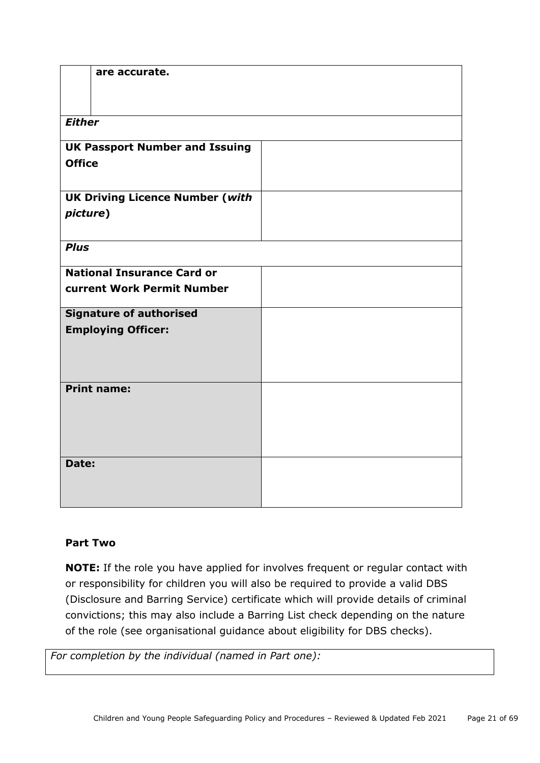| | |
|---|---|
| | **are accurate.** |
| ***Either*** | |
| **UK Passport Number and Issuing Office** | |
| **UK Driving Licence Number (*with picture*)** | |
| ***Plus*** | |
| **National Insurance Card or current Work Permit Number** | |
| **Signature of authorised Employing Officer:** | |
| **Print name:** | |
| **Date:** | |

**Part Two**

**NOTE:** If the role you have applied for involves frequent or regular contact with or responsibility for children you will also be required to provide a valid DBS (Disclosure and Barring Service) certificate which will provide details of criminal convictions; this may also include a Barring List check depending on the nature of the role (see organisational guidance about eligibility for DBS checks).

| |
|---|
| *For completion by the individual (named in Part one):* |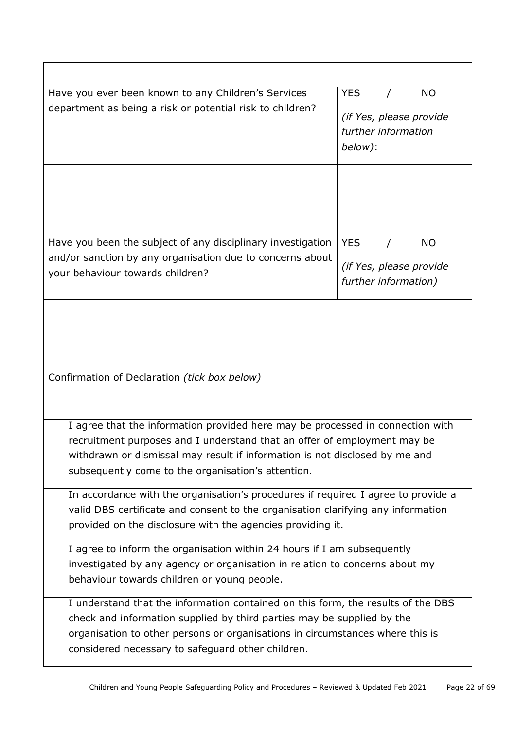| | |
|---|---|
| | |
| Have you ever been known to any Children's Services department as being a risk or potential risk to children? | YES / NO<br>*(if Yes, please provide further information below)*: |
| | |
| Have you been the subject of any disciplinary investigation and/or sanction by any organisation due to concerns about your behaviour towards children? | YES / NO<br>*(if Yes, please provide further information)* |
| | |

Confirmation of Declaration *(tick box below)*

| | |
|---|---|
| | I agree that the information provided here may be processed in connection with recruitment purposes and I understand that an offer of employment may be withdrawn or dismissal may result if information is not disclosed by me and subsequently come to the organisation's attention. |
| | In accordance with the organisation's procedures if required I agree to provide a valid DBS certificate and consent to the organisation clarifying any information provided on the disclosure with the agencies providing it. |
| | I agree to inform the organisation within 24 hours if I am subsequently investigated by any agency or organisation in relation to concerns about my behaviour towards children or young people. |
| | I understand that the information contained on this form, the results of the DBS check and information supplied by third parties may be supplied by the organisation to other persons or organisations in circumstances where this is considered necessary to safeguard other children. |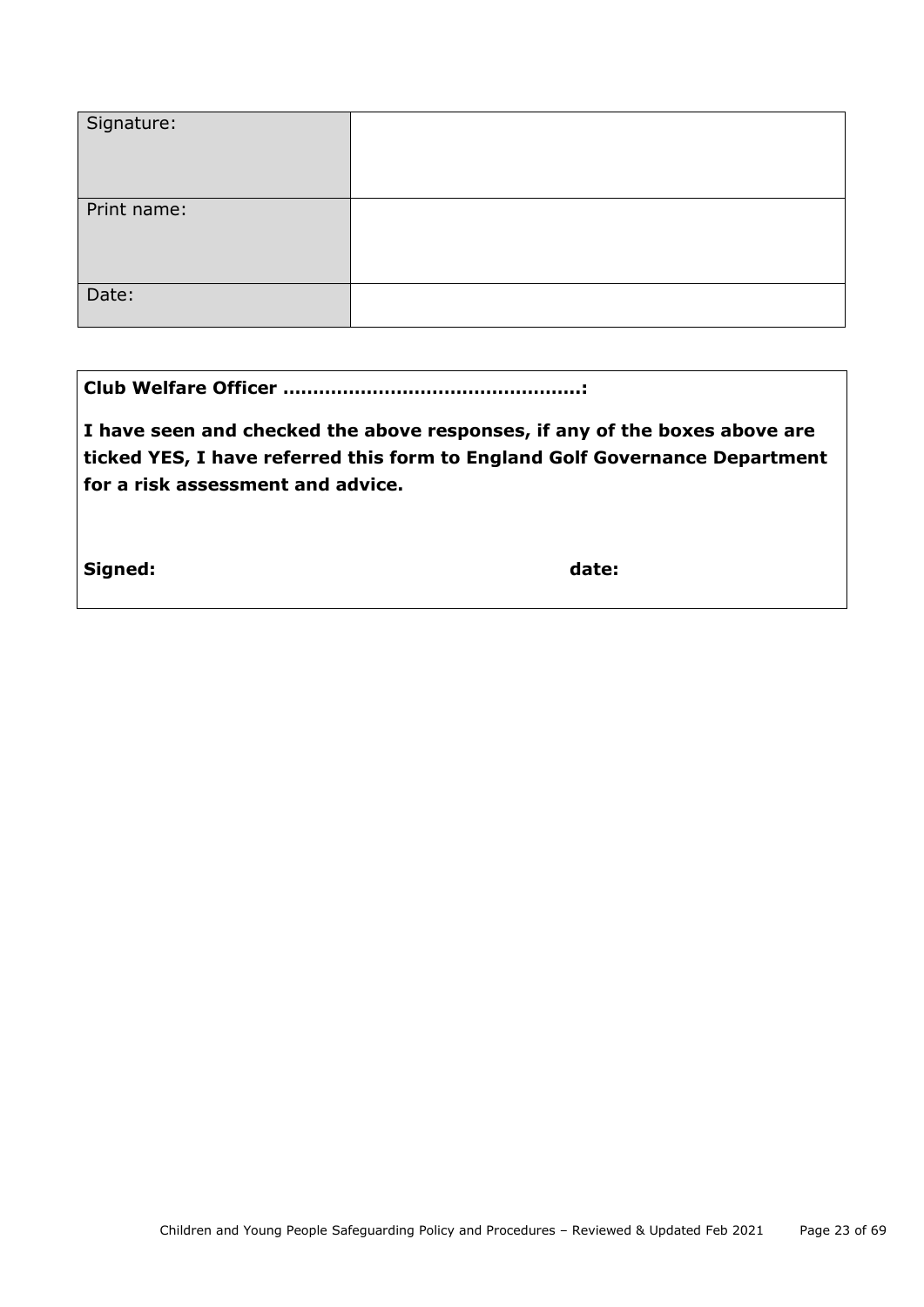| | |
|---|---|
| Signature: | |
| Print name: | |
| Date: | |

**Club Welfare Officer ……………………………………………:**

**I have seen and checked the above responses, if any of the boxes above are ticked YES, I have referred this form to England Golf Governance Department for a risk assessment and advice.**

**Signed:** **date:**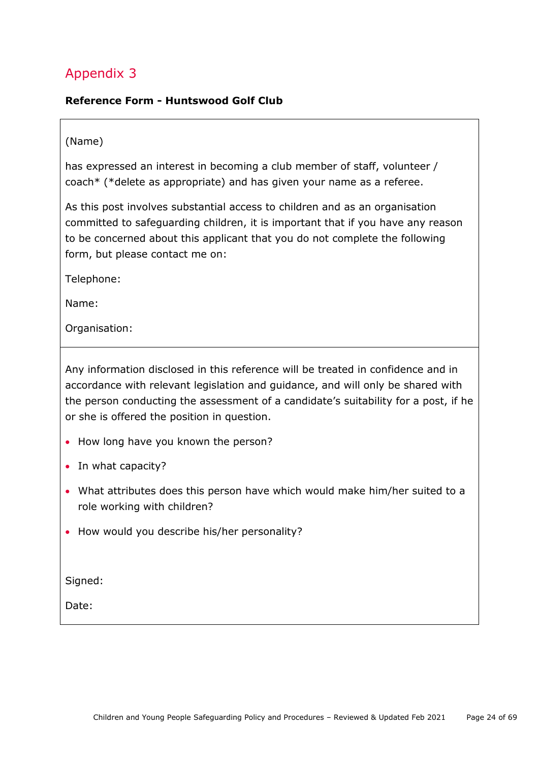## Appendix 3

**Reference Form - Huntswood Golf Club**

(Name)

has expressed an interest in becoming a club member of staff, volunteer / coach* (*delete as appropriate) and has given your name as a referee.

As this post involves substantial access to children and as an organisation committed to safeguarding children, it is important that if you have any reason to be concerned about this applicant that you do not complete the following form, but please contact me on:

Telephone:

Name:

Organisation:

---

Any information disclosed in this reference will be treated in confidence and in accordance with relevant legislation and guidance, and will only be shared with the person conducting the assessment of a candidate's suitability for a post, if he or she is offered the position in question.

- How long have you known the person?
- In what capacity?
- What attributes does this person have which would make him/her suited to a role working with children?
- How would you describe his/her personality?

Signed:

Date: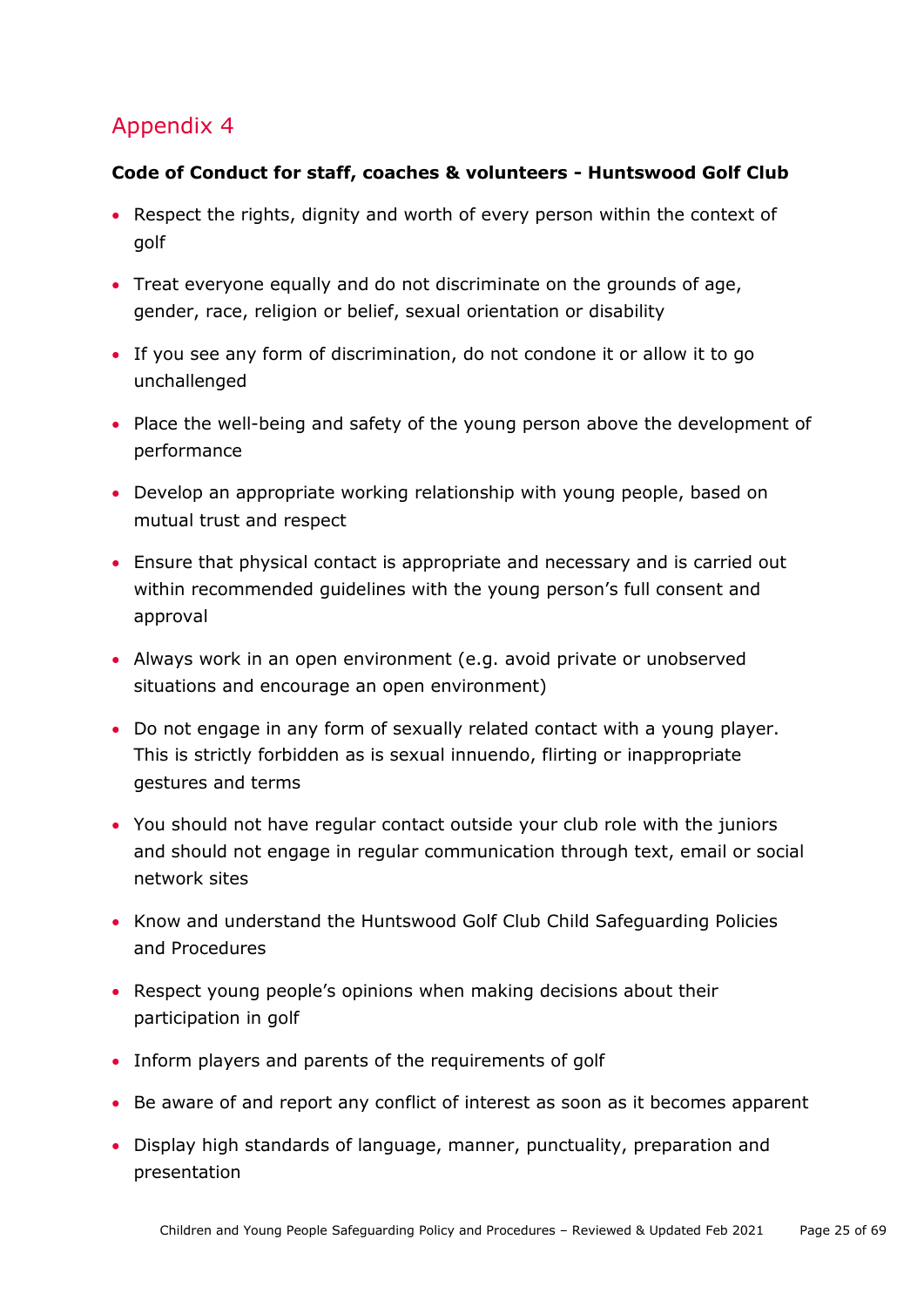## Appendix 4

**Code of Conduct for staff, coaches & volunteers - Huntswood Golf Club**

- Respect the rights, dignity and worth of every person within the context of golf
- Treat everyone equally and do not discriminate on the grounds of age, gender, race, religion or belief, sexual orientation or disability
- If you see any form of discrimination, do not condone it or allow it to go unchallenged
- Place the well-being and safety of the young person above the development of performance
- Develop an appropriate working relationship with young people, based on mutual trust and respect
- Ensure that physical contact is appropriate and necessary and is carried out within recommended guidelines with the young person's full consent and approval
- Always work in an open environment (e.g. avoid private or unobserved situations and encourage an open environment)
- Do not engage in any form of sexually related contact with a young player. This is strictly forbidden as is sexual innuendo, flirting or inappropriate gestures and terms
- You should not have regular contact outside your club role with the juniors and should not engage in regular communication through text, email or social network sites
- Know and understand the Huntswood Golf Club Child Safeguarding Policies and Procedures
- Respect young people's opinions when making decisions about their participation in golf
- Inform players and parents of the requirements of golf
- Be aware of and report any conflict of interest as soon as it becomes apparent
- Display high standards of language, manner, punctuality, preparation and presentation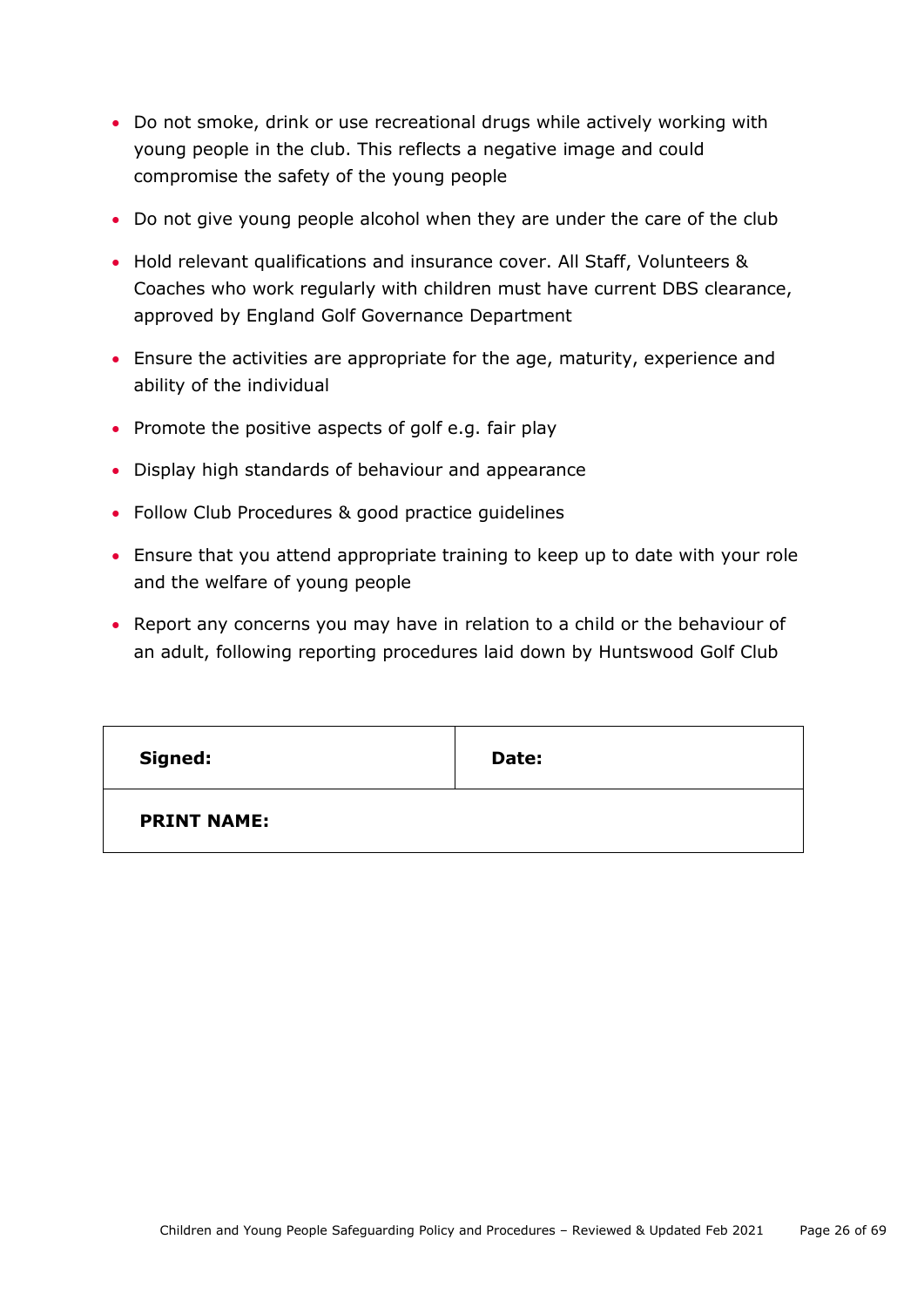- Do not smoke, drink or use recreational drugs while actively working with young people in the club. This reflects a negative image and could compromise the safety of the young people
- Do not give young people alcohol when they are under the care of the club
- Hold relevant qualifications and insurance cover. All Staff, Volunteers & Coaches who work regularly with children must have current DBS clearance, approved by England Golf Governance Department
- Ensure the activities are appropriate for the age, maturity, experience and ability of the individual
- Promote the positive aspects of golf e.g. fair play
- Display high standards of behaviour and appearance
- Follow Club Procedures & good practice guidelines
- Ensure that you attend appropriate training to keep up to date with your role and the welfare of young people
- Report any concerns you may have in relation to a child or the behaviour of an adult, following reporting procedures laid down by Huntswood Golf Club

| | |
|---|---|
| **Signed:** | **Date:** |
| **PRINT NAME:** | |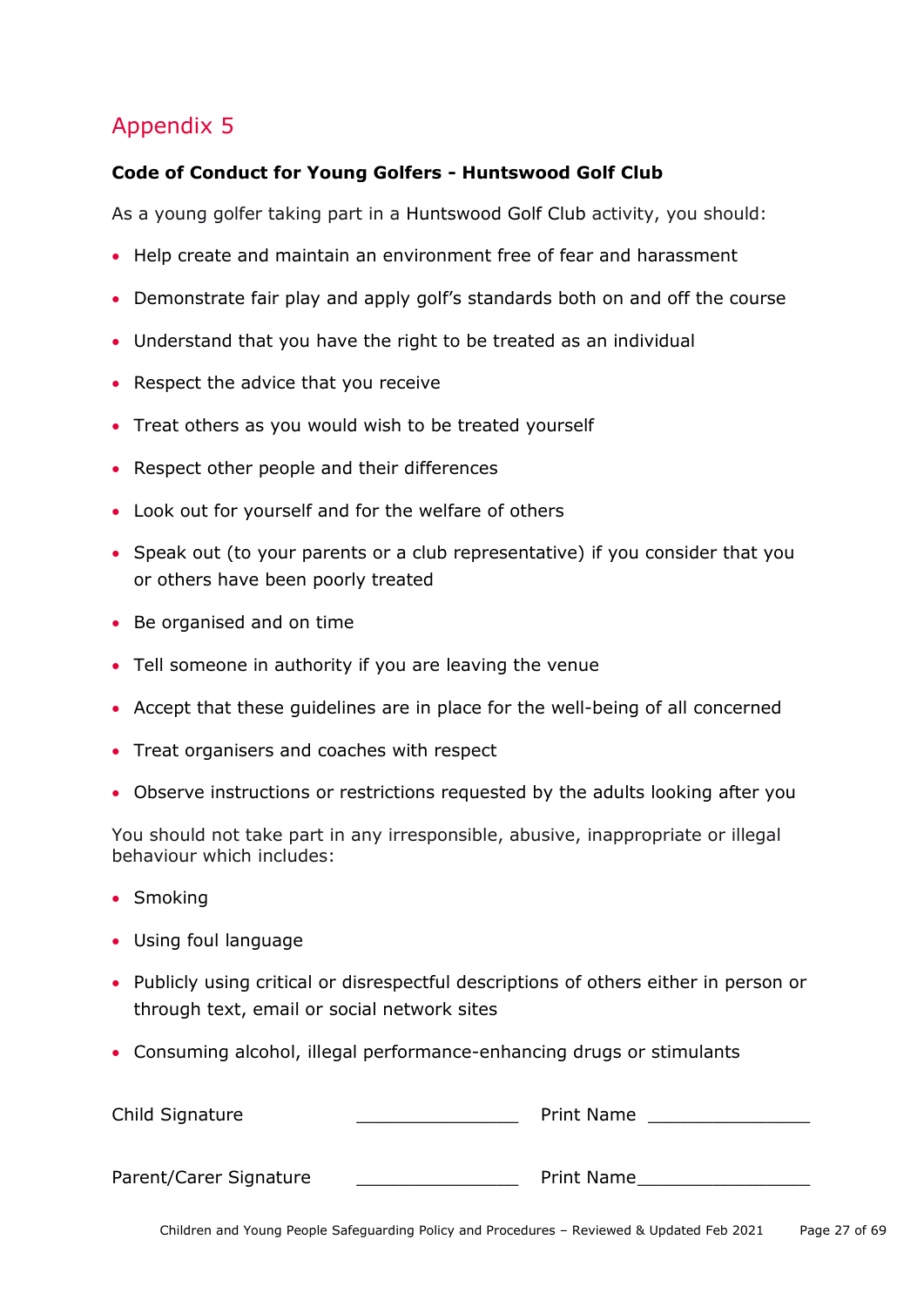# Appendix 5

**Code of Conduct for Young Golfers - Huntswood Golf Club**

As a young golfer taking part in a Huntswood Golf Club activity, you should:

- Help create and maintain an environment free of fear and harassment
- Demonstrate fair play and apply golf's standards both on and off the course
- Understand that you have the right to be treated as an individual
- Respect the advice that you receive
- Treat others as you would wish to be treated yourself
- Respect other people and their differences
- Look out for yourself and for the welfare of others
- Speak out (to your parents or a club representative) if you consider that you or others have been poorly treated
- Be organised and on time
- Tell someone in authority if you are leaving the venue
- Accept that these guidelines are in place for the well-being of all concerned
- Treat organisers and coaches with respect
- Observe instructions or restrictions requested by the adults looking after you

You should not take part in any irresponsible, abusive, inappropriate or illegal behaviour which includes:

- Smoking
- Using foul language
- Publicly using critical or disrespectful descriptions of others either in person or through text, email or social network sites
- Consuming alcohol, illegal performance-enhancing drugs or stimulants

Child Signature _______________ Print Name _______________

Parent/Carer Signature _______________ Print Name_______________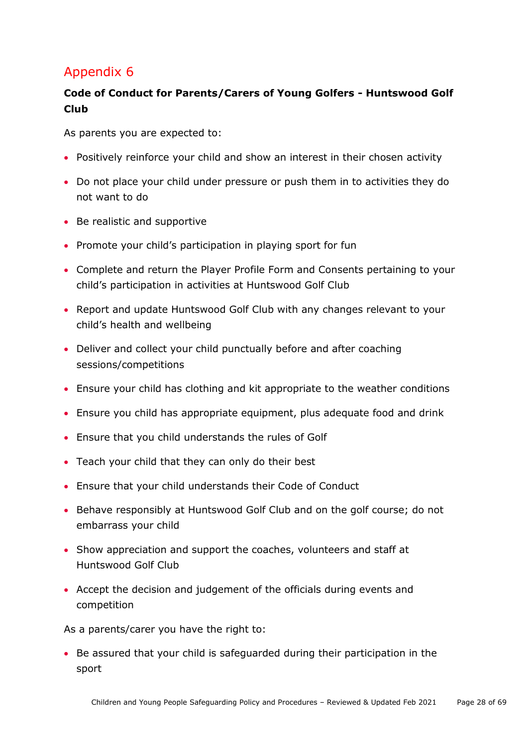# Appendix 6

**Code of Conduct for Parents/Carers of Young Golfers - Huntswood Golf Club**

As parents you are expected to:

- Positively reinforce your child and show an interest in their chosen activity
- Do not place your child under pressure or push them in to activities they do not want to do
- Be realistic and supportive
- Promote your child's participation in playing sport for fun
- Complete and return the Player Profile Form and Consents pertaining to your child's participation in activities at Huntswood Golf Club
- Report and update Huntswood Golf Club with any changes relevant to your child's health and wellbeing
- Deliver and collect your child punctually before and after coaching sessions/competitions
- Ensure your child has clothing and kit appropriate to the weather conditions
- Ensure you child has appropriate equipment, plus adequate food and drink
- Ensure that you child understands the rules of Golf
- Teach your child that they can only do their best
- Ensure that your child understands their Code of Conduct
- Behave responsibly at Huntswood Golf Club and on the golf course; do not embarrass your child
- Show appreciation and support the coaches, volunteers and staff at Huntswood Golf Club
- Accept the decision and judgement of the officials during events and competition

As a parents/carer you have the right to:

- Be assured that your child is safeguarded during their participation in the sport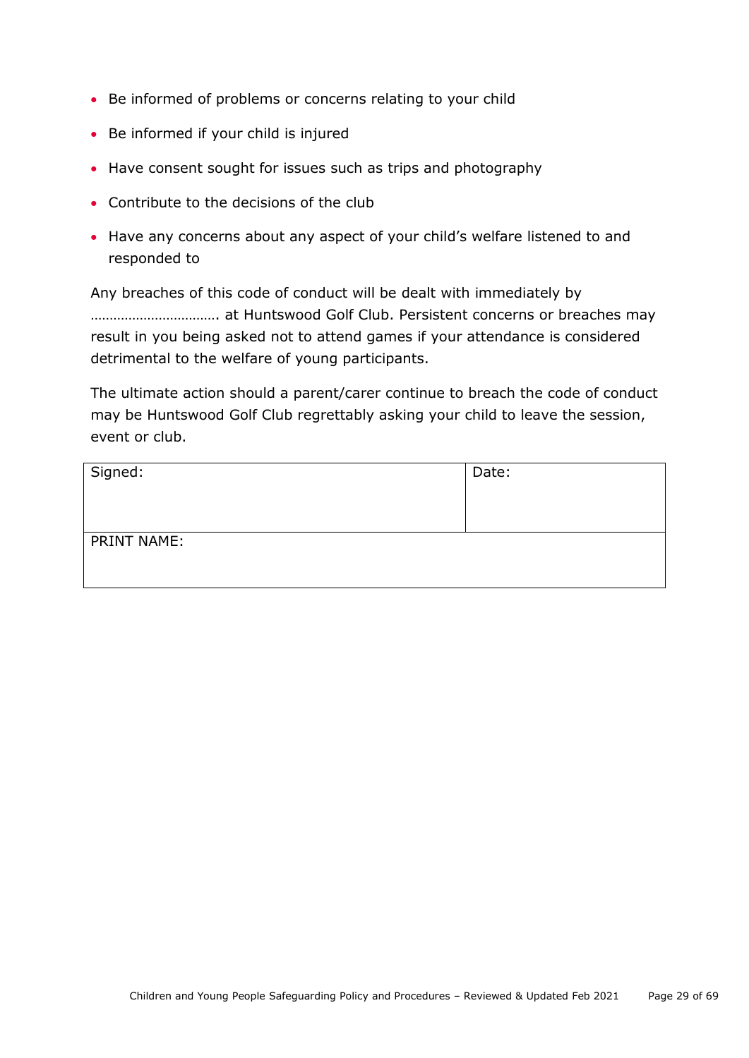- Be informed of problems or concerns relating to your child
- Be informed if your child is injured
- Have consent sought for issues such as trips and photography
- Contribute to the decisions of the club
- Have any concerns about any aspect of your child's welfare listened to and responded to

Any breaches of this code of conduct will be dealt with immediately by ……………………………. at Huntswood Golf Club. Persistent concerns or breaches may result in you being asked not to attend games if your attendance is considered detrimental to the welfare of young participants.

The ultimate action should a parent/carer continue to breach the code of conduct may be Huntswood Golf Club regrettably asking your child to leave the session, event or club.

| | |
|---|---|
| Signed: | Date: |
| PRINT NAME: | |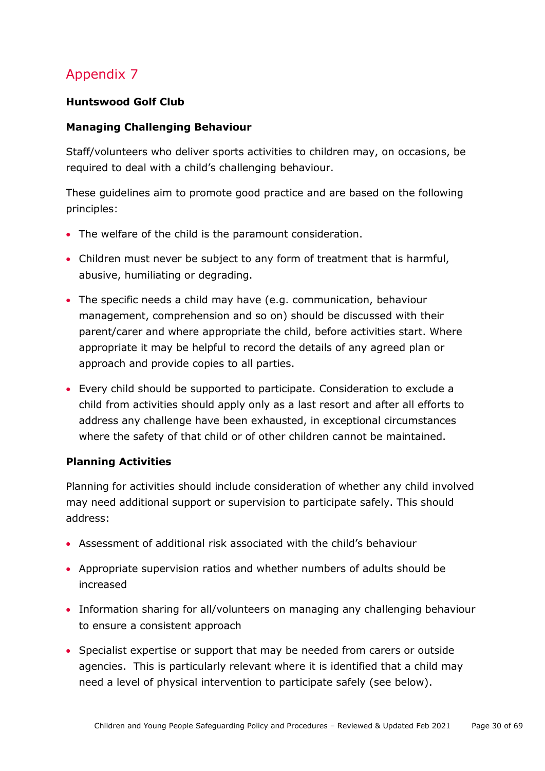# Appendix 7

**Huntswood Golf Club**

**Managing Challenging Behaviour**

Staff/volunteers who deliver sports activities to children may, on occasions, be required to deal with a child's challenging behaviour.

These guidelines aim to promote good practice and are based on the following principles:

- The welfare of the child is the paramount consideration.
- Children must never be subject to any form of treatment that is harmful, abusive, humiliating or degrading.
- The specific needs a child may have (e.g. communication, behaviour management, comprehension and so on) should be discussed with their parent/carer and where appropriate the child, before activities start. Where appropriate it may be helpful to record the details of any agreed plan or approach and provide copies to all parties.
- Every child should be supported to participate. Consideration to exclude a child from activities should apply only as a last resort and after all efforts to address any challenge have been exhausted, in exceptional circumstances where the safety of that child or of other children cannot be maintained.

**Planning Activities**

Planning for activities should include consideration of whether any child involved may need additional support or supervision to participate safely. This should address:

- Assessment of additional risk associated with the child's behaviour
- Appropriate supervision ratios and whether numbers of adults should be increased
- Information sharing for all/volunteers on managing any challenging behaviour to ensure a consistent approach
- Specialist expertise or support that may be needed from carers or outside agencies. This is particularly relevant where it is identified that a child may need a level of physical intervention to participate safely (see below).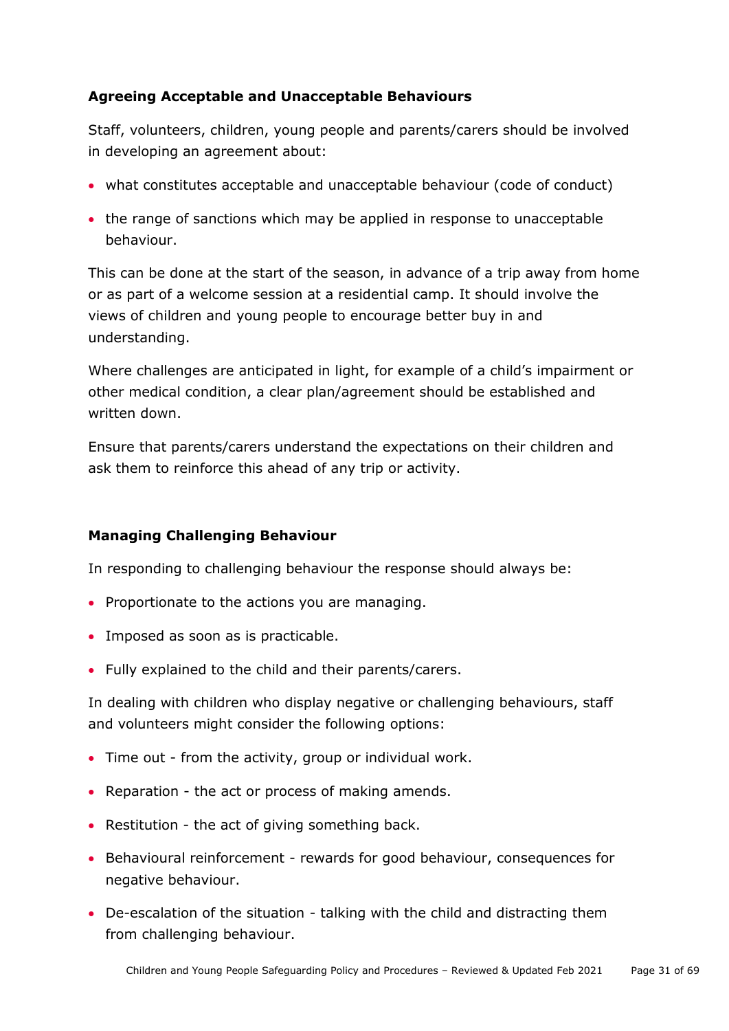**Agreeing Acceptable and Unacceptable Behaviours**

Staff, volunteers, children, young people and parents/carers should be involved in developing an agreement about:

- what constitutes acceptable and unacceptable behaviour (code of conduct)
- the range of sanctions which may be applied in response to unacceptable behaviour.

This can be done at the start of the season, in advance of a trip away from home or as part of a welcome session at a residential camp. It should involve the views of children and young people to encourage better buy in and understanding.

Where challenges are anticipated in light, for example of a child's impairment or other medical condition, a clear plan/agreement should be established and written down.

Ensure that parents/carers understand the expectations on their children and ask them to reinforce this ahead of any trip or activity.

**Managing Challenging Behaviour**

In responding to challenging behaviour the response should always be:

- Proportionate to the actions you are managing.
- Imposed as soon as is practicable.
- Fully explained to the child and their parents/carers.

In dealing with children who display negative or challenging behaviours, staff and volunteers might consider the following options:

- Time out - from the activity, group or individual work.
- Reparation - the act or process of making amends.
- Restitution - the act of giving something back.
- Behavioural reinforcement - rewards for good behaviour, consequences for negative behaviour.
- De-escalation of the situation - talking with the child and distracting them from challenging behaviour.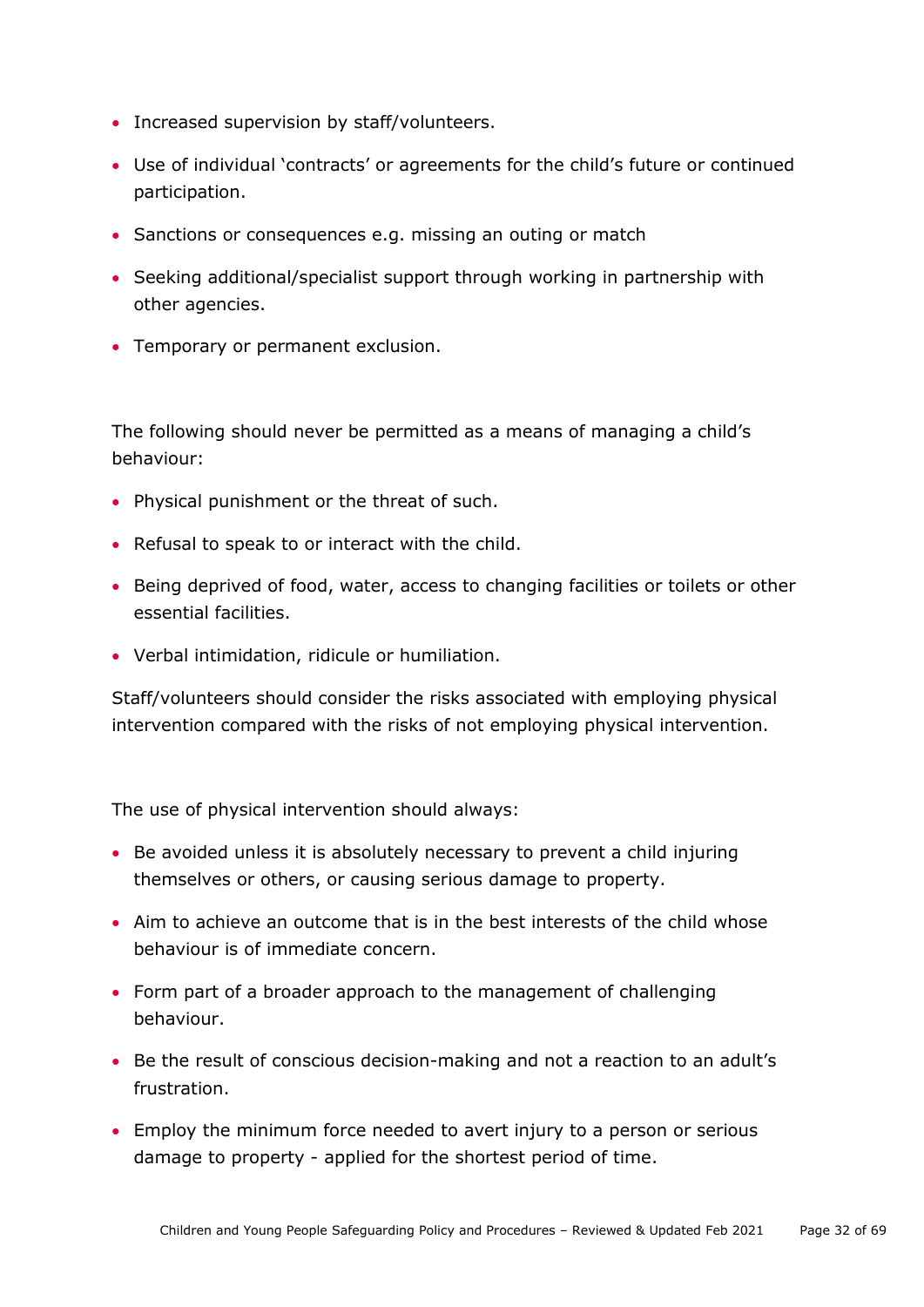- Increased supervision by staff/volunteers.
- Use of individual 'contracts' or agreements for the child's future or continued participation.
- Sanctions or consequences e.g. missing an outing or match
- Seeking additional/specialist support through working in partnership with other agencies.
- Temporary or permanent exclusion.

The following should never be permitted as a means of managing a child's behaviour:

- Physical punishment or the threat of such.
- Refusal to speak to or interact with the child.
- Being deprived of food, water, access to changing facilities or toilets or other essential facilities.
- Verbal intimidation, ridicule or humiliation.

Staff/volunteers should consider the risks associated with employing physical intervention compared with the risks of not employing physical intervention.

The use of physical intervention should always:

- Be avoided unless it is absolutely necessary to prevent a child injuring themselves or others, or causing serious damage to property.
- Aim to achieve an outcome that is in the best interests of the child whose behaviour is of immediate concern.
- Form part of a broader approach to the management of challenging behaviour.
- Be the result of conscious decision-making and not a reaction to an adult's frustration.
- Employ the minimum force needed to avert injury to a person or serious damage to property - applied for the shortest period of time.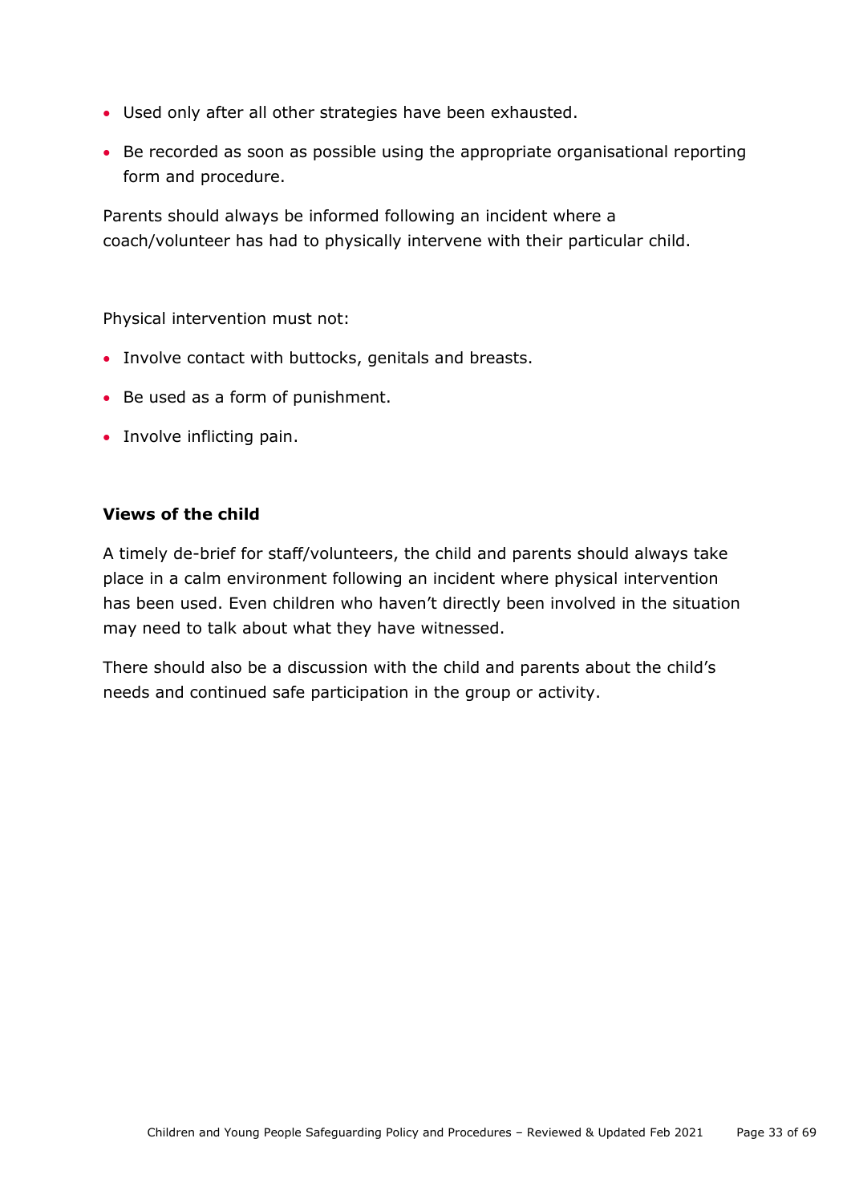- Used only after all other strategies have been exhausted.
- Be recorded as soon as possible using the appropriate organisational reporting form and procedure.

Parents should always be informed following an incident where a coach/volunteer has had to physically intervene with their particular child.

Physical intervention must not:

- Involve contact with buttocks, genitals and breasts.
- Be used as a form of punishment.
- Involve inflicting pain.

**Views of the child**

A timely de-brief for staff/volunteers, the child and parents should always take place in a calm environment following an incident where physical intervention has been used. Even children who haven't directly been involved in the situation may need to talk about what they have witnessed.

There should also be a discussion with the child and parents about the child's needs and continued safe participation in the group or activity.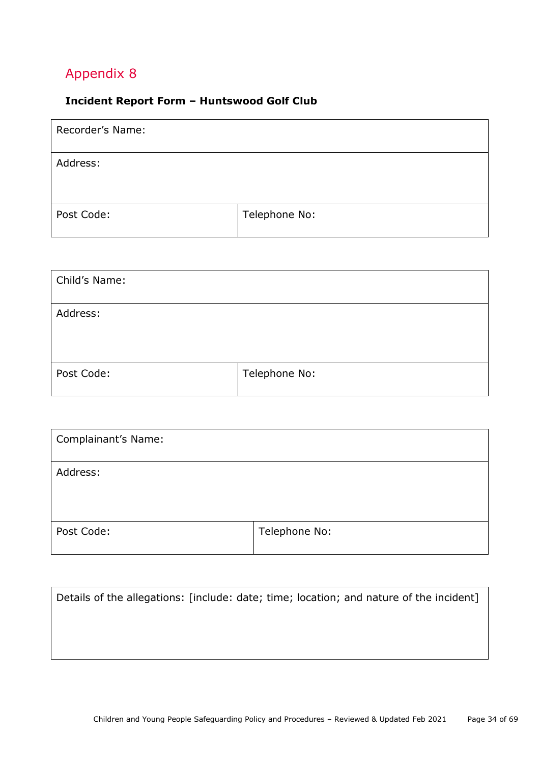## Appendix 8

**Incident Report Form – Huntswood Golf Club**

| | |
|---|---|
| Recorder's Name: | |
| Address: | |
| Post Code: | Telephone No: |

| | |
|---|---|
| Child's Name: | |
| Address: | |
| Post Code: | Telephone No: |

| | |
|---|---|
| Complainant's Name: | |
| Address: | |
| Post Code: | Telephone No: |

| |
|---|
| Details of the allegations: [include: date; time; location; and nature of the incident] |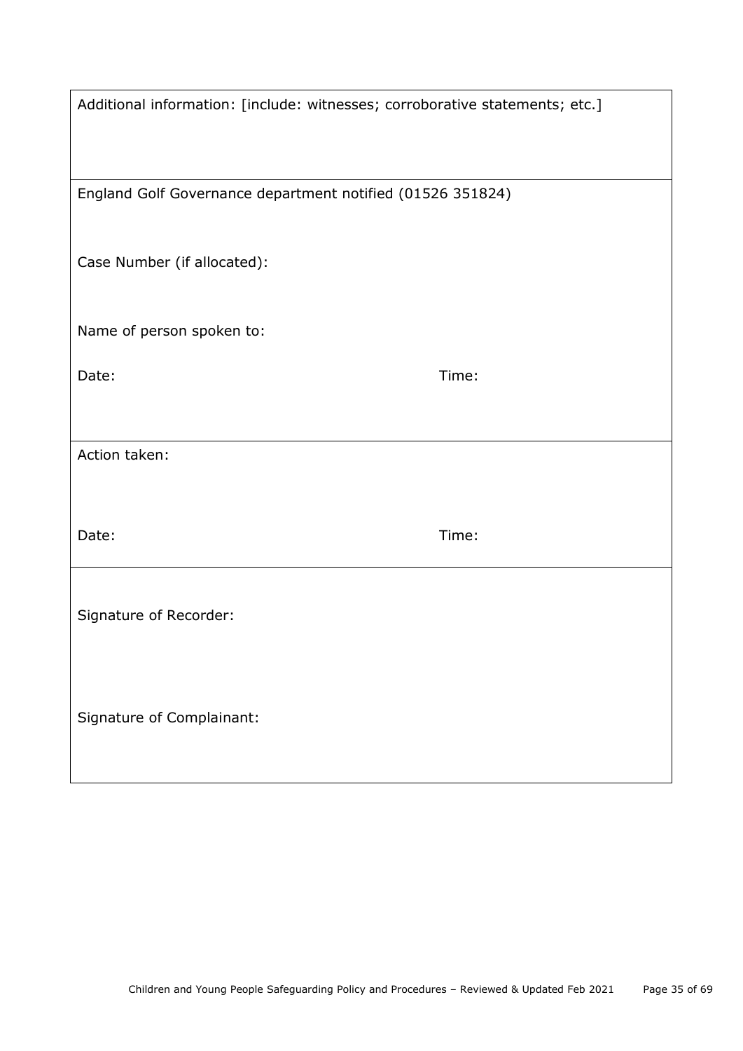| |
|---|
| Additional information: [include: witnesses; corroborative statements; etc.] |
| England Golf Governance department notified (01526 351824)<br><br>Case Number (if allocated):<br><br>Name of person spoken to:<br><br>Date: Time: |
| Action taken:<br><br>Date: Time: |
| Signature of Recorder:<br><br>Signature of Complainant: |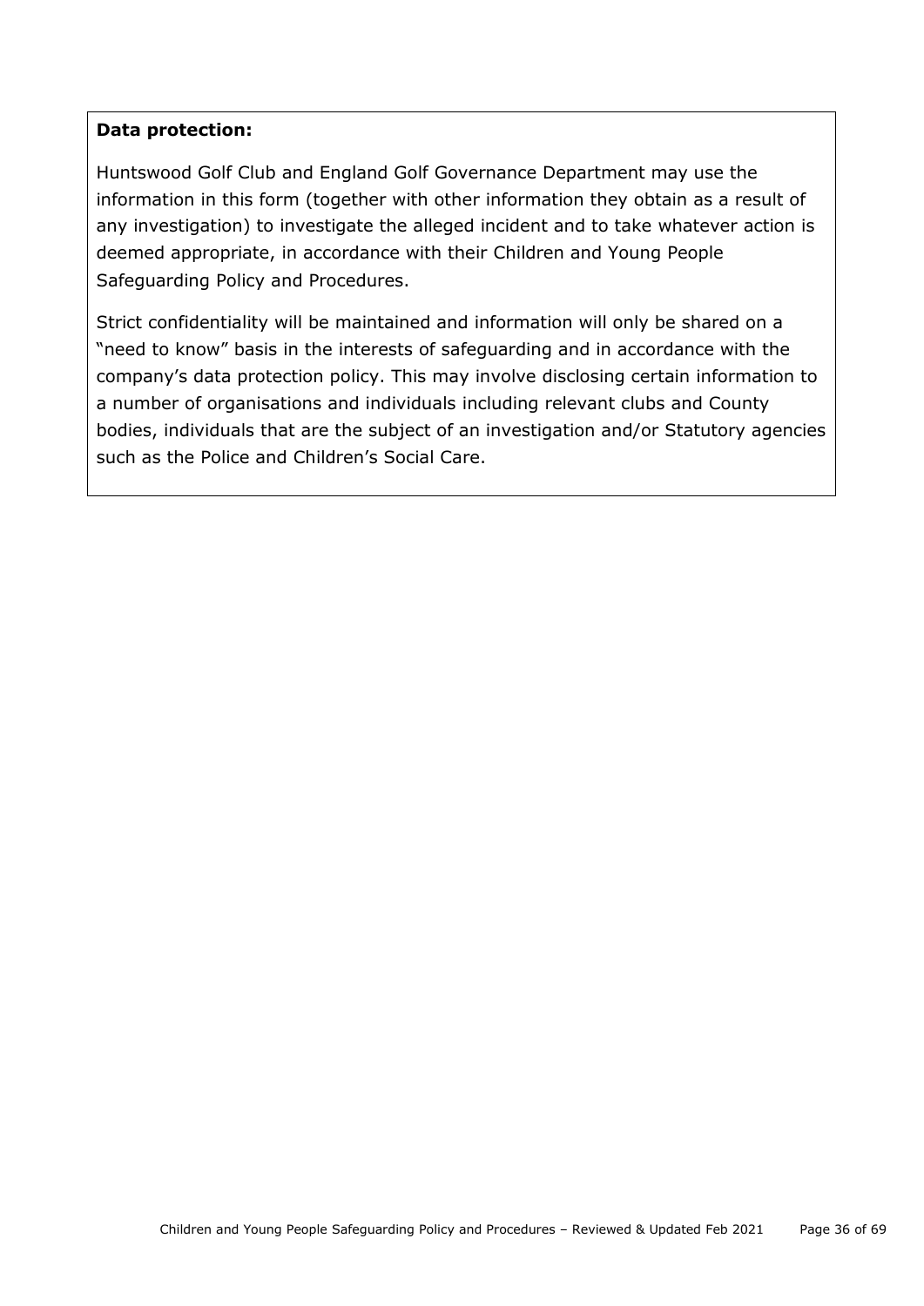**Data protection:**

Huntswood Golf Club and England Golf Governance Department may use the information in this form (together with other information they obtain as a result of any investigation) to investigate the alleged incident and to take whatever action is deemed appropriate, in accordance with their Children and Young People Safeguarding Policy and Procedures.

Strict confidentiality will be maintained and information will only be shared on a "need to know" basis in the interests of safeguarding and in accordance with the company's data protection policy. This may involve disclosing certain information to a number of organisations and individuals including relevant clubs and County bodies, individuals that are the subject of an investigation and/or Statutory agencies such as the Police and Children's Social Care.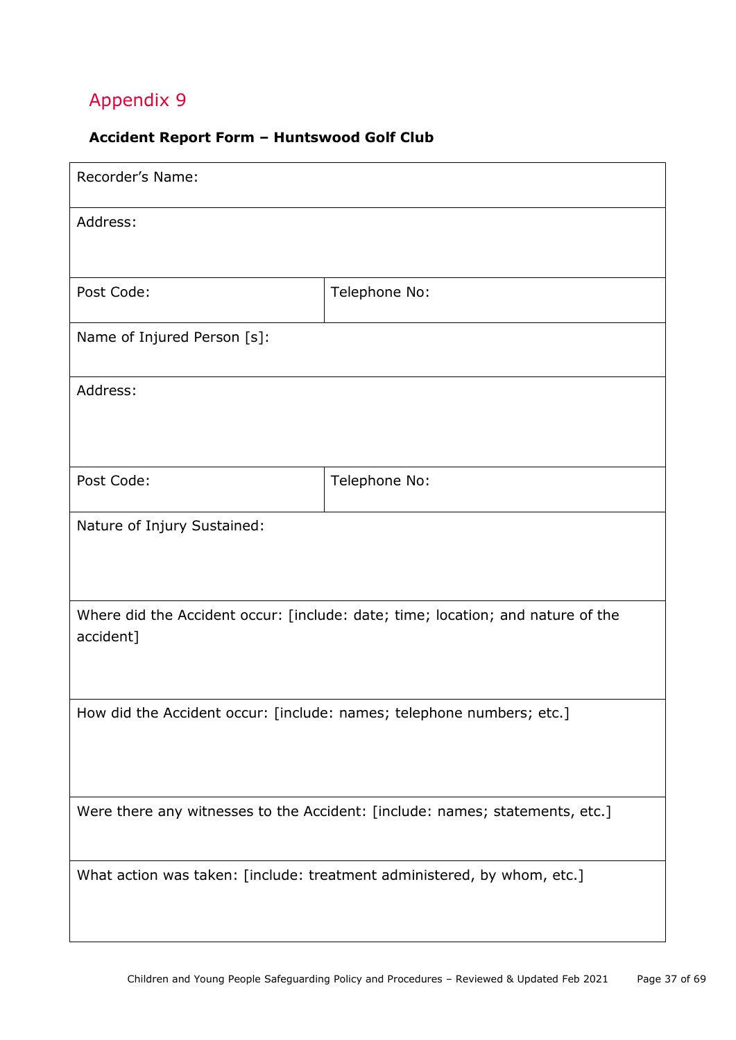# Appendix 9

**Accident Report Form – Huntswood Golf Club**

| Recorder's Name: | |
|---|---|
| Address: | |
| Post Code: | Telephone No: |
| Name of Injured Person [s]: | |
| Address: | |
| Post Code: | Telephone No: |
| Nature of Injury Sustained: | |
| Where did the Accident occur: [include: date; time; location; and nature of the accident] | |
| How did the Accident occur: [include: names; telephone numbers; etc.] | |
| Were there any witnesses to the Accident: [include: names; statements, etc.] | |
| What action was taken: [include: treatment administered, by whom, etc.] | |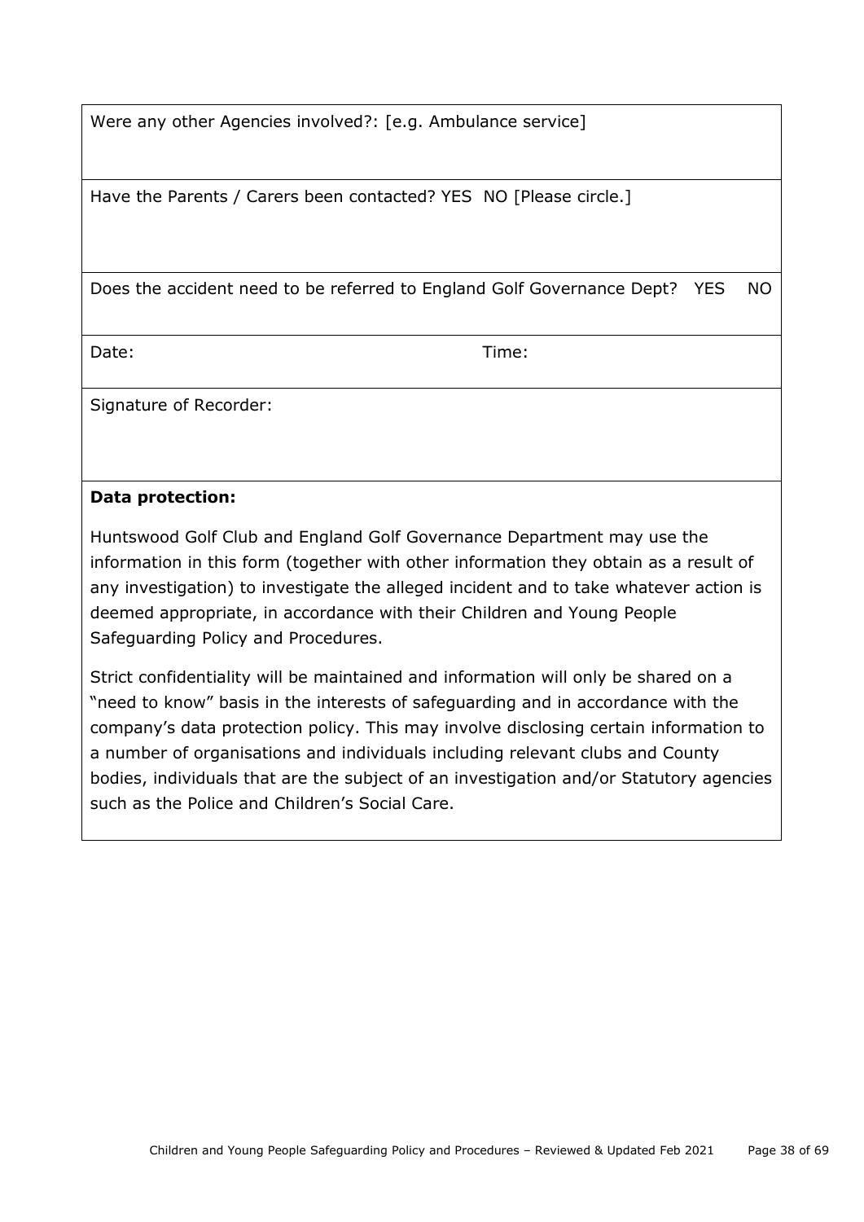| |
|---|
| Were any other Agencies involved?: [e.g. Ambulance service] |
| Have the Parents / Carers been contacted? YES NO [Please circle.] |
| Does the accident need to be referred to England Golf Governance Dept? YES NO |
| Date: Time: |
| Signature of Recorder: |
| **Data protection:**<br><br>Huntswood Golf Club and England Golf Governance Department may use the information in this form (together with other information they obtain as a result of any investigation) to investigate the alleged incident and to take whatever action is deemed appropriate, in accordance with their Children and Young People Safeguarding Policy and Procedures.<br><br>Strict confidentiality will be maintained and information will only be shared on a "need to know" basis in the interests of safeguarding and in accordance with the company's data protection policy. This may involve disclosing certain information to a number of organisations and individuals including relevant clubs and County bodies, individuals that are the subject of an investigation and/or Statutory agencies such as the Police and Children's Social Care. |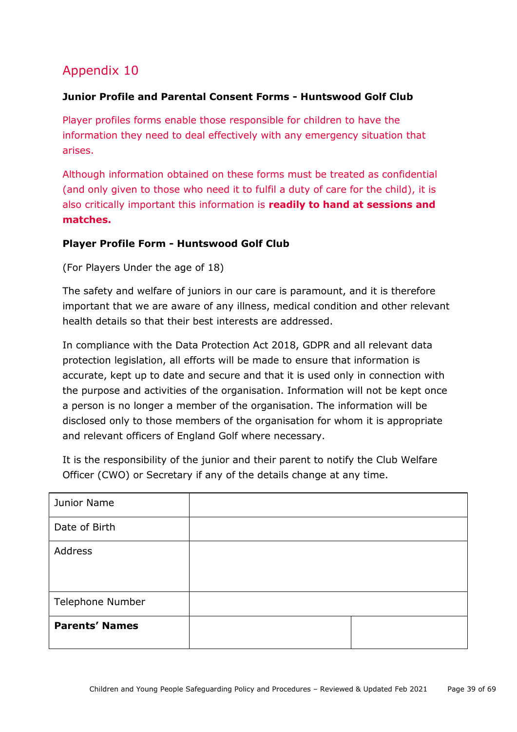# Appendix 10

**Junior Profile and Parental Consent Forms - Huntswood Golf Club**

Player profiles forms enable those responsible for children to have the information they need to deal effectively with any emergency situation that arises.

Although information obtained on these forms must be treated as confidential (and only given to those who need it to fulfil a duty of care for the child), it is also critically important this information is **readily to hand at sessions and matches.**

**Player Profile Form - Huntswood Golf Club**

(For Players Under the age of 18)

The safety and welfare of juniors in our care is paramount, and it is therefore important that we are aware of any illness, medical condition and other relevant health details so that their best interests are addressed.

In compliance with the Data Protection Act 2018, GDPR and all relevant data protection legislation, all efforts will be made to ensure that information is accurate, kept up to date and secure and that it is used only in connection with the purpose and activities of the organisation. Information will not be kept once a person is no longer a member of the organisation. The information will be disclosed only to those members of the organisation for whom it is appropriate and relevant officers of England Golf where necessary.

It is the responsibility of the junior and their parent to notify the Club Welfare Officer (CWO) or Secretary if any of the details change at any time.

| | | |
|---|---|---|
| Junior Name | | |
| Date of Birth | | |
| Address | | |
| Telephone Number | | |
| **Parents' Names** | | |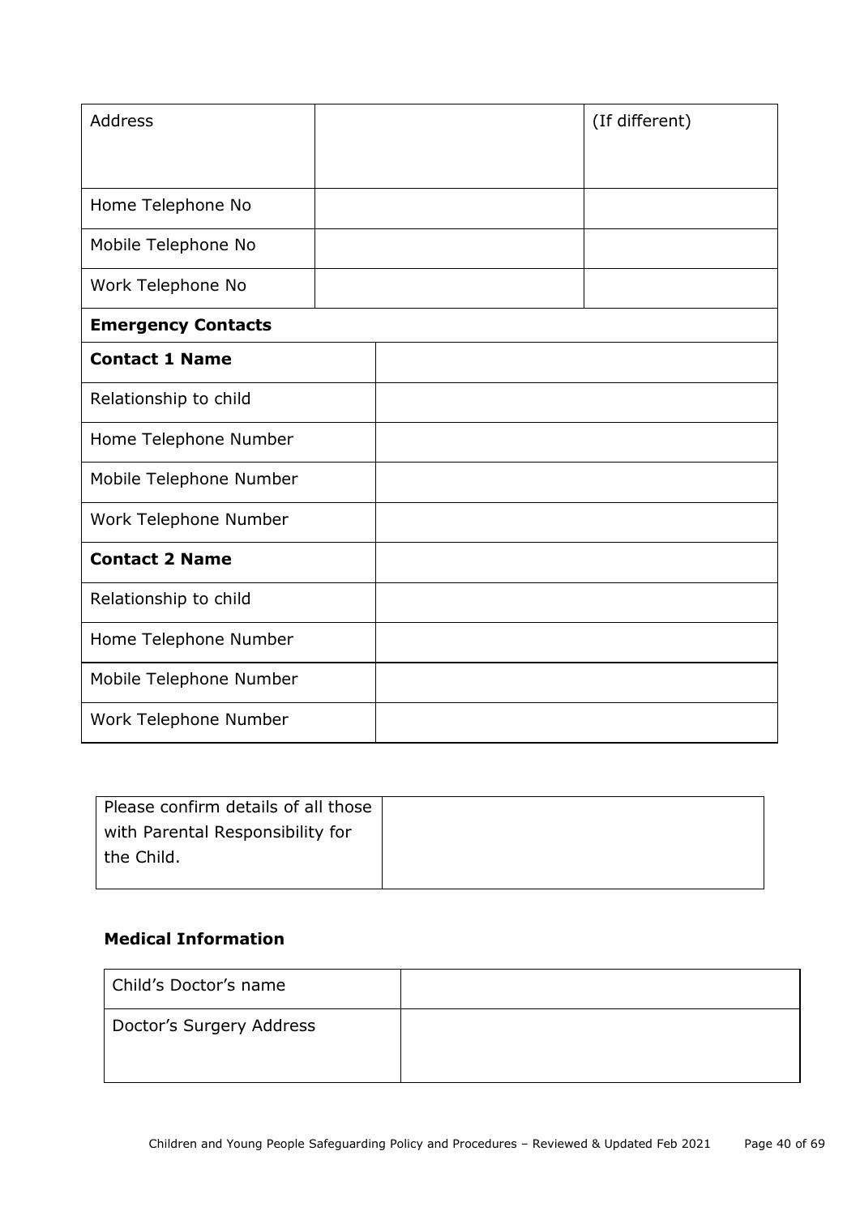| | | |
|---|---|---|
| Address | | (If different) |
| Home Telephone No | | |
| Mobile Telephone No | | |
| Work Telephone No | | |
| **Emergency Contacts** | | |
| **Contact 1 Name** | | |
| Relationship to child | | |
| Home Telephone Number | | |
| Mobile Telephone Number | | |
| Work Telephone Number | | |
| **Contact 2 Name** | | |
| Relationship to child | | |
| Home Telephone Number | | |
| Mobile Telephone Number | | |
| Work Telephone Number | | |

| | |
|---|---|
| Please confirm details of all those with Parental Responsibility for the Child. | |

**Medical Information**

| | |
|---|---|
| Child's Doctor's name | |
| Doctor's Surgery Address | |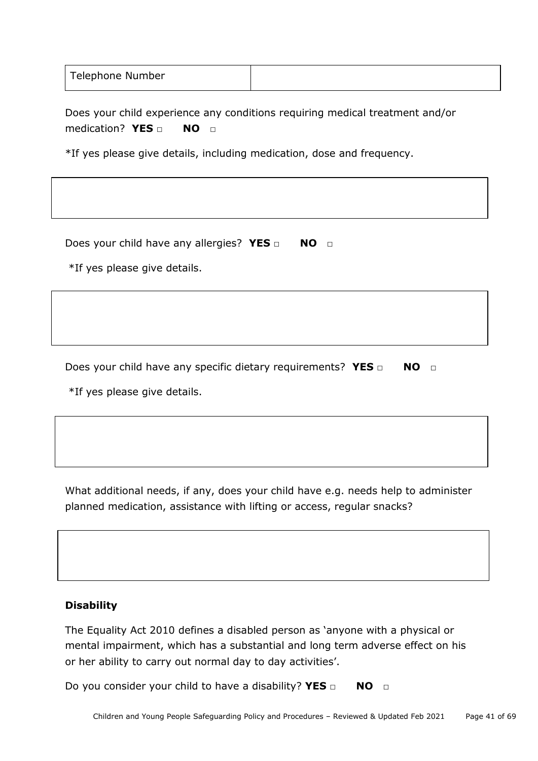| Telephone Number | |
|---|---|

Does your child experience any conditions requiring medical treatment and/or medication? **YES** □ **NO** □

*If yes please give details, including medication, dose and frequency.

| |
|---|
| |

Does your child have any allergies? **YES** □ **NO** □

*If yes please give details.

| |
|---|
| |

Does your child have any specific dietary requirements? **YES** □ **NO** □

*If yes please give details.

| |
|---|
| |

What additional needs, if any, does your child have e.g. needs help to administer planned medication, assistance with lifting or access, regular snacks?

| |
|---|
| |

**Disability**

The Equality Act 2010 defines a disabled person as 'anyone with a physical or mental impairment, which has a substantial and long term adverse effect on his or her ability to carry out normal day to day activities'.

Do you consider your child to have a disability? **YES** □ **NO** □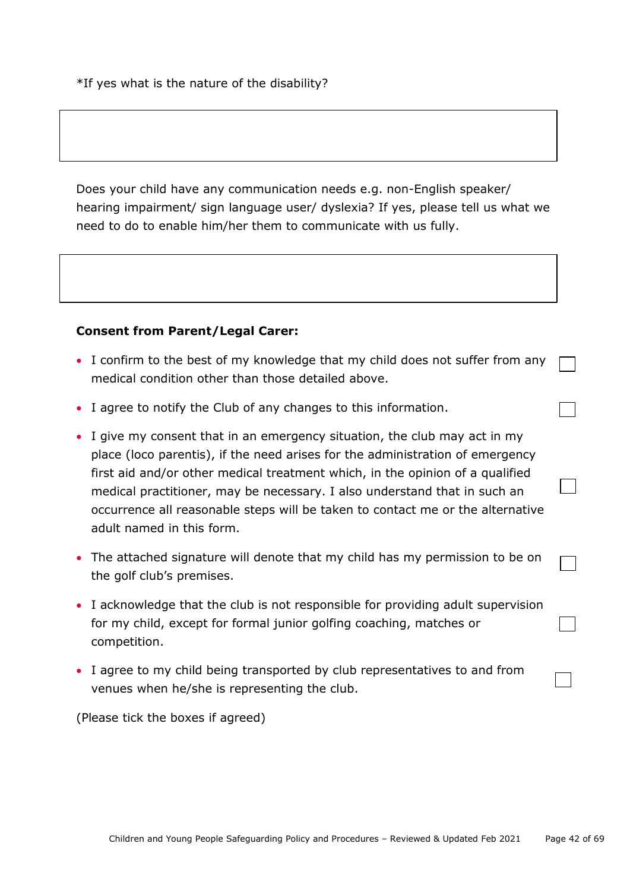*If yes what is the nature of the disability?

Does your child have any communication needs e.g. non-English speaker/ hearing impairment/ sign language user/ dyslexia? If yes, please tell us what we need to do to enable him/her them to communicate with us fully.

**Consent from Parent/Legal Carer:**

- I confirm to the best of my knowledge that my child does not suffer from any medical condition other than those detailed above. ☐
- I agree to notify the Club of any changes to this information. ☐
- I give my consent that in an emergency situation, the club may act in my place (loco parentis), if the need arises for the administration of emergency first aid and/or other medical treatment which, in the opinion of a qualified medical practitioner, may be necessary. I also understand that in such an occurrence all reasonable steps will be taken to contact me or the alternative adult named in this form. ☐
- The attached signature will denote that my child has my permission to be on the golf club's premises. ☐
- I acknowledge that the club is not responsible for providing adult supervision for my child, except for formal junior golfing coaching, matches or competition. ☐
- I agree to my child being transported by club representatives to and from venues when he/she is representing the club. ☐

(Please tick the boxes if agreed)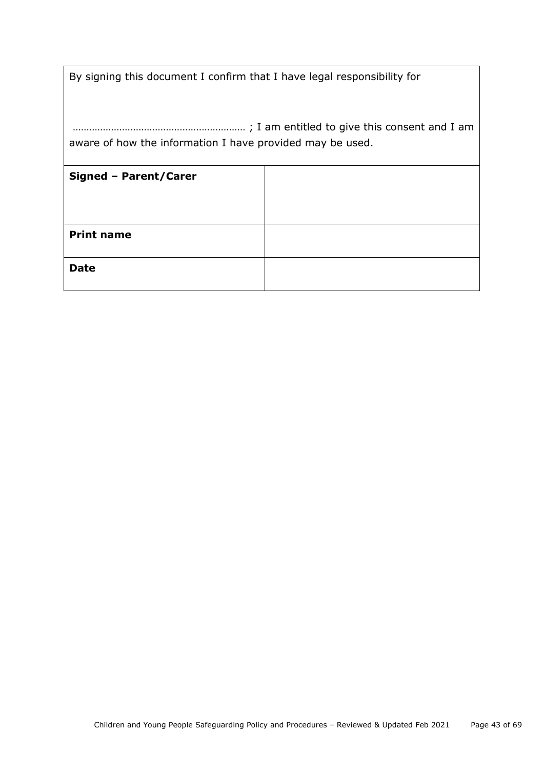By signing this document I confirm that I have legal responsibility for

……………………………………………………… ; I am entitled to give this consent and I am aware of how the information I have provided may be used.

| | |
|---|---|
| **Signed – Parent/Carer** | |
| **Print name** | |
| **Date** | |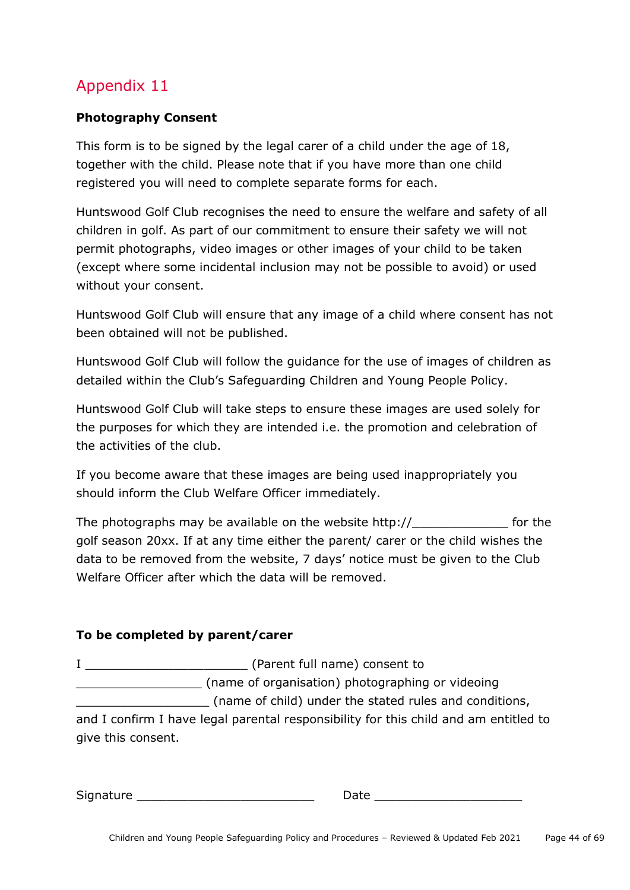# Appendix 11

**Photography Consent**

This form is to be signed by the legal carer of a child under the age of 18, together with the child. Please note that if you have more than one child registered you will need to complete separate forms for each.

Huntswood Golf Club recognises the need to ensure the welfare and safety of all children in golf. As part of our commitment to ensure their safety we will not permit photographs, video images or other images of your child to be taken (except where some incidental inclusion may not be possible to avoid) or used without your consent.

Huntswood Golf Club will ensure that any image of a child where consent has not been obtained will not be published.

Huntswood Golf Club will follow the guidance for the use of images of children as detailed within the Club's Safeguarding Children and Young People Policy.

Huntswood Golf Club will take steps to ensure these images are used solely for the purposes for which they are intended i.e. the promotion and celebration of the activities of the club.

If you become aware that these images are being used inappropriately you should inform the Club Welfare Officer immediately.

The photographs may be available on the website http://_____________ for the golf season 20xx. If at any time either the parent/ carer or the child wishes the data to be removed from the website, 7 days' notice must be given to the Club Welfare Officer after which the data will be removed.

**To be completed by parent/carer**

I ______________________ (Parent full name) consent to _________________ (name of organisation) photographing or videoing __________________ (name of child) under the stated rules and conditions, and I confirm I have legal parental responsibility for this child and am entitled to give this consent.

Signature ________________________ Date ____________________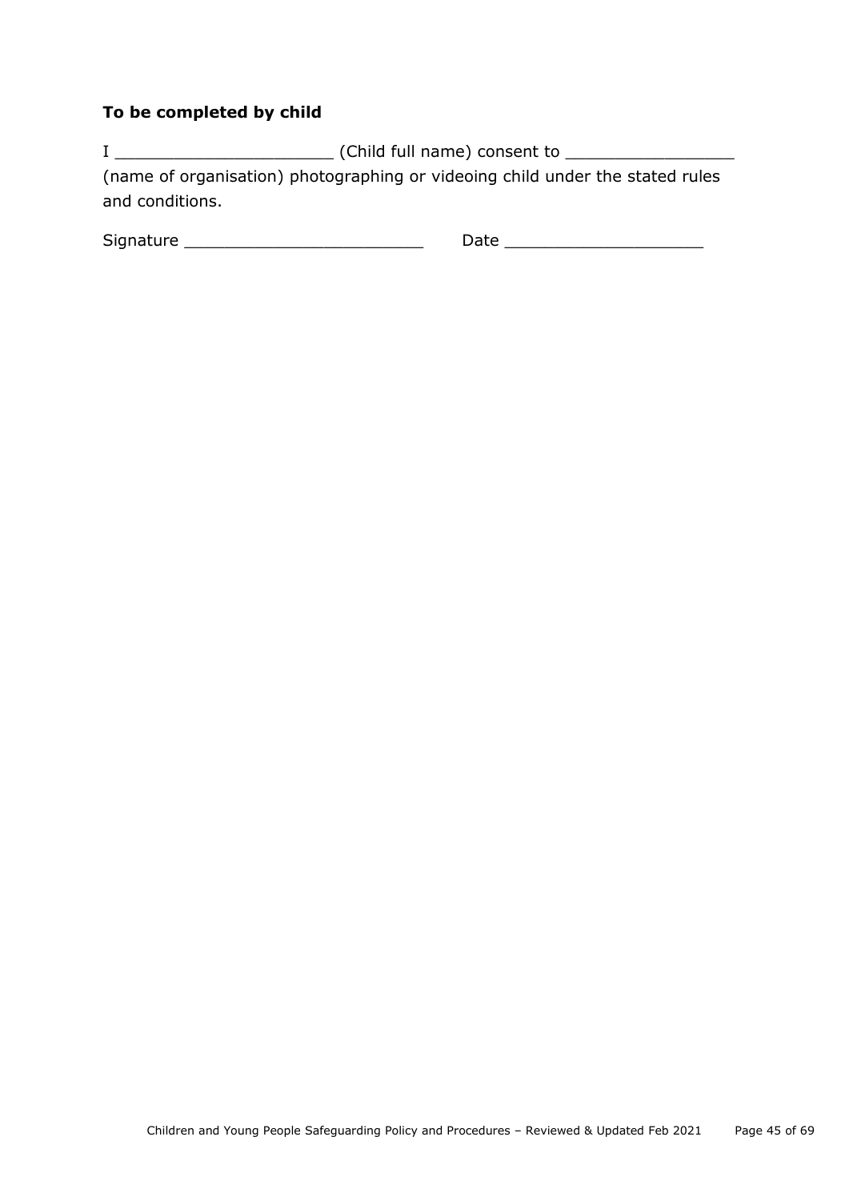**To be completed by child**

I ______________________ (Child full name) consent to _________________ (name of organisation) photographing or videoing child under the stated rules and conditions.

Signature _________________________ Date ____________________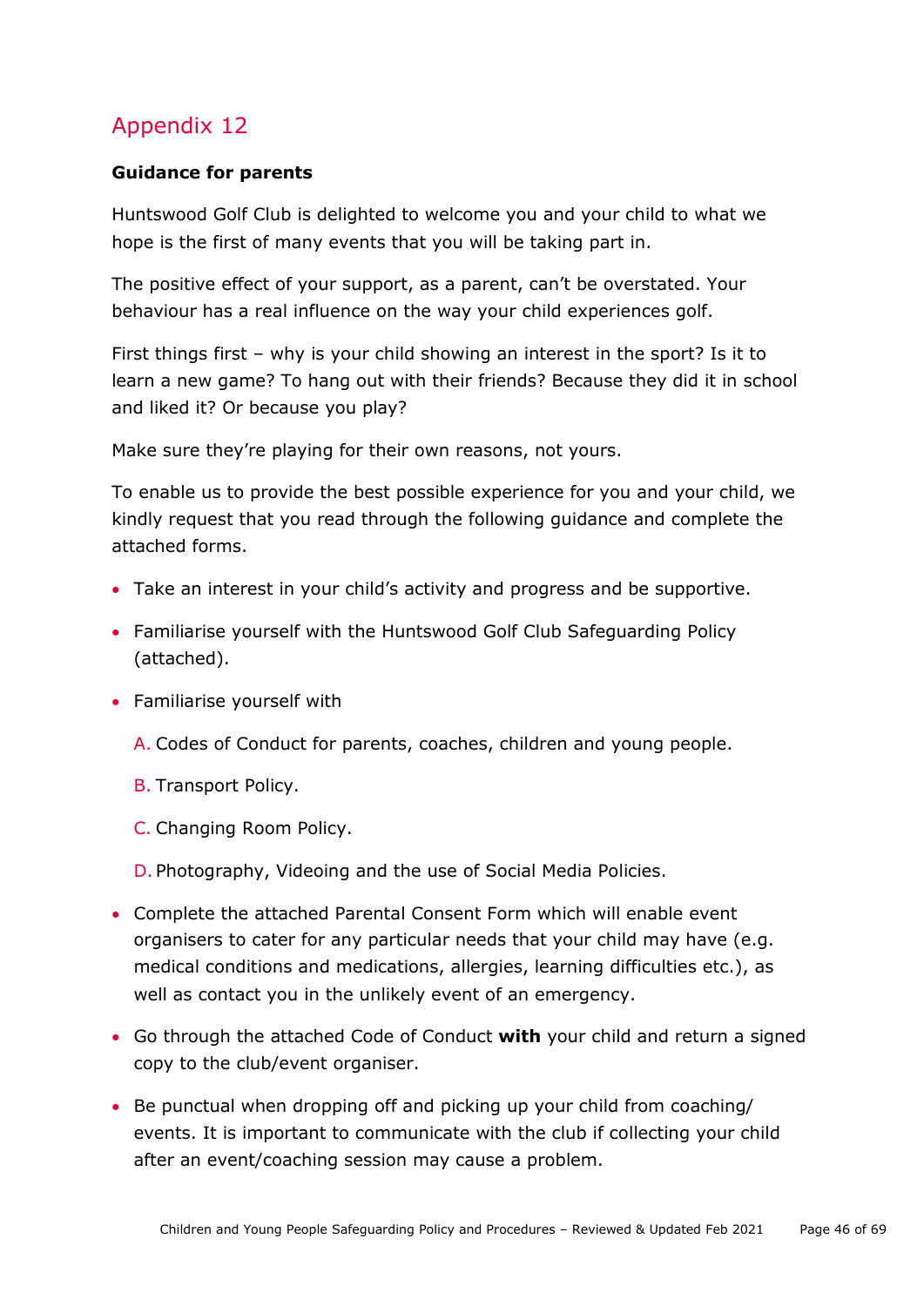# Appendix 12

**Guidance for parents**

Huntswood Golf Club is delighted to welcome you and your child to what we hope is the first of many events that you will be taking part in.

The positive effect of your support, as a parent, can't be overstated. Your behaviour has a real influence on the way your child experiences golf.

First things first – why is your child showing an interest in the sport? Is it to learn a new game? To hang out with their friends? Because they did it in school and liked it? Or because you play?

Make sure they're playing for their own reasons, not yours.

To enable us to provide the best possible experience for you and your child, we kindly request that you read through the following guidance and complete the attached forms.

- Take an interest in your child's activity and progress and be supportive.
- Familiarise yourself with the Huntswood Golf Club Safeguarding Policy (attached).
- Familiarise yourself with

  A. Codes of Conduct for parents, coaches, children and young people.

  B. Transport Policy.

  C. Changing Room Policy.

  D. Photography, Videoing and the use of Social Media Policies.

- Complete the attached Parental Consent Form which will enable event organisers to cater for any particular needs that your child may have (e.g. medical conditions and medications, allergies, learning difficulties etc.), as well as contact you in the unlikely event of an emergency.
- Go through the attached Code of Conduct **with** your child and return a signed copy to the club/event organiser.
- Be punctual when dropping off and picking up your child from coaching/ events. It is important to communicate with the club if collecting your child after an event/coaching session may cause a problem.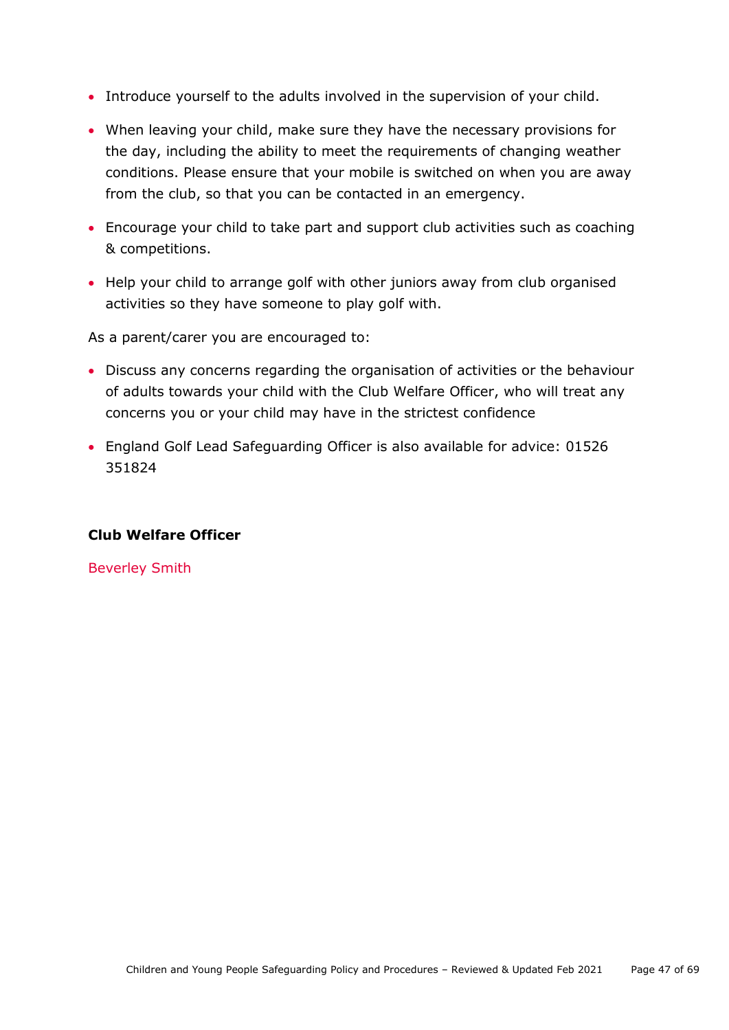- Introduce yourself to the adults involved in the supervision of your child.
- When leaving your child, make sure they have the necessary provisions for the day, including the ability to meet the requirements of changing weather conditions. Please ensure that your mobile is switched on when you are away from the club, so that you can be contacted in an emergency.
- Encourage your child to take part and support club activities such as coaching & competitions.
- Help your child to arrange golf with other juniors away from club organised activities so they have someone to play golf with.

As a parent/carer you are encouraged to:

- Discuss any concerns regarding the organisation of activities or the behaviour of adults towards your child with the Club Welfare Officer, who will treat any concerns you or your child may have in the strictest confidence
- England Golf Lead Safeguarding Officer is also available for advice: 01526 351824

**Club Welfare Officer**

Beverley Smith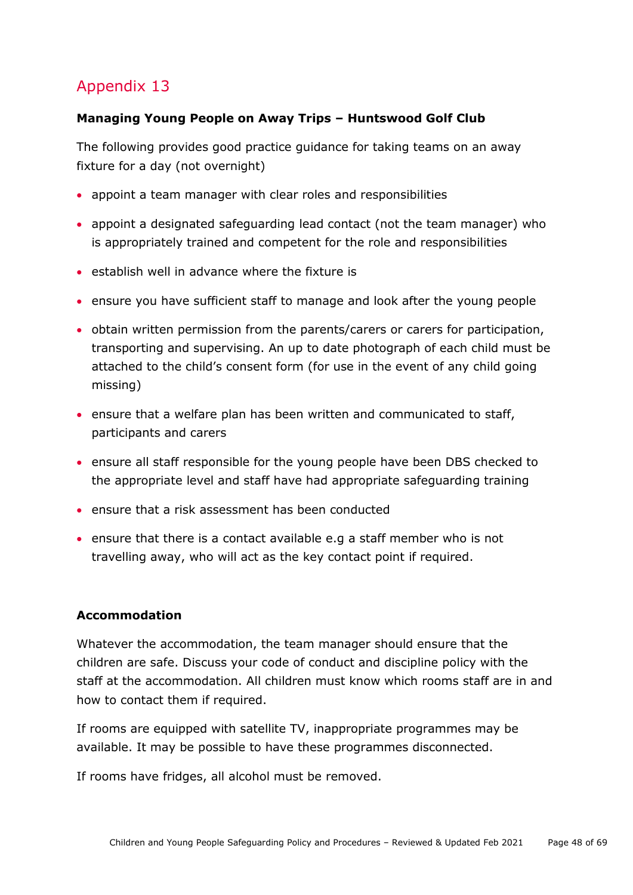## Appendix 13

**Managing Young People on Away Trips – Huntswood Golf Club**

The following provides good practice guidance for taking teams on an away fixture for a day (not overnight)

- appoint a team manager with clear roles and responsibilities
- appoint a designated safeguarding lead contact (not the team manager) who is appropriately trained and competent for the role and responsibilities
- establish well in advance where the fixture is
- ensure you have sufficient staff to manage and look after the young people
- obtain written permission from the parents/carers or carers for participation, transporting and supervising. An up to date photograph of each child must be attached to the child's consent form (for use in the event of any child going missing)
- ensure that a welfare plan has been written and communicated to staff, participants and carers
- ensure all staff responsible for the young people have been DBS checked to the appropriate level and staff have had appropriate safeguarding training
- ensure that a risk assessment has been conducted
- ensure that there is a contact available e.g a staff member who is not travelling away, who will act as the key contact point if required.

**Accommodation**

Whatever the accommodation, the team manager should ensure that the children are safe. Discuss your code of conduct and discipline policy with the staff at the accommodation. All children must know which rooms staff are in and how to contact them if required.

If rooms are equipped with satellite TV, inappropriate programmes may be available. It may be possible to have these programmes disconnected.

If rooms have fridges, all alcohol must be removed.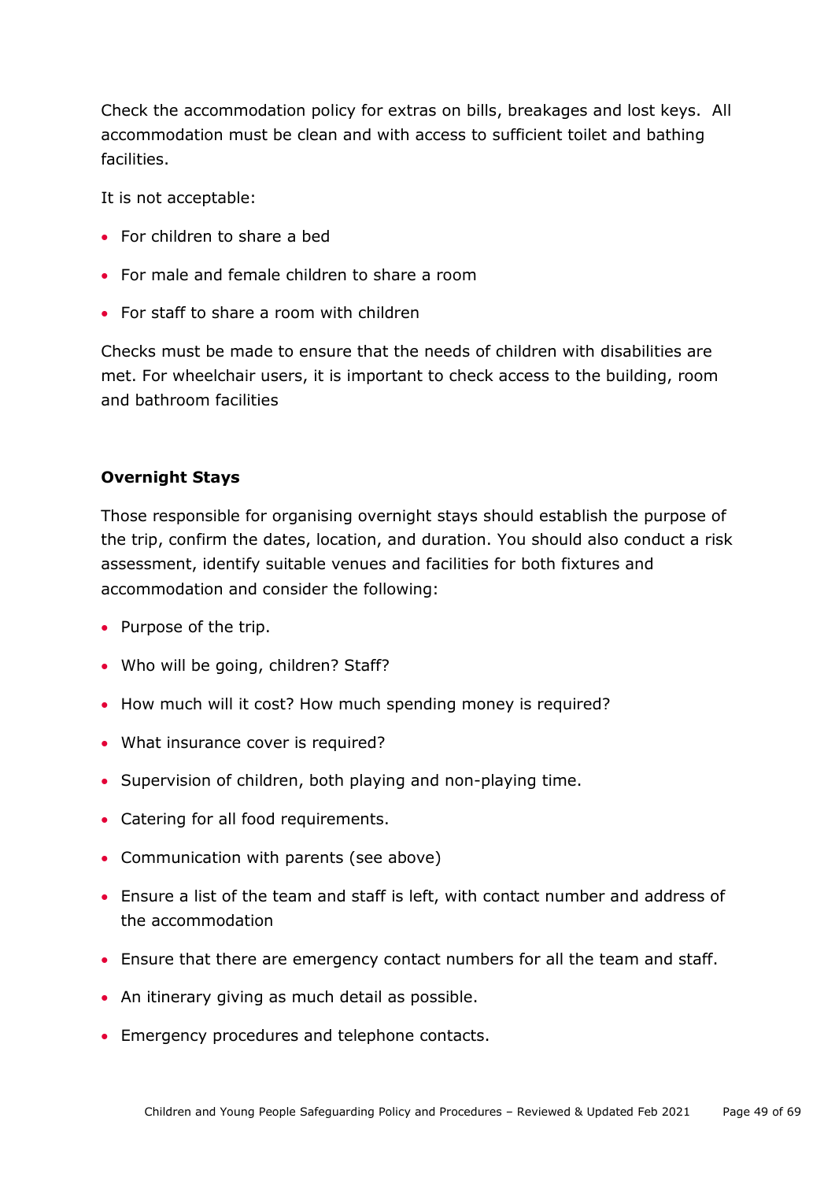Check the accommodation policy for extras on bills, breakages and lost keys. All accommodation must be clean and with access to sufficient toilet and bathing facilities.

It is not acceptable:

- For children to share a bed
- For male and female children to share a room
- For staff to share a room with children

Checks must be made to ensure that the needs of children with disabilities are met. For wheelchair users, it is important to check access to the building, room and bathroom facilities

**Overnight Stays**

Those responsible for organising overnight stays should establish the purpose of the trip, confirm the dates, location, and duration. You should also conduct a risk assessment, identify suitable venues and facilities for both fixtures and accommodation and consider the following:

- Purpose of the trip.
- Who will be going, children? Staff?
- How much will it cost? How much spending money is required?
- What insurance cover is required?
- Supervision of children, both playing and non-playing time.
- Catering for all food requirements.
- Communication with parents (see above)
- Ensure a list of the team and staff is left, with contact number and address of the accommodation
- Ensure that there are emergency contact numbers for all the team and staff.
- An itinerary giving as much detail as possible.
- Emergency procedures and telephone contacts.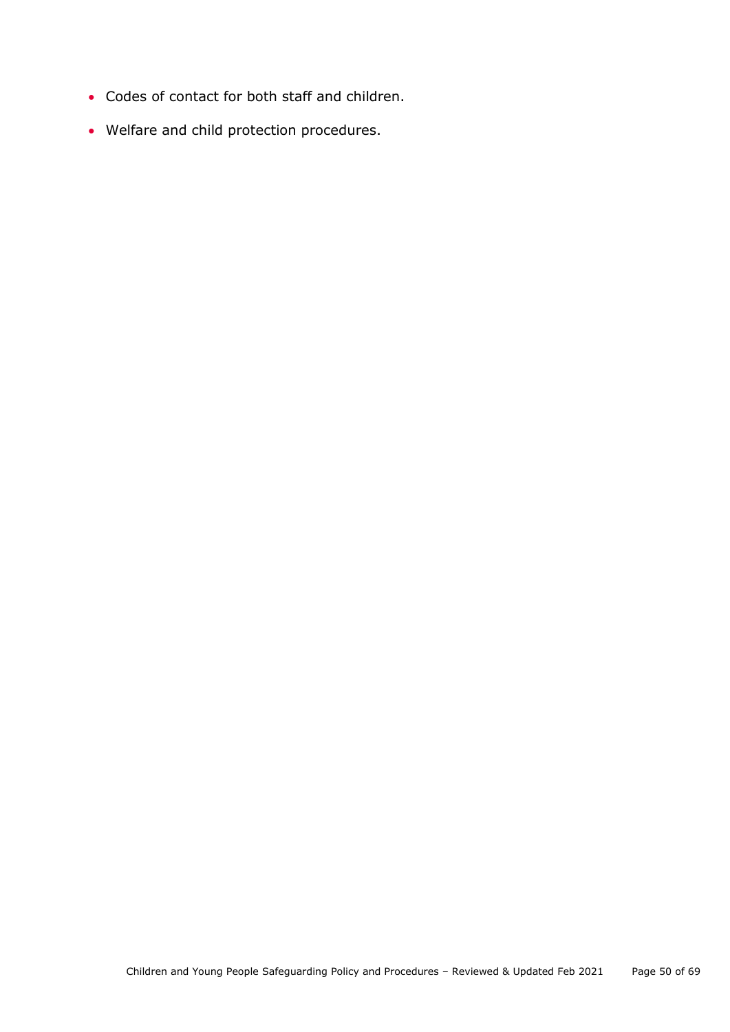- Codes of contact for both staff and children.
- Welfare and child protection procedures.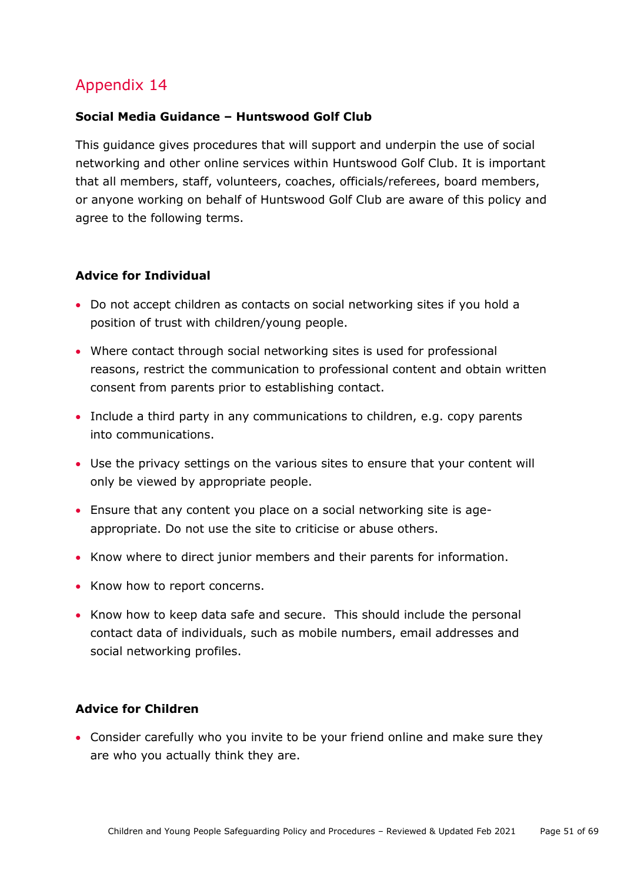# Appendix 14

**Social Media Guidance – Huntswood Golf Club**

This guidance gives procedures that will support and underpin the use of social networking and other online services within Huntswood Golf Club. It is important that all members, staff, volunteers, coaches, officials/referees, board members, or anyone working on behalf of Huntswood Golf Club are aware of this policy and agree to the following terms.

**Advice for Individual**

- Do not accept children as contacts on social networking sites if you hold a position of trust with children/young people.
- Where contact through social networking sites is used for professional reasons, restrict the communication to professional content and obtain written consent from parents prior to establishing contact.
- Include a third party in any communications to children, e.g. copy parents into communications.
- Use the privacy settings on the various sites to ensure that your content will only be viewed by appropriate people.
- Ensure that any content you place on a social networking site is age-appropriate. Do not use the site to criticise or abuse others.
- Know where to direct junior members and their parents for information.
- Know how to report concerns.
- Know how to keep data safe and secure. This should include the personal contact data of individuals, such as mobile numbers, email addresses and social networking profiles.

**Advice for Children**

- Consider carefully who you invite to be your friend online and make sure they are who you actually think they are.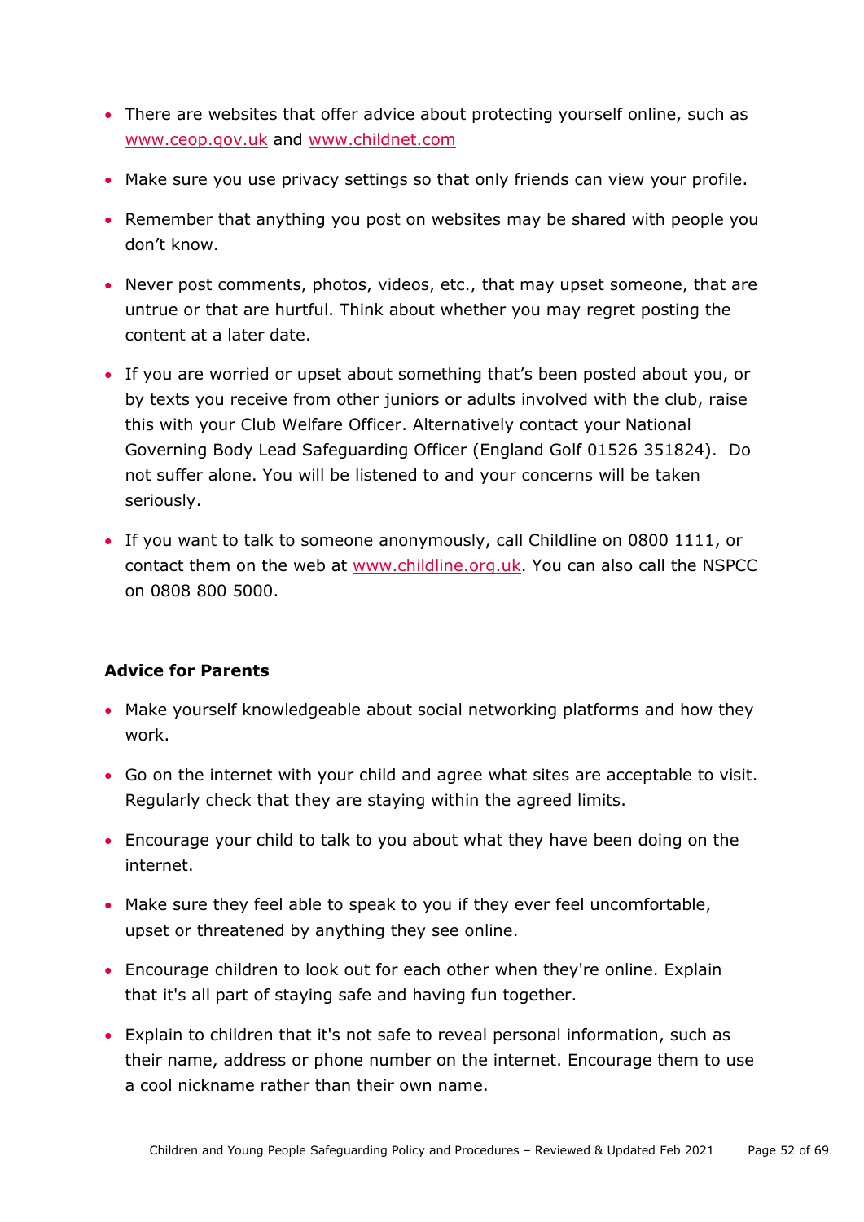- There are websites that offer advice about protecting yourself online, such as www.ceop.gov.uk and www.childnet.com
- Make sure you use privacy settings so that only friends can view your profile.
- Remember that anything you post on websites may be shared with people you don't know.
- Never post comments, photos, videos, etc., that may upset someone, that are untrue or that are hurtful. Think about whether you may regret posting the content at a later date.
- If you are worried or upset about something that's been posted about you, or by texts you receive from other juniors or adults involved with the club, raise this with your Club Welfare Officer. Alternatively contact your National Governing Body Lead Safeguarding Officer (England Golf 01526 351824). Do not suffer alone. You will be listened to and your concerns will be taken seriously.
- If you want to talk to someone anonymously, call Childline on 0800 1111, or contact them on the web at www.childline.org.uk. You can also call the NSPCC on 0808 800 5000.

**Advice for Parents**

- Make yourself knowledgeable about social networking platforms and how they work.
- Go on the internet with your child and agree what sites are acceptable to visit. Regularly check that they are staying within the agreed limits.
- Encourage your child to talk to you about what they have been doing on the internet.
- Make sure they feel able to speak to you if they ever feel uncomfortable, upset or threatened by anything they see online.
- Encourage children to look out for each other when they're online. Explain that it's all part of staying safe and having fun together.
- Explain to children that it's not safe to reveal personal information, such as their name, address or phone number on the internet. Encourage them to use a cool nickname rather than their own name.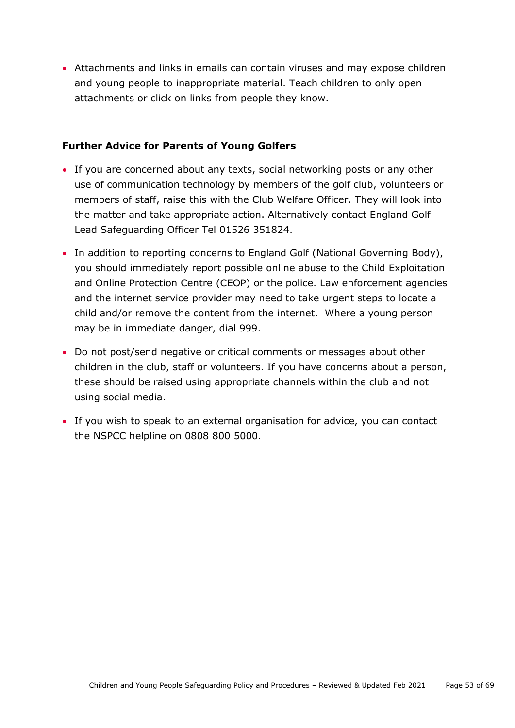- Attachments and links in emails can contain viruses and may expose children and young people to inappropriate material. Teach children to only open attachments or click on links from people they know.

**Further Advice for Parents of Young Golfers**

- If you are concerned about any texts, social networking posts or any other use of communication technology by members of the golf club, volunteers or members of staff, raise this with the Club Welfare Officer. They will look into the matter and take appropriate action. Alternatively contact England Golf Lead Safeguarding Officer Tel 01526 351824.
- In addition to reporting concerns to England Golf (National Governing Body), you should immediately report possible online abuse to the Child Exploitation and Online Protection Centre (CEOP) or the police. Law enforcement agencies and the internet service provider may need to take urgent steps to locate a child and/or remove the content from the internet. Where a young person may be in immediate danger, dial 999.
- Do not post/send negative or critical comments or messages about other children in the club, staff or volunteers. If you have concerns about a person, these should be raised using appropriate channels within the club and not using social media.
- If you wish to speak to an external organisation for advice, you can contact the NSPCC helpline on 0808 800 5000.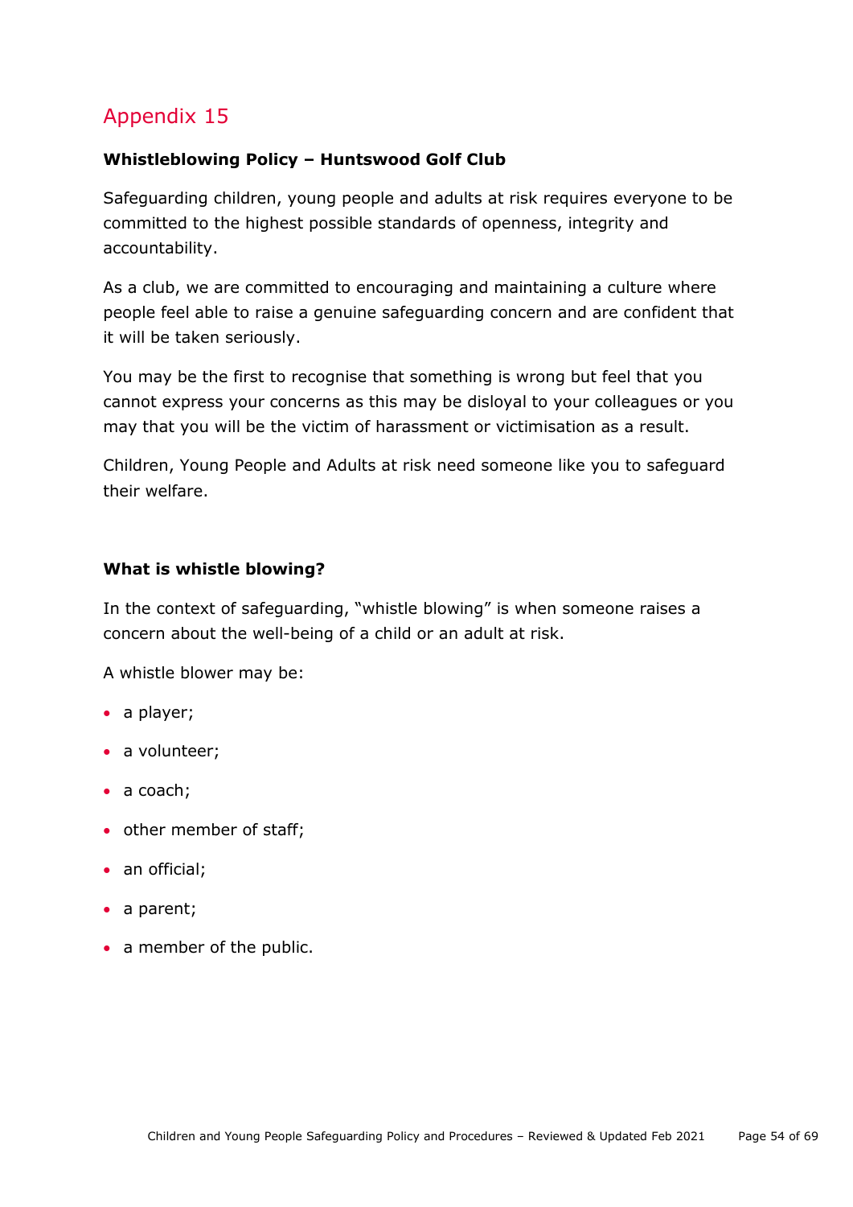## Appendix 15

**Whistleblowing Policy – Huntswood Golf Club**

Safeguarding children, young people and adults at risk requires everyone to be committed to the highest possible standards of openness, integrity and accountability.

As a club, we are committed to encouraging and maintaining a culture where people feel able to raise a genuine safeguarding concern and are confident that it will be taken seriously.

You may be the first to recognise that something is wrong but feel that you cannot express your concerns as this may be disloyal to your colleagues or you may that you will be the victim of harassment or victimisation as a result.

Children, Young People and Adults at risk need someone like you to safeguard their welfare.

**What is whistle blowing?**

In the context of safeguarding, "whistle blowing" is when someone raises a concern about the well-being of a child or an adult at risk.

A whistle blower may be:

- a player;
- a volunteer;
- a coach;
- other member of staff;
- an official;
- a parent;
- a member of the public.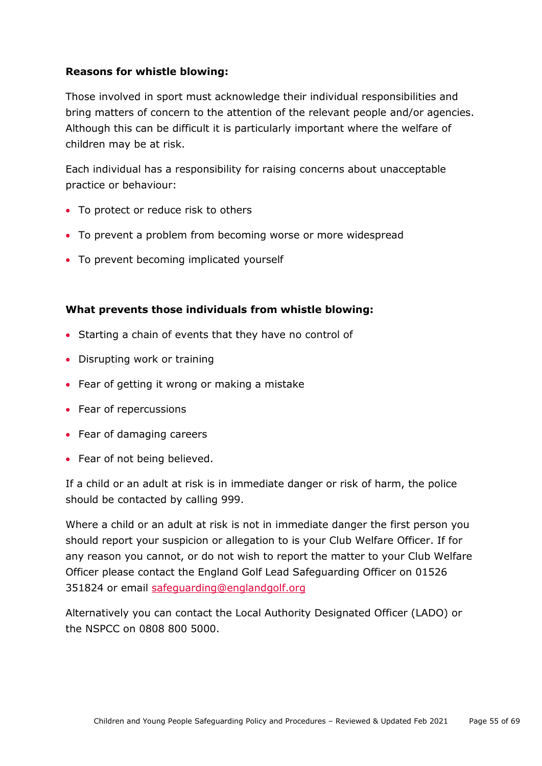**Reasons for whistle blowing:**

Those involved in sport must acknowledge their individual responsibilities and bring matters of concern to the attention of the relevant people and/or agencies. Although this can be difficult it is particularly important where the welfare of children may be at risk.

Each individual has a responsibility for raising concerns about unacceptable practice or behaviour:

- To protect or reduce risk to others
- To prevent a problem from becoming worse or more widespread
- To prevent becoming implicated yourself

**What prevents those individuals from whistle blowing:**

- Starting a chain of events that they have no control of
- Disrupting work or training
- Fear of getting it wrong or making a mistake
- Fear of repercussions
- Fear of damaging careers
- Fear of not being believed.

If a child or an adult at risk is in immediate danger or risk of harm, the police should be contacted by calling 999.

Where a child or an adult at risk is not in immediate danger the first person you should report your suspicion or allegation to is your Club Welfare Officer. If for any reason you cannot, or do not wish to report the matter to your Club Welfare Officer please contact the England Golf Lead Safeguarding Officer on 01526 351824 or email safeguarding@englandgolf.org

Alternatively you can contact the Local Authority Designated Officer (LADO) or the NSPCC on 0808 800 5000.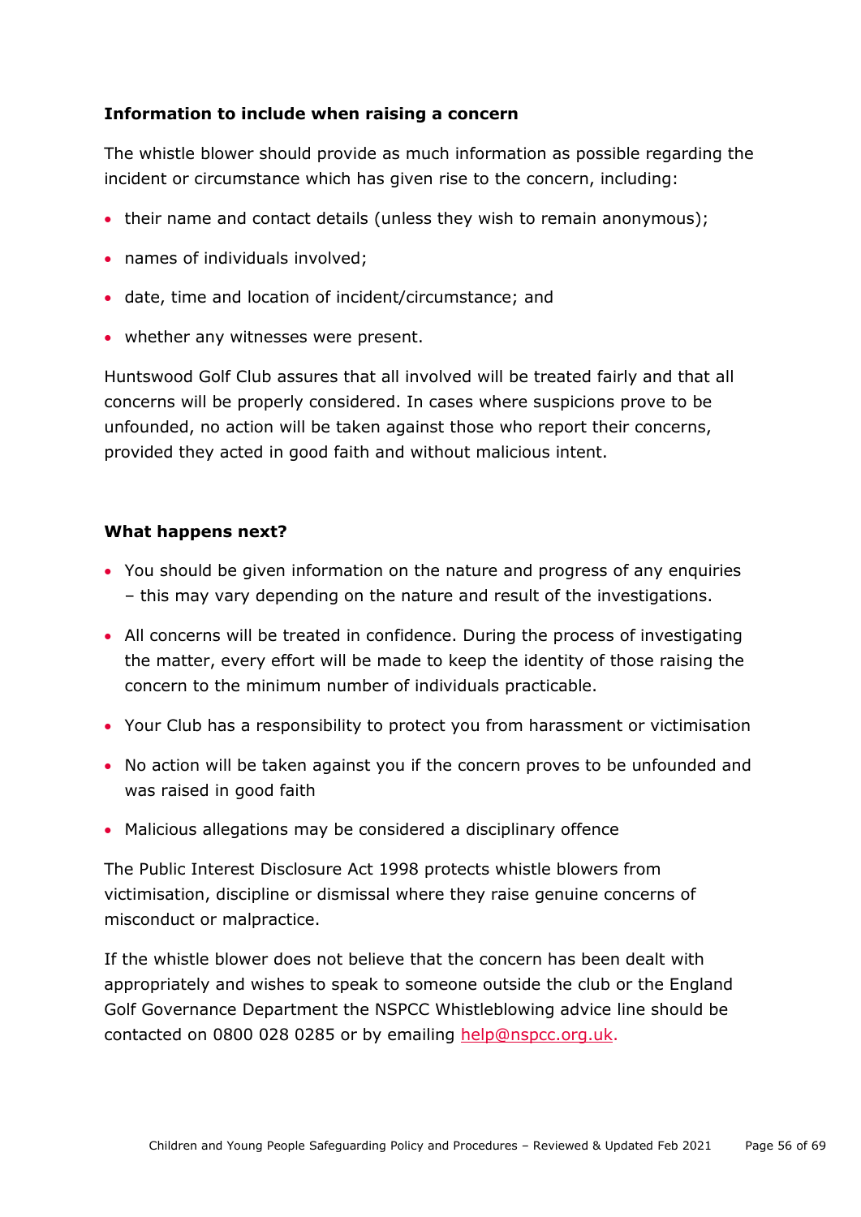**Information to include when raising a concern**

The whistle blower should provide as much information as possible regarding the incident or circumstance which has given rise to the concern, including:

- their name and contact details (unless they wish to remain anonymous);
- names of individuals involved;
- date, time and location of incident/circumstance; and
- whether any witnesses were present.

Huntswood Golf Club assures that all involved will be treated fairly and that all concerns will be properly considered. In cases where suspicions prove to be unfounded, no action will be taken against those who report their concerns, provided they acted in good faith and without malicious intent.

**What happens next?**

- You should be given information on the nature and progress of any enquiries – this may vary depending on the nature and result of the investigations.
- All concerns will be treated in confidence. During the process of investigating the matter, every effort will be made to keep the identity of those raising the concern to the minimum number of individuals practicable.
- Your Club has a responsibility to protect you from harassment or victimisation
- No action will be taken against you if the concern proves to be unfounded and was raised in good faith
- Malicious allegations may be considered a disciplinary offence

The Public Interest Disclosure Act 1998 protects whistle blowers from victimisation, discipline or dismissal where they raise genuine concerns of misconduct or malpractice.

If the whistle blower does not believe that the concern has been dealt with appropriately and wishes to speak to someone outside the club or the England Golf Governance Department the NSPCC Whistleblowing advice line should be contacted on 0800 028 0285 or by emailing help@nspcc.org.uk.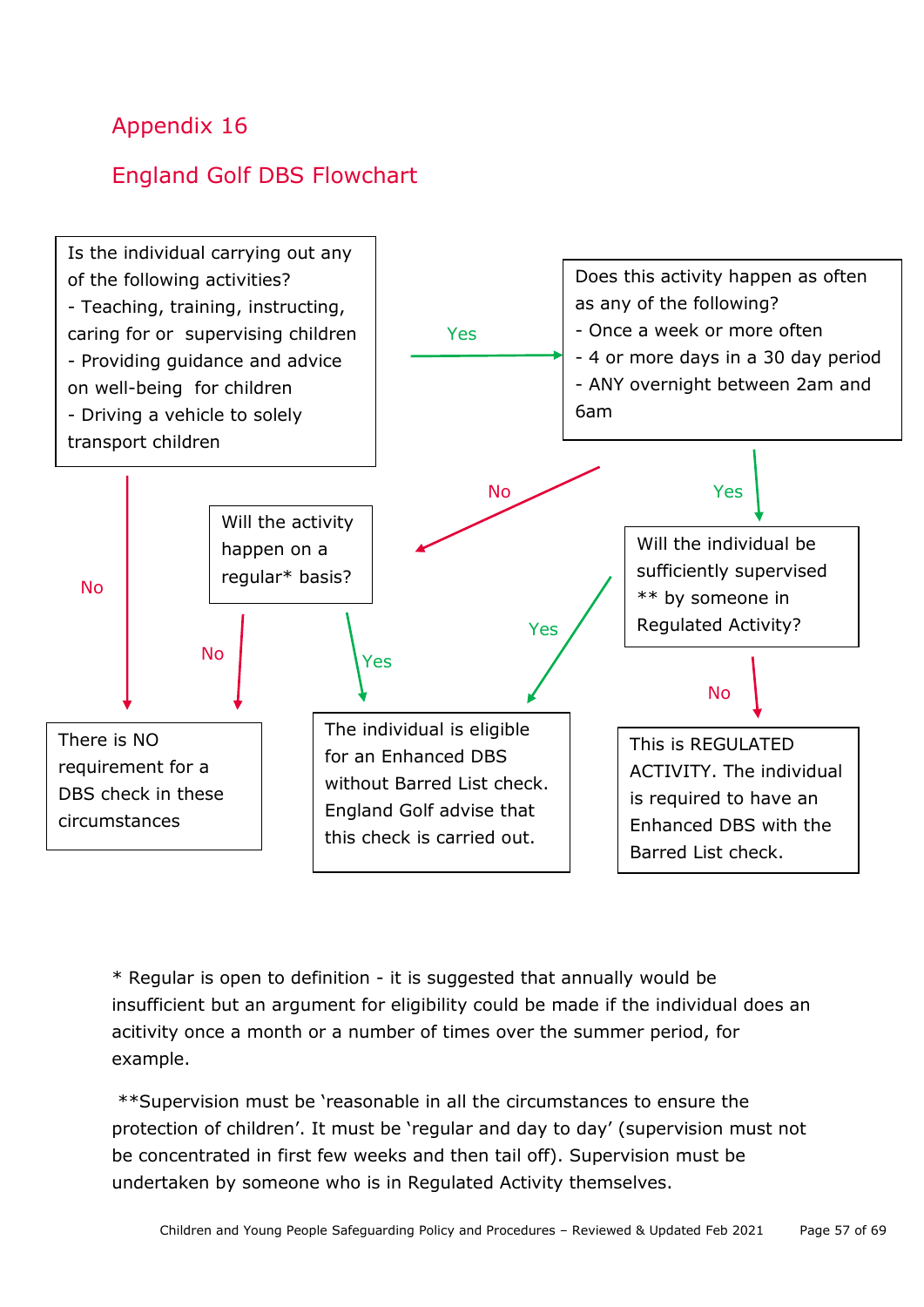# Appendix 16

## England Golf DBS Flowchart

Is the individual carrying out any of the following activities?
- Teaching, training, instructing, caring for or supervising children
- Providing guidance and advice on well-being for children
- Driving a vehicle to solely transport children

Yes

Does this activity happen as often as any of the following?
- Once a week or more often
- 4 or more days in a 30 day period
- ANY overnight between 2am and 6am

No

Yes

No

Will the activity happen on a regular* basis?

Will the individual be sufficiently supervised ** by someone in Regulated Activity?

No

Yes

Yes

No

There is NO requirement for a DBS check in these circumstances

The individual is eligible for an Enhanced DBS without Barred List check. England Golf advise that this check is carried out.

This is REGULATED ACTIVITY. The individual is required to have an Enhanced DBS with the Barred List check.

* Regular is open to definition - it is suggested that annually would be insufficient but an argument for eligibility could be made if the individual does an acitivity once a month or a number of times over the summer period, for example.

**Supervision must be 'reasonable in all the circumstances to ensure the protection of children'. It must be 'regular and day to day' (supervision must not be concentrated in first few weeks and then tail off). Supervision must be undertaken by someone who is in Regulated Activity themselves.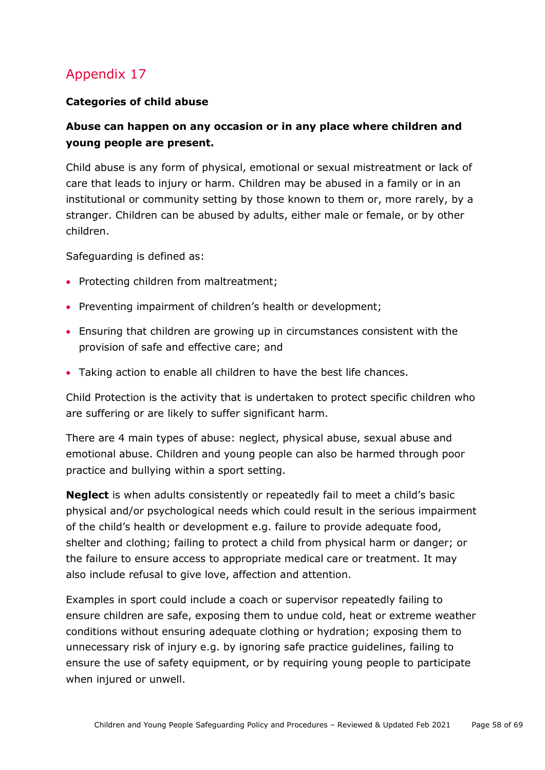# Appendix 17

**Categories of child abuse**

**Abuse can happen on any occasion or in any place where children and young people are present.**

Child abuse is any form of physical, emotional or sexual mistreatment or lack of care that leads to injury or harm. Children may be abused in a family or in an institutional or community setting by those known to them or, more rarely, by a stranger. Children can be abused by adults, either male or female, or by other children.

Safeguarding is defined as:

- Protecting children from maltreatment;
- Preventing impairment of children's health or development;
- Ensuring that children are growing up in circumstances consistent with the provision of safe and effective care; and
- Taking action to enable all children to have the best life chances.

Child Protection is the activity that is undertaken to protect specific children who are suffering or are likely to suffer significant harm.

There are 4 main types of abuse: neglect, physical abuse, sexual abuse and emotional abuse. Children and young people can also be harmed through poor practice and bullying within a sport setting.

**Neglect** is when adults consistently or repeatedly fail to meet a child's basic physical and/or psychological needs which could result in the serious impairment of the child's health or development e.g. failure to provide adequate food, shelter and clothing; failing to protect a child from physical harm or danger; or the failure to ensure access to appropriate medical care or treatment. It may also include refusal to give love, affection and attention.

Examples in sport could include a coach or supervisor repeatedly failing to ensure children are safe, exposing them to undue cold, heat or extreme weather conditions without ensuring adequate clothing or hydration; exposing them to unnecessary risk of injury e.g. by ignoring safe practice guidelines, failing to ensure the use of safety equipment, or by requiring young people to participate when injured or unwell.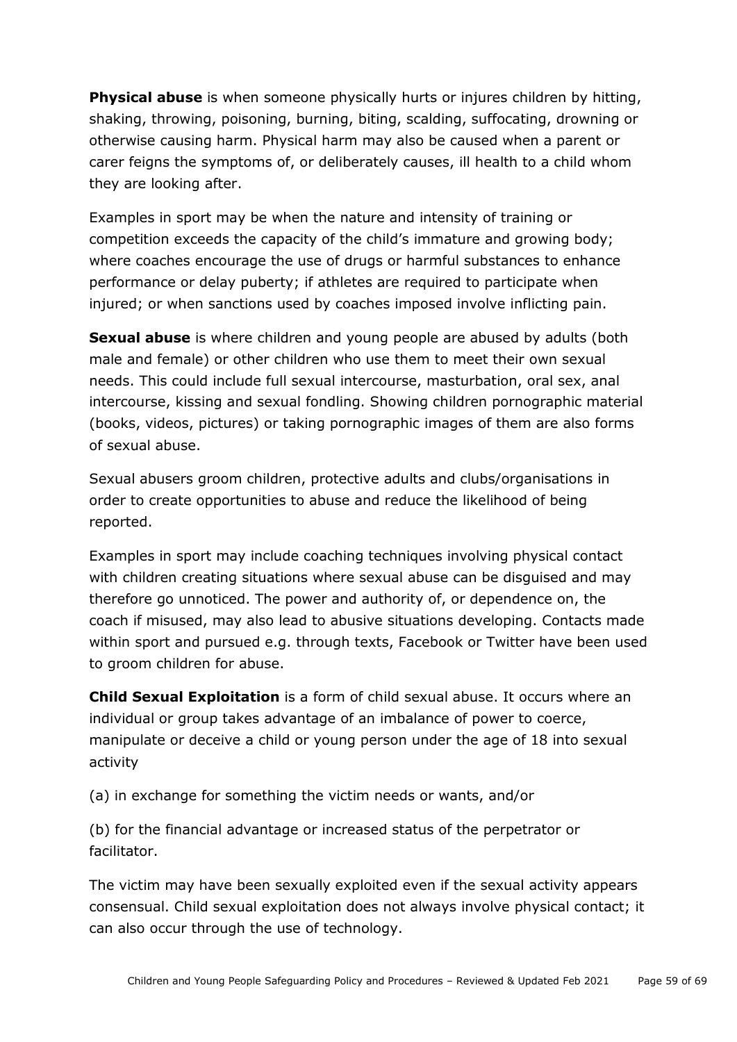**Physical abuse** is when someone physically hurts or injures children by hitting, shaking, throwing, poisoning, burning, biting, scalding, suffocating, drowning or otherwise causing harm. Physical harm may also be caused when a parent or carer feigns the symptoms of, or deliberately causes, ill health to a child whom they are looking after.

Examples in sport may be when the nature and intensity of training or competition exceeds the capacity of the child's immature and growing body; where coaches encourage the use of drugs or harmful substances to enhance performance or delay puberty; if athletes are required to participate when injured; or when sanctions used by coaches imposed involve inflicting pain.

**Sexual abuse** is where children and young people are abused by adults (both male and female) or other children who use them to meet their own sexual needs. This could include full sexual intercourse, masturbation, oral sex, anal intercourse, kissing and sexual fondling. Showing children pornographic material (books, videos, pictures) or taking pornographic images of them are also forms of sexual abuse.

Sexual abusers groom children, protective adults and clubs/organisations in order to create opportunities to abuse and reduce the likelihood of being reported.

Examples in sport may include coaching techniques involving physical contact with children creating situations where sexual abuse can be disguised and may therefore go unnoticed. The power and authority of, or dependence on, the coach if misused, may also lead to abusive situations developing. Contacts made within sport and pursued e.g. through texts, Facebook or Twitter have been used to groom children for abuse.

**Child Sexual Exploitation** is a form of child sexual abuse. It occurs where an individual or group takes advantage of an imbalance of power to coerce, manipulate or deceive a child or young person under the age of 18 into sexual activity

(a) in exchange for something the victim needs or wants, and/or

(b) for the financial advantage or increased status of the perpetrator or facilitator.

The victim may have been sexually exploited even if the sexual activity appears consensual. Child sexual exploitation does not always involve physical contact; it can also occur through the use of technology.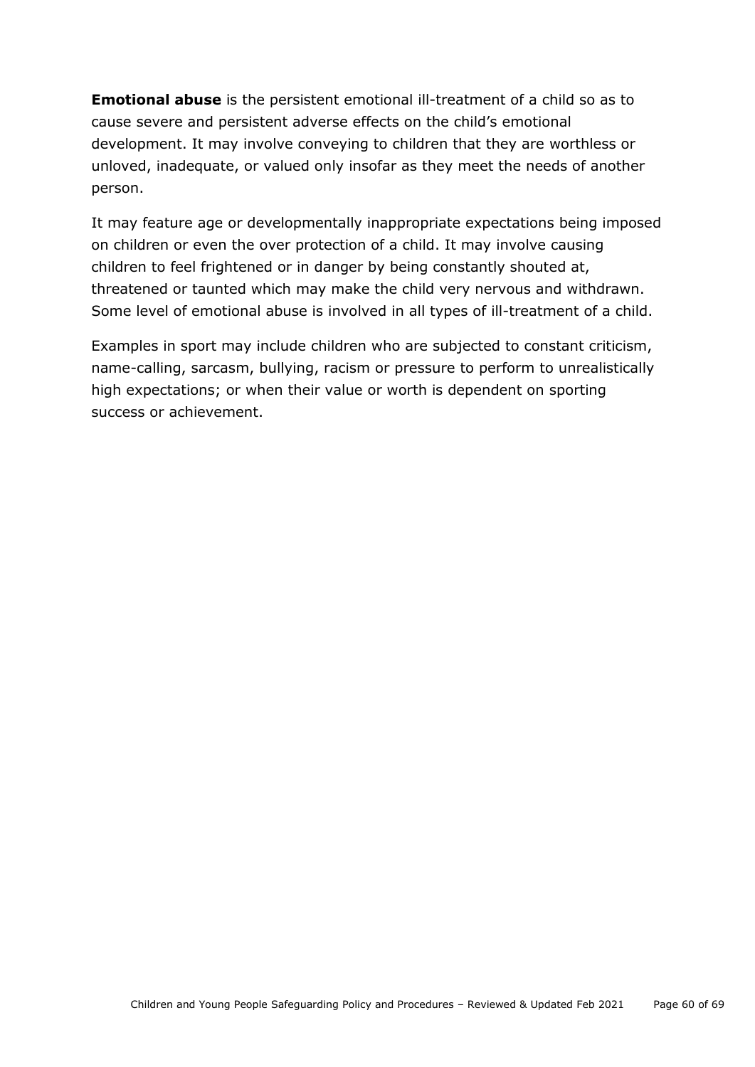**Emotional abuse** is the persistent emotional ill-treatment of a child so as to cause severe and persistent adverse effects on the child's emotional development. It may involve conveying to children that they are worthless or unloved, inadequate, or valued only insofar as they meet the needs of another person.

It may feature age or developmentally inappropriate expectations being imposed on children or even the over protection of a child. It may involve causing children to feel frightened or in danger by being constantly shouted at, threatened or taunted which may make the child very nervous and withdrawn. Some level of emotional abuse is involved in all types of ill-treatment of a child.

Examples in sport may include children who are subjected to constant criticism, name-calling, sarcasm, bullying, racism or pressure to perform to unrealistically high expectations; or when their value or worth is dependent on sporting success or achievement.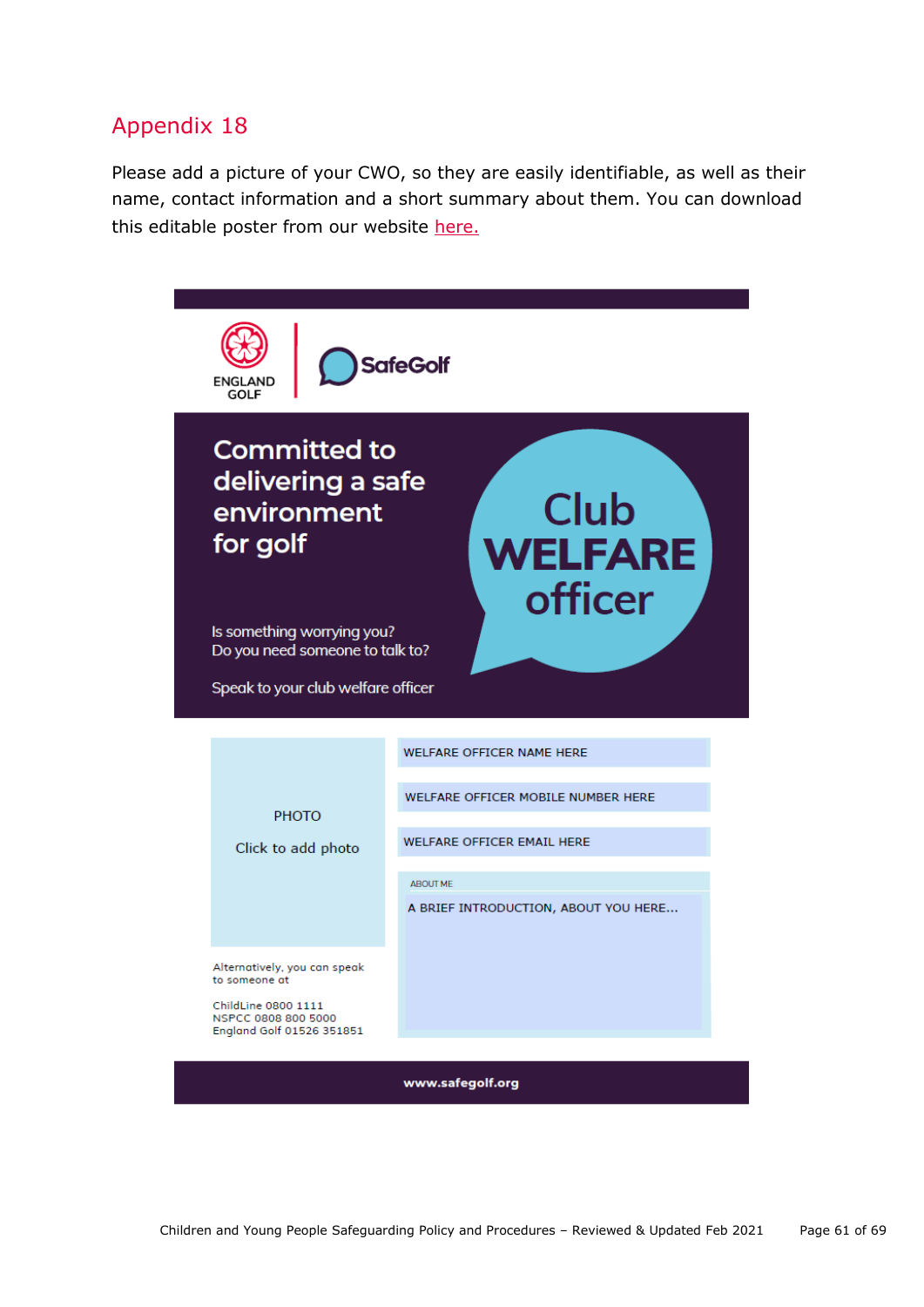## Appendix 18

Please add a picture of your CWO, so they are easily identifiable, as well as their name, contact information and a short summary about them. You can download this editable poster from our website here.

ENGLAND GOLF

SafeGolf

**Committed to delivering a safe environment for golf**

**Club WELFARE officer**

Is something worrying you?
Do you need someone to talk to?

Speak to your club welfare officer

PHOTO

Click to add photo

WELFARE OFFICER NAME HERE

WELFARE OFFICER MOBILE NUMBER HERE

WELFARE OFFICER EMAIL HERE

ABOUT ME

A BRIEF INTRODUCTION, ABOUT YOU HERE...

Alternatively, you can speak to someone at

ChildLine 0800 1111
NSPCC 0808 800 5000
England Golf 01526 351851

**www.safegolf.org**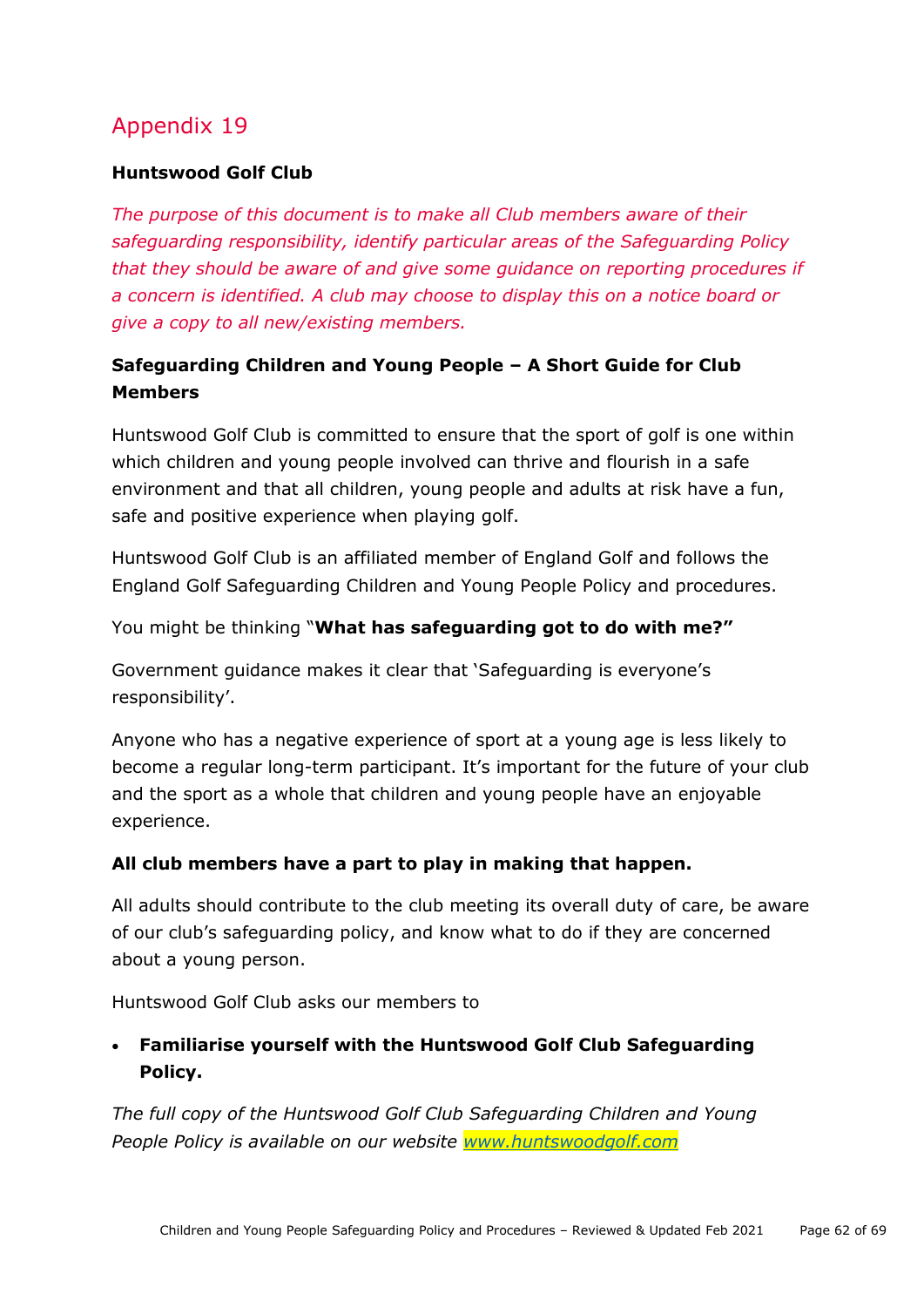# Appendix 19

**Huntswood Golf Club**

*The purpose of this document is to make all Club members aware of their safeguarding responsibility, identify particular areas of the Safeguarding Policy that they should be aware of and give some guidance on reporting procedures if a concern is identified. A club may choose to display this on a notice board or give a copy to all new/existing members.*

## Safeguarding Children and Young People – A Short Guide for Club Members

Huntswood Golf Club is committed to ensure that the sport of golf is one within which children and young people involved can thrive and flourish in a safe environment and that all children, young people and adults at risk have a fun, safe and positive experience when playing golf.

Huntswood Golf Club is an affiliated member of England Golf and follows the England Golf Safeguarding Children and Young People Policy and procedures.

You might be thinking "**What has safeguarding got to do with me?"**

Government guidance makes it clear that 'Safeguarding is everyone's responsibility'.

Anyone who has a negative experience of sport at a young age is less likely to become a regular long-term participant. It's important for the future of your club and the sport as a whole that children and young people have an enjoyable experience.

**All club members have a part to play in making that happen.**

All adults should contribute to the club meeting its overall duty of care, be aware of our club's safeguarding policy, and know what to do if they are concerned about a young person.

Huntswood Golf Club asks our members to

- **Familiarise yourself with the Huntswood Golf Club Safeguarding Policy.**

*The full copy of the Huntswood Golf Club Safeguarding Children and Young People Policy is available on our website [www.huntswoodgolf.com](http://www.huntswoodgolf.com)*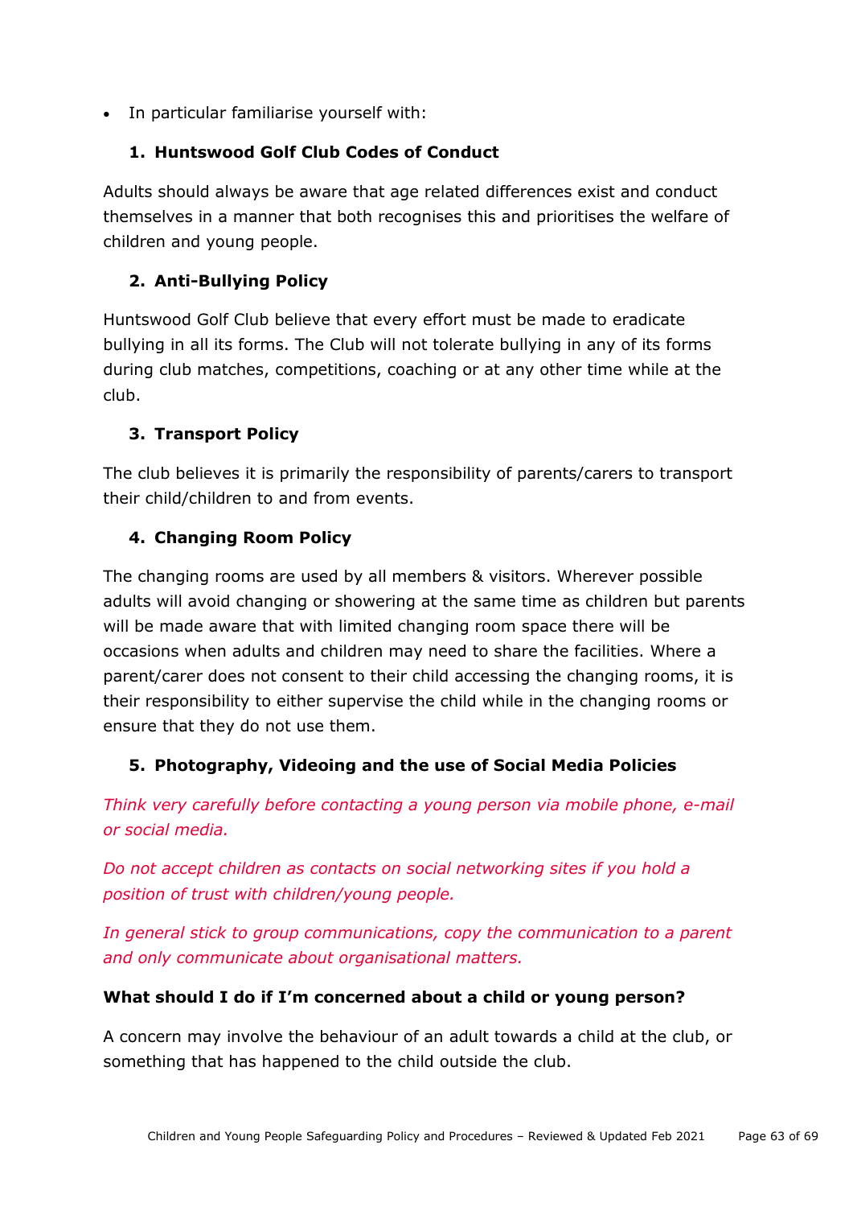- In particular familiarise yourself with:

1. **Huntswood Golf Club Codes of Conduct**

Adults should always be aware that age related differences exist and conduct themselves in a manner that both recognises this and prioritises the welfare of children and young people.

2. **Anti-Bullying Policy**

Huntswood Golf Club believe that every effort must be made to eradicate bullying in all its forms. The Club will not tolerate bullying in any of its forms during club matches, competitions, coaching or at any other time while at the club.

3. **Transport Policy**

The club believes it is primarily the responsibility of parents/carers to transport their child/children to and from events.

4. **Changing Room Policy**

The changing rooms are used by all members & visitors. Wherever possible adults will avoid changing or showering at the same time as children but parents will be made aware that with limited changing room space there will be occasions when adults and children may need to share the facilities. Where a parent/carer does not consent to their child accessing the changing rooms, it is their responsibility to either supervise the child while in the changing rooms or ensure that they do not use them.

5. **Photography, Videoing and the use of Social Media Policies**

*Think very carefully before contacting a young person via mobile phone, e-mail or social media.*

*Do not accept children as contacts on social networking sites if you hold a position of trust with children/young people.*

*In general stick to group communications, copy the communication to a parent and only communicate about organisational matters.*

**What should I do if I'm concerned about a child or young person?**

A concern may involve the behaviour of an adult towards a child at the club, or something that has happened to the child outside the club.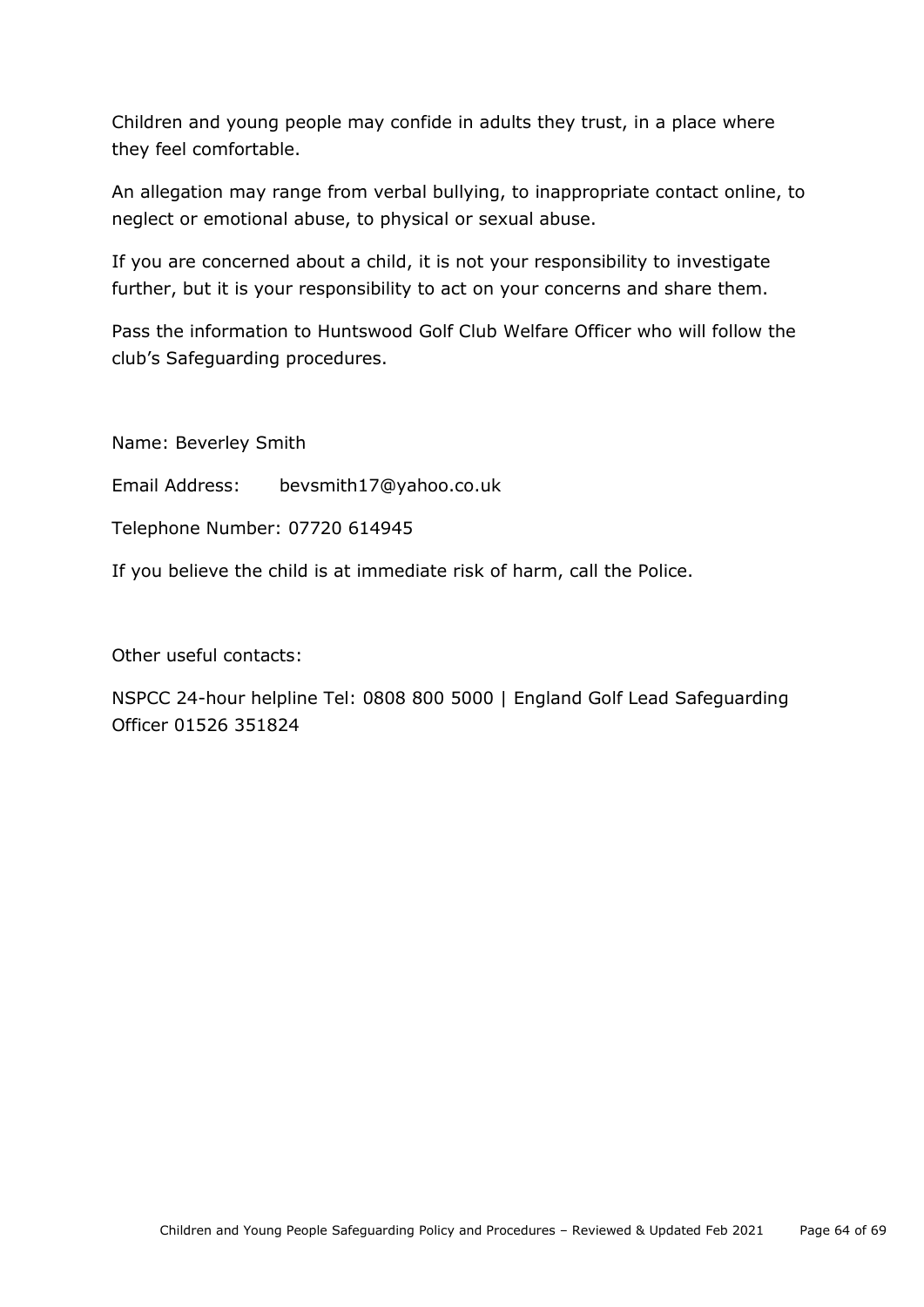Children and young people may confide in adults they trust, in a place where they feel comfortable.

An allegation may range from verbal bullying, to inappropriate contact online, to neglect or emotional abuse, to physical or sexual abuse.

If you are concerned about a child, it is not your responsibility to investigate further, but it is your responsibility to act on your concerns and share them.

Pass the information to Huntswood Golf Club Welfare Officer who will follow the club's Safeguarding procedures.

Name: Beverley Smith

Email Address: bevsmith17@yahoo.co.uk

Telephone Number: 07720 614945

If you believe the child is at immediate risk of harm, call the Police.

Other useful contacts:

NSPCC 24-hour helpline Tel: 0808 800 5000 | England Golf Lead Safeguarding Officer 01526 351824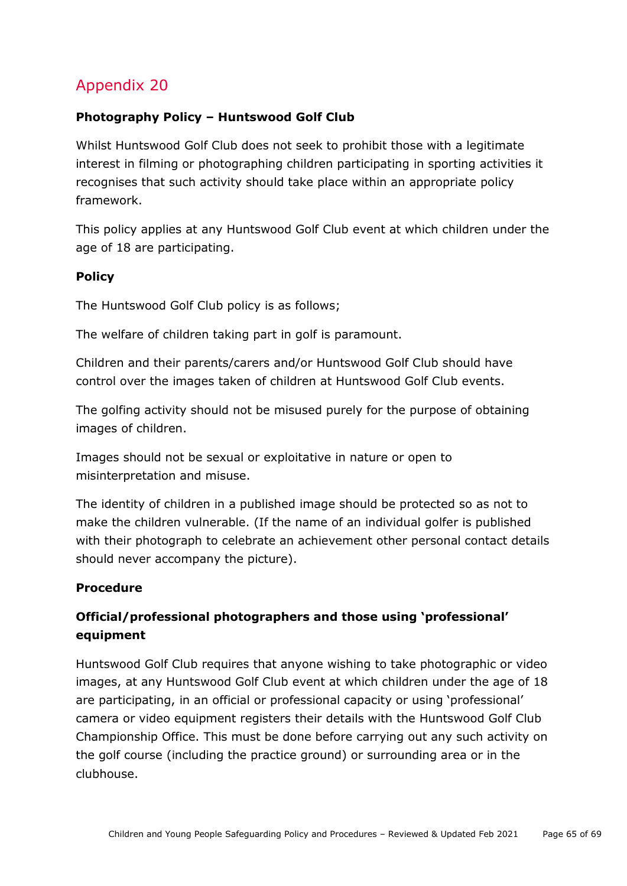## Appendix 20

**Photography Policy – Huntswood Golf Club**

Whilst Huntswood Golf Club does not seek to prohibit those with a legitimate interest in filming or photographing children participating in sporting activities it recognises that such activity should take place within an appropriate policy framework.

This policy applies at any Huntswood Golf Club event at which children under the age of 18 are participating.

**Policy**

The Huntswood Golf Club policy is as follows;

The welfare of children taking part in golf is paramount.

Children and their parents/carers and/or Huntswood Golf Club should have control over the images taken of children at Huntswood Golf Club events.

The golfing activity should not be misused purely for the purpose of obtaining images of children.

Images should not be sexual or exploitative in nature or open to misinterpretation and misuse.

The identity of children in a published image should be protected so as not to make the children vulnerable. (If the name of an individual golfer is published with their photograph to celebrate an achievement other personal contact details should never accompany the picture).

**Procedure**

**Official/professional photographers and those using 'professional' equipment**

Huntswood Golf Club requires that anyone wishing to take photographic or video images, at any Huntswood Golf Club event at which children under the age of 18 are participating, in an official or professional capacity or using 'professional' camera or video equipment registers their details with the Huntswood Golf Club Championship Office. This must be done before carrying out any such activity on the golf course (including the practice ground) or surrounding area or in the clubhouse.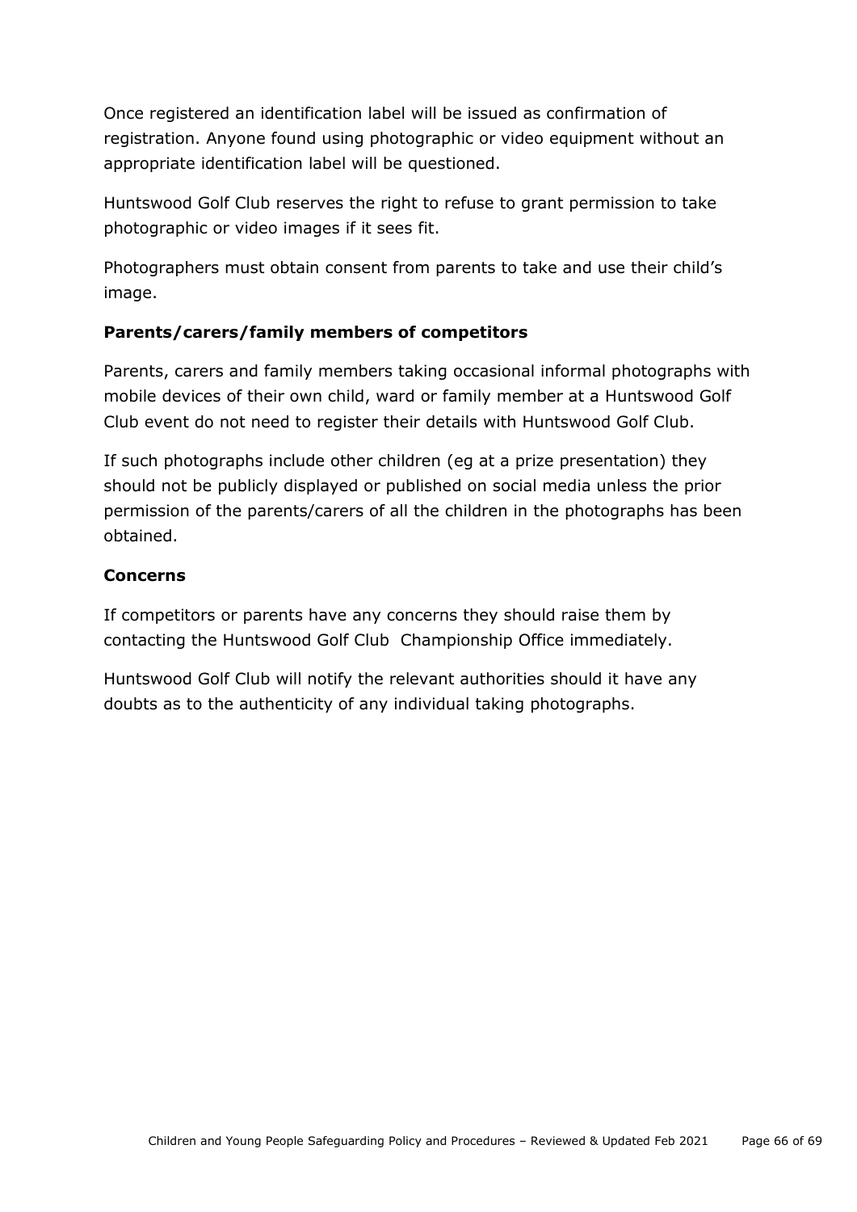Once registered an identification label will be issued as confirmation of registration. Anyone found using photographic or video equipment without an appropriate identification label will be questioned.

Huntswood Golf Club reserves the right to refuse to grant permission to take photographic or video images if it sees fit.

Photographers must obtain consent from parents to take and use their child's image.

**Parents/carers/family members of competitors**

Parents, carers and family members taking occasional informal photographs with mobile devices of their own child, ward or family member at a Huntswood Golf Club event do not need to register their details with Huntswood Golf Club.

If such photographs include other children (eg at a prize presentation) they should not be publicly displayed or published on social media unless the prior permission of the parents/carers of all the children in the photographs has been obtained.

**Concerns**

If competitors or parents have any concerns they should raise them by contacting the Huntswood Golf Club Championship Office immediately.

Huntswood Golf Club will notify the relevant authorities should it have any doubts as to the authenticity of any individual taking photographs.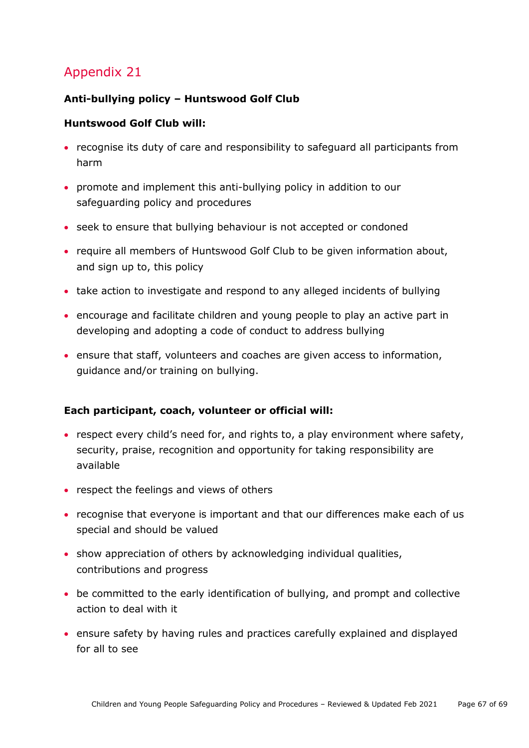## Appendix 21

**Anti-bullying policy – Huntswood Golf Club**

**Huntswood Golf Club will:**

- recognise its duty of care and responsibility to safeguard all participants from harm
- promote and implement this anti-bullying policy in addition to our safeguarding policy and procedures
- seek to ensure that bullying behaviour is not accepted or condoned
- require all members of Huntswood Golf Club to be given information about, and sign up to, this policy
- take action to investigate and respond to any alleged incidents of bullying
- encourage and facilitate children and young people to play an active part in developing and adopting a code of conduct to address bullying
- ensure that staff, volunteers and coaches are given access to information, guidance and/or training on bullying.

**Each participant, coach, volunteer or official will:**

- respect every child's need for, and rights to, a play environment where safety, security, praise, recognition and opportunity for taking responsibility are available
- respect the feelings and views of others
- recognise that everyone is important and that our differences make each of us special and should be valued
- show appreciation of others by acknowledging individual qualities, contributions and progress
- be committed to the early identification of bullying, and prompt and collective action to deal with it
- ensure safety by having rules and practices carefully explained and displayed for all to see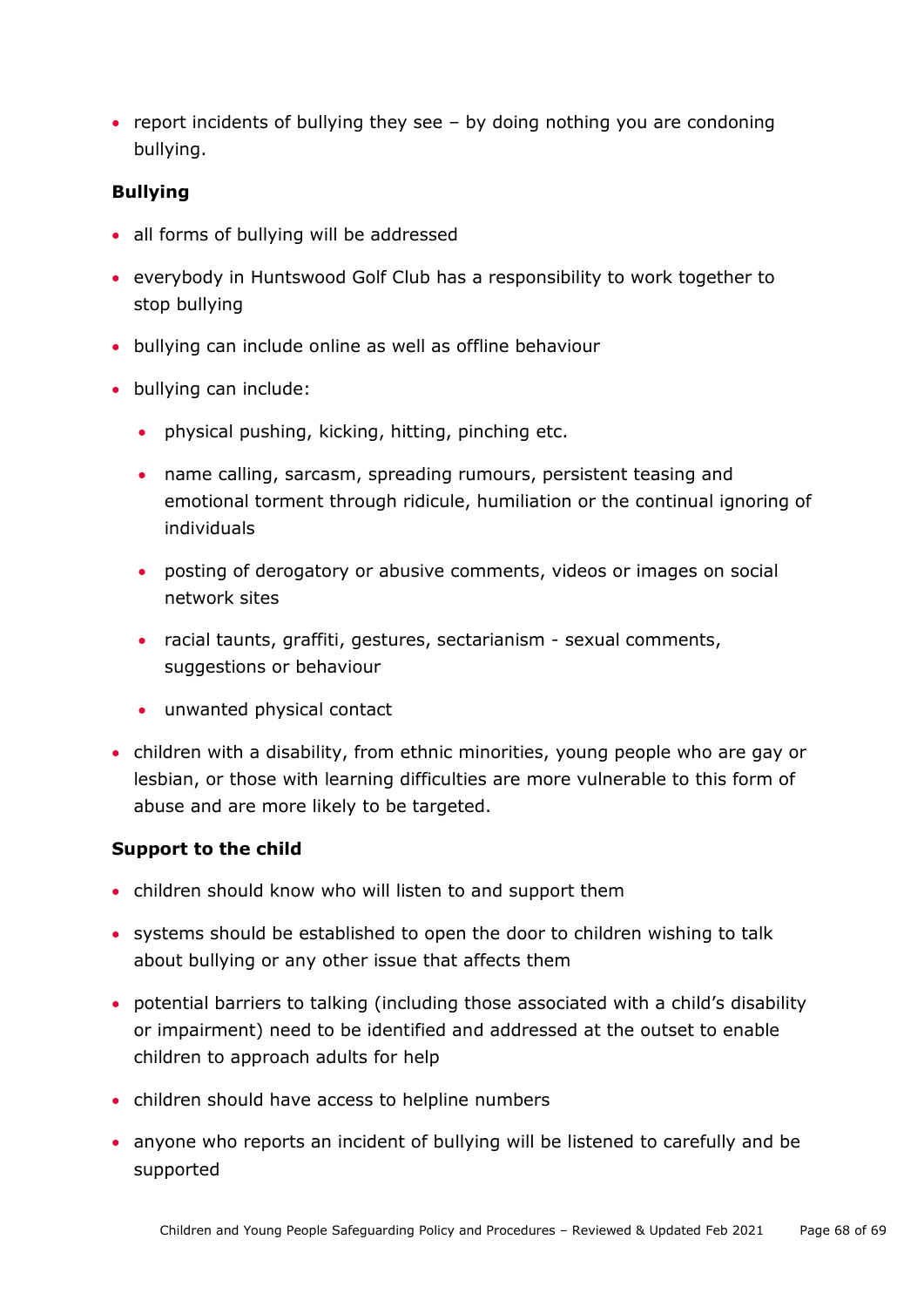- report incidents of bullying they see – by doing nothing you are condoning bullying.

**Bullying**

- all forms of bullying will be addressed
- everybody in Huntswood Golf Club has a responsibility to work together to stop bullying
- bullying can include online as well as offline behaviour
- bullying can include:
  - physical pushing, kicking, hitting, pinching etc.
  - name calling, sarcasm, spreading rumours, persistent teasing and emotional torment through ridicule, humiliation or the continual ignoring of individuals
  - posting of derogatory or abusive comments, videos or images on social network sites
  - racial taunts, graffiti, gestures, sectarianism - sexual comments, suggestions or behaviour
  - unwanted physical contact
- children with a disability, from ethnic minorities, young people who are gay or lesbian, or those with learning difficulties are more vulnerable to this form of abuse and are more likely to be targeted.

**Support to the child**

- children should know who will listen to and support them
- systems should be established to open the door to children wishing to talk about bullying or any other issue that affects them
- potential barriers to talking (including those associated with a child's disability or impairment) need to be identified and addressed at the outset to enable children to approach adults for help
- children should have access to helpline numbers
- anyone who reports an incident of bullying will be listened to carefully and be supported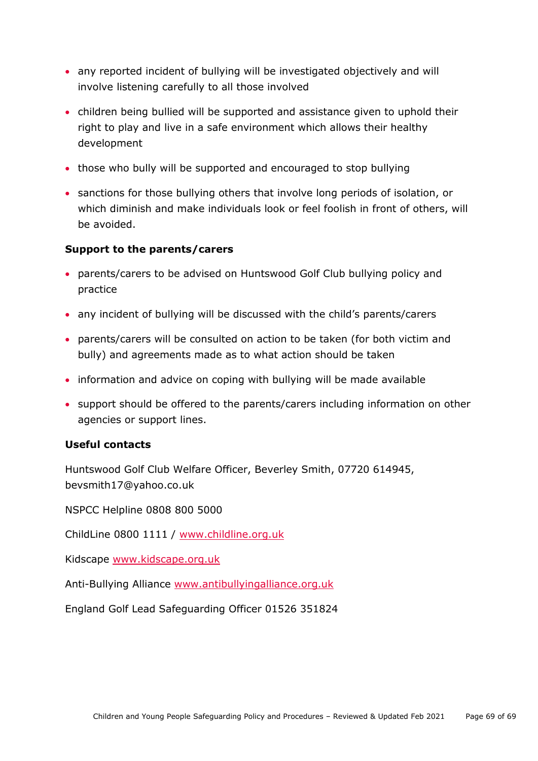- any reported incident of bullying will be investigated objectively and will involve listening carefully to all those involved
- children being bullied will be supported and assistance given to uphold their right to play and live in a safe environment which allows their healthy development
- those who bully will be supported and encouraged to stop bullying
- sanctions for those bullying others that involve long periods of isolation, or which diminish and make individuals look or feel foolish in front of others, will be avoided.

**Support to the parents/carers**

- parents/carers to be advised on Huntswood Golf Club bullying policy and practice
- any incident of bullying will be discussed with the child's parents/carers
- parents/carers will be consulted on action to be taken (for both victim and bully) and agreements made as to what action should be taken
- information and advice on coping with bullying will be made available
- support should be offered to the parents/carers including information on other agencies or support lines.

**Useful contacts**

Huntswood Golf Club Welfare Officer, Beverley Smith, 07720 614945, bevsmith17@yahoo.co.uk

NSPCC Helpline 0808 800 5000

ChildLine 0800 1111 / [www.childline.org.uk](http://www.childline.org.uk)

Kidscape [www.kidscape.org.uk](http://www.kidscape.org.uk)

Anti-Bullying Alliance [www.antibullyingalliance.org.uk](http://www.antibullyingalliance.org.uk)

England Golf Lead Safeguarding Officer 01526 351824